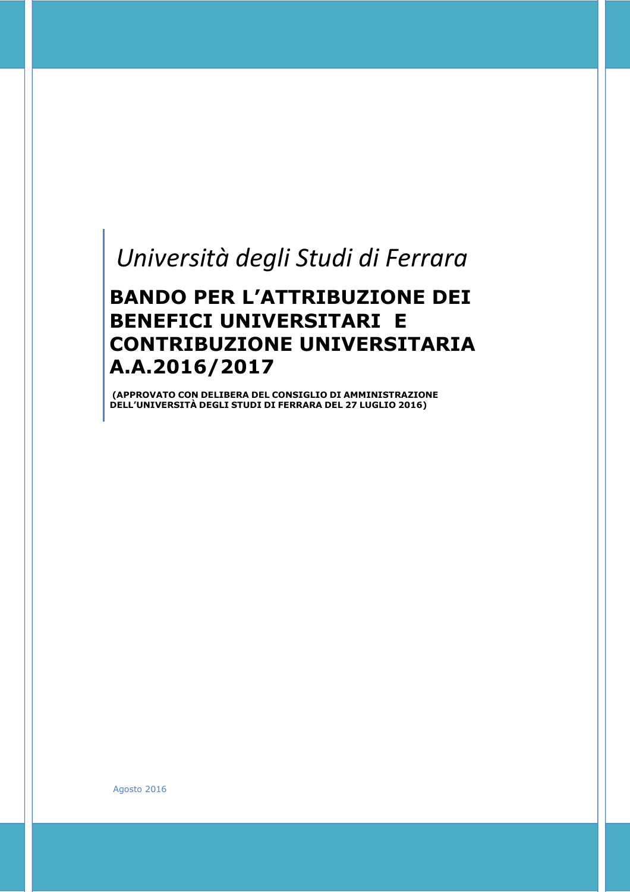*Università degli Studi di Ferrara*

# BANDO PER L'ATTRIBUZIONE DEI BENEFICI UNIVERSITARI E CONTRIBUZIONE UNIVERSITARIA A.A.2016/2017

**(APPROVATO CON DELIBERA DEL CONSIGLIO DI AMMINISTRAZIONE DELL'UNIVERSITÀ DEGLI STUDI DI FERRARA DEL 27 LUGLIO 2016)**

Agosto 2016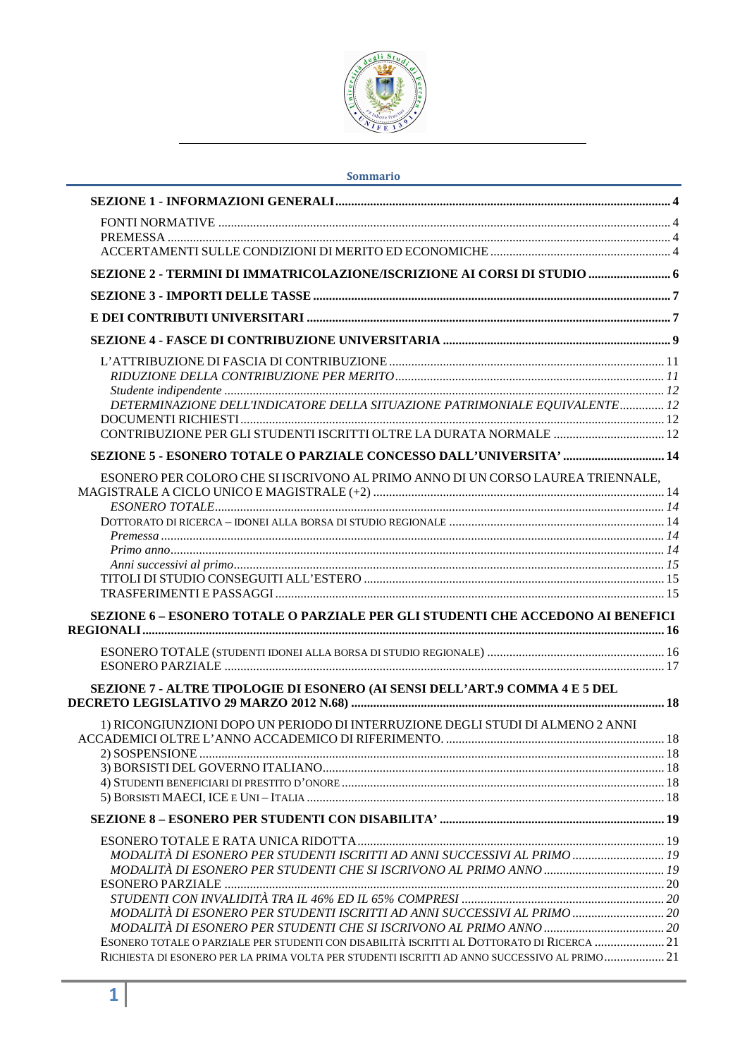**Sommario**

**SEZIONE 1 - INFORMAZIONI GENERALI** ... 4

- FONTI NORMATIVE ... 4
- PREMESSA ... 4
- ACCERTAMENTI SULLE CONDIZIONI DI MERITO ED ECONOMICHE ... 4

**SEZIONE 2 - TERMINI DI IMMATRICOLAZIONE/ISCRIZIONE AI CORSI DI STUDIO** ... 6

**SEZIONE 3 - IMPORTI DELLE TASSE** ... 7

**E DEI CONTRIBUTI UNIVERSITARI** ... 7

**SEZIONE 4 - FASCE DI CONTRIBUZIONE UNIVERSITARIA** ... 9

- L'ATTRIBUZIONE DI FASCIA DI CONTRIBUZIONE ... 11
  - *RIDUZIONE DELLA CONTRIBUZIONE PER MERITO* ... 11
  - *Studente indipendente* ... 12
  - *DETERMINAZIONE DELL'INDICATORE DELLA SITUAZIONE PATRIMONIALE EQUIVALENTE* ... 12
- DOCUMENTI RICHIESTI ... 12
- CONTRIBUZIONE PER GLI STUDENTI ISCRITTI OLTRE LA DURATA NORMALE ... 12

**SEZIONE 5 - ESONERO TOTALE O PARZIALE CONCESSO DALL'UNIVERSITA'** ... 14

- ESONERO PER COLORO CHE SI ISCRIVONO AL PRIMO ANNO DI UN CORSO LAUREA TRIENNALE, MAGISTRALE A CICLO UNICO E MAGISTRALE (+2) ... 14
  - *ESONERO TOTALE* ... 14
- DOTTORATO DI RICERCA – IDONEI ALLA BORSA DI STUDIO REGIONALE ... 14
  - *Premessa* ... 14
  - *Primo anno* ... 14
  - *Anni successivi al primo* ... 15
- TITOLI DI STUDIO CONSEGUITI ALL'ESTERO ... 15
- TRASFERIMENTI E PASSAGGI ... 15

**SEZIONE 6 – ESONERO TOTALE O PARZIALE PER GLI STUDENTI CHE ACCEDONO AI BENEFICI REGIONALI** ... 16

- ESONERO TOTALE (STUDENTI IDONEI ALLA BORSA DI STUDIO REGIONALE) ... 16
- ESONERO PARZIALE ... 17

**SEZIONE 7 - ALTRE TIPOLOGIE DI ESONERO (AI SENSI DELL'ART.9 COMMA 4 E 5 DEL DECRETO LEGISLATIVO 29 MARZO 2012 N.68)** ... 18

- 1) RICONGIUNZIONI DOPO UN PERIODO DI INTERRUZIONE DEGLI STUDI DI ALMENO 2 ANNI ACCADEMICI OLTRE L'ANNO ACCADEMICO DI RIFERIMENTO. ... 18
- 2) SOSPENSIONE ... 18
- 3) BORSISTI DEL GOVERNO ITALIANO ... 18
- 4) STUDENTI BENEFICIARI DI PRESTITO D'ONORE ... 18
- 5) BORSISTI MAECI, ICE E UNI – ITALIA ... 18

**SEZIONE 8 – ESONERO PER STUDENTI CON DISABILITA'** ... 19

- ESONERO TOTALE E RATA UNICA RIDOTTA ... 19
  - *MODALITÀ DI ESONERO PER STUDENTI ISCRITTI AD ANNI SUCCESSIVI AL PRIMO* ... 19
  - *MODALITÀ DI ESONERO PER STUDENTI CHE SI ISCRIVONO AL PRIMO ANNO* ... 19
- ESONERO PARZIALE ... 20
  - *STUDENTI CON INVALIDITÀ TRA IL 46% ED IL 65% COMPRESI* ... 20
  - *MODALITÀ DI ESONERO PER STUDENTI ISCRITTI AD ANNI SUCCESSIVI AL PRIMO* ... 20
  - *MODALITÀ DI ESONERO PER STUDENTI CHE SI ISCRIVONO AL PRIMO ANNO* ... 20
- ESONERO TOTALE O PARZIALE PER STUDENTI CON DISABILITÀ ISCRITTI AL DOTTORATO DI RICERCA ... 21
- RICHIESTA DI ESONERO PER LA PRIMA VOLTA PER STUDENTI ISCRITTI AD ANNO SUCCESSIVO AL PRIMO ... 21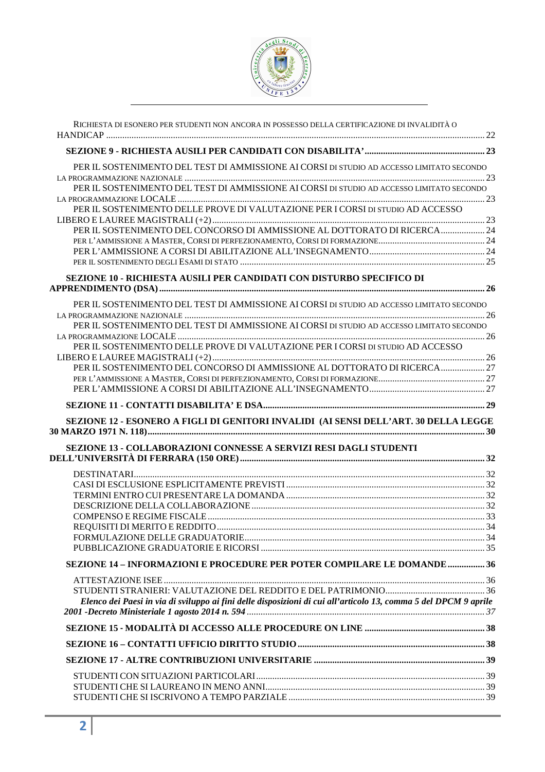RICHIESTA DI ESONERO PER STUDENTI NON ANCORA IN POSSESSO DELLA CERTIFICAZIONE DI INVALIDITÀ O HANDICAP ..... 22

**SEZIONE 9 - RICHIESTA AUSILI PER CANDIDATI CON DISABILITA' ..... 23**

PER IL SOSTENIMENTO DEL TEST DI AMMISSIONE AI CORSI DI STUDIO AD ACCESSO LIMITATO SECONDO LA PROGRAMMAZIONE NAZIONALE ..... 23
PER IL SOSTENIMENTO DEL TEST DI AMMISSIONE AI CORSI DI STUDIO AD ACCESSO LIMITATO SECONDO LA PROGRAMMAZIONE LOCALE ..... 23
PER IL SOSTENIMENTO DELLE PROVE DI VALUTAZIONE PER I CORSI DI STUDIO AD ACCESSO LIBERO E LAUREE MAGISTRALI (+2) ..... 23
PER IL SOSTENIMENTO DEL CONCORSO DI AMMISSIONE AL DOTTORATO DI RICERCA ..... 24
PER L'AMMISSIONE A MASTER, CORSI DI PERFEZIONAMENTO, CORSI DI FORMAZIONE ..... 24
PER L'AMMISSIONE A CORSI DI ABILITAZIONE ALL'INSEGNAMENTO ..... 24
PER IL SOSTENIMENTO DEGLI ESAMI DI STATO ..... 25

**SEZIONE 10 - RICHIESTA AUSILI PER CANDIDATI CON DISTURBO SPECIFICO DI APPRENDIMENTO (DSA) ..... 26**

PER IL SOSTENIMENTO DEL TEST DI AMMISSIONE AI CORSI DI STUDIO AD ACCESSO LIMITATO SECONDO LA PROGRAMMAZIONE NAZIONALE ..... 26
PER IL SOSTENIMENTO DEL TEST DI AMMISSIONE AI CORSI DI STUDIO AD ACCESSO LIMITATO SECONDO LA PROGRAMMAZIONE LOCALE ..... 26
PER IL SOSTENIMENTO DELLE PROVE DI VALUTAZIONE PER I CORSI DI STUDIO AD ACCESSO LIBERO E LAUREE MAGISTRALI (+2) ..... 26
PER IL SOSTENIMENTO DEL CONCORSO DI AMMISSIONE AL DOTTORATO DI RICERCA ..... 27
PER L'AMMISSIONE A MASTER, CORSI DI PERFEZIONAMENTO, CORSI DI FORMAZIONE ..... 27
PER L'AMMISSIONE A CORSI DI ABILITAZIONE ALL'INSEGNAMENTO ..... 27

**SEZIONE 11 - CONTATTI DISABILITA' E DSA ..... 29**

**SEZIONE 12 - ESONERO A FIGLI DI GENITORI INVALIDI (AI SENSI DELL'ART. 30 DELLA LEGGE 30 MARZO 1971 N. 118) ..... 30**

**SEZIONE 13 - COLLABORAZIONI CONNESSE A SERVIZI RESI DAGLI STUDENTI DELL'UNIVERSITÀ DI FERRARA (150 ORE) ..... 32**

DESTINATARI ..... 32
CASI DI ESCLUSIONE ESPLICITAMENTE PREVISTI ..... 32
TERMINI ENTRO CUI PRESENTARE LA DOMANDA ..... 32
DESCRIZIONE DELLA COLLABORAZIONE ..... 32
COMPENSO E REGIME FISCALE ..... 33
REQUISITI DI MERITO E REDDITO ..... 34
FORMULAZIONE DELLE GRADUATORIE ..... 34
PUBBLICAZIONE GRADUATORIE E RICORSI ..... 35

**SEZIONE 14 – INFORMAZIONI E PROCEDURE PER POTER COMPILARE LE DOMANDE ..... 36**

ATTESTAZIONE ISEE ..... 36
STUDENTI STRANIERI: VALUTAZIONE DEL REDDITO E DEL PATRIMONIO ..... 36
***Elenco dei Paesi in via di sviluppo ai fini delle disposizioni di cui all'articolo 13, comma 5 del DPCM 9 aprile 2001 -Decreto Ministeriale 1 agosto 2014 n. 594 ..... 37***

**SEZIONE 15 - MODALITÀ DI ACCESSO ALLE PROCEDURE ON LINE ..... 38**

**SEZIONE 16 – CONTATTI UFFICIO DIRITTO STUDIO ..... 38**

**SEZIONE 17 - ALTRE CONTRIBUZIONI UNIVERSITARIE ..... 39**

STUDENTI CON SITUAZIONI PARTICOLARI ..... 39
STUDENTI CHE SI LAUREANO IN MENO ANNI ..... 39
STUDENTI CHE SI ISCRIVONO A TEMPO PARZIALE ..... 39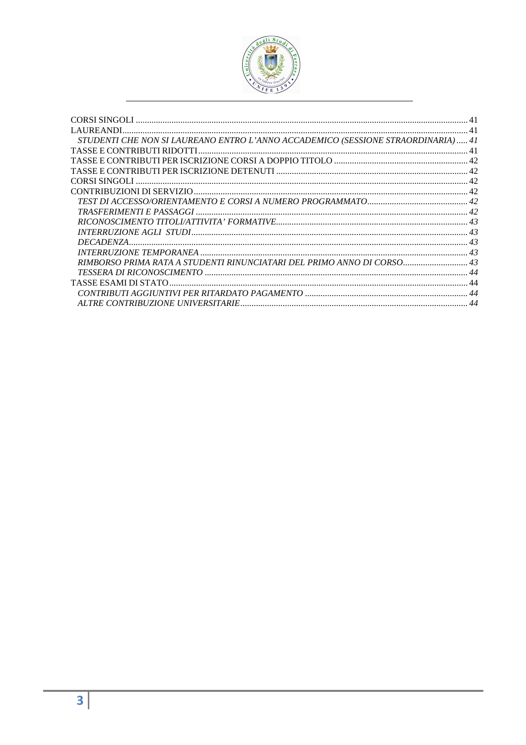CORSI SINGOLI ........ 41
LAUREANDI........ 41
*STUDENTI CHE NON SI LAUREANO ENTRO L'ANNO ACCADEMICO (SESSIONE STRAORDINARIA) ..... 41*
TASSE E CONTRIBUTI RIDOTTI........ 41
TASSE E CONTRIBUTI PER ISCRIZIONE CORSI A DOPPIO TITOLO ........ 42
TASSE E CONTRIBUTI PER ISCRIZIONE DETENUTI ........ 42
CORSI SINGOLI ........ 42
CONTRIBUZIONI DI SERVIZIO........ 42
*TEST DI ACCESSO/ORIENTAMENTO E CORSI A NUMERO PROGRAMMATO........ 42*
*TRASFERIMENTI E PASSAGGI ........ 42*
*RICONOSCIMENTO TITOLI/ATTIVITA' FORMATIVE........ 43*
*INTERRUZIONE AGLI STUDI........ 43*
*DECADENZA........ 43*
*INTERRUZIONE TEMPORANEA ........ 43*
*RIMBORSO PRIMA RATA A STUDENTI RINUNCIATARI DEL PRIMO ANNO DI CORSO........ 43*
*TESSERA DI RICONOSCIMENTO ........ 44*
TASSE ESAMI DI STATO........ 44
*CONTRIBUTI AGGIUNTIVI PER RITARDATO PAGAMENTO ........ 44*
*ALTRE CONTRIBUZIONE UNIVERSITARIE........ 44*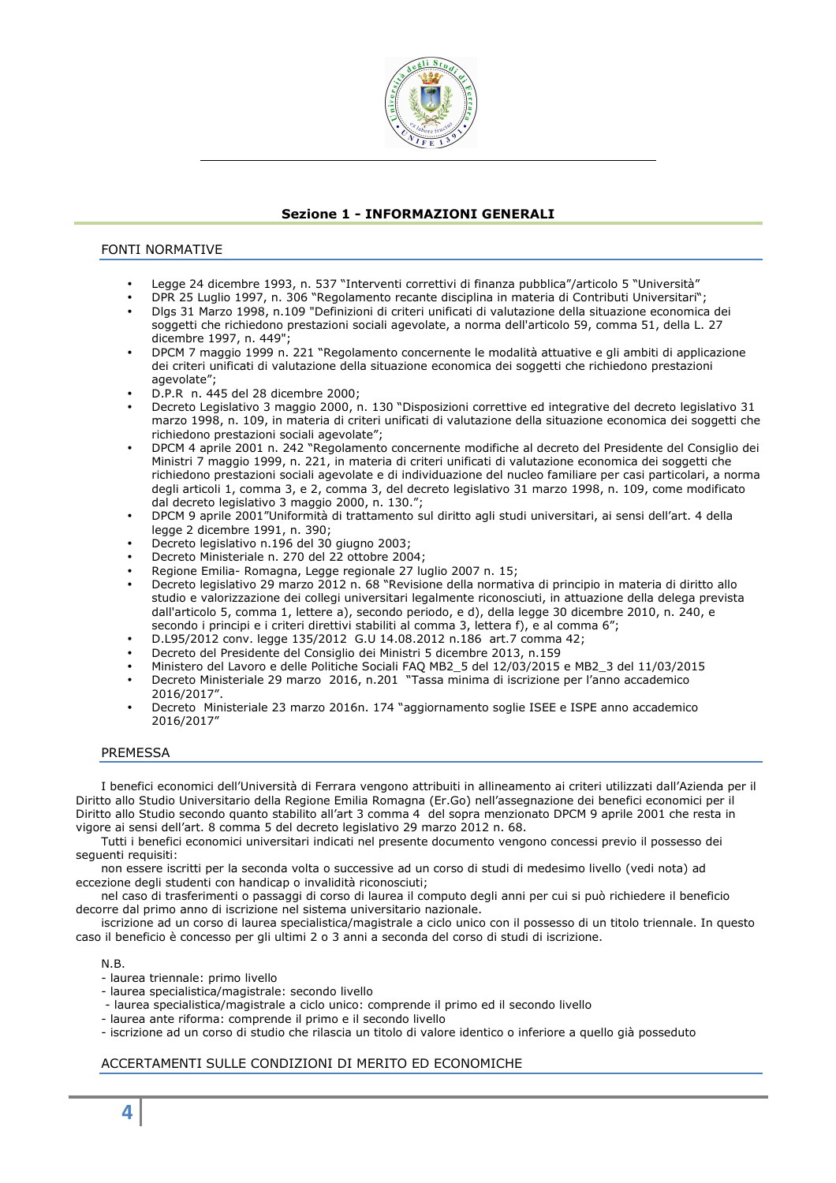## Sezione 1 - INFORMAZIONI GENERALI

### FONTI NORMATIVE

- Legge 24 dicembre 1993, n. 537 "Interventi correttivi di finanza pubblica"/articolo 5 "Università"
- DPR 25 Luglio 1997, n. 306 "Regolamento recante disciplina in materia di Contributi Universitari";
- Dlgs 31 Marzo 1998, n.109 "Definizioni di criteri unificati di valutazione della situazione economica dei soggetti che richiedono prestazioni sociali agevolate, a norma dell'articolo 59, comma 51, della L. 27 dicembre 1997, n. 449";
- DPCM 7 maggio 1999 n. 221 "Regolamento concernente le modalità attuative e gli ambiti di applicazione dei criteri unificati di valutazione della situazione economica dei soggetti che richiedono prestazioni agevolate";
- D.P.R n. 445 del 28 dicembre 2000;
- Decreto Legislativo 3 maggio 2000, n. 130 "Disposizioni correttive ed integrative del decreto legislativo 31 marzo 1998, n. 109, in materia di criteri unificati di valutazione della situazione economica dei soggetti che richiedono prestazioni sociali agevolate";
- DPCM 4 aprile 2001 n. 242 "Regolamento concernente modifiche al decreto del Presidente del Consiglio dei Ministri 7 maggio 1999, n. 221, in materia di criteri unificati di valutazione economica dei soggetti che richiedono prestazioni sociali agevolate e di individuazione del nucleo familiare per casi particolari, a norma degli articoli 1, comma 3, e 2, comma 3, del decreto legislativo 31 marzo 1998, n. 109, come modificato dal decreto legislativo 3 maggio 2000, n. 130.";
- DPCM 9 aprile 2001"Uniformità di trattamento sul diritto agli studi universitari, ai sensi dell'art. 4 della legge 2 dicembre 1991, n. 390;
- Decreto legislativo n.196 del 30 giugno 2003;
- Decreto Ministeriale n. 270 del 22 ottobre 2004;
- Regione Emilia- Romagna, Legge regionale 27 luglio 2007 n. 15;
- Decreto legislativo 29 marzo 2012 n. 68 "Revisione della normativa di principio in materia di diritto allo studio e valorizzazione dei collegi universitari legalmente riconosciuti, in attuazione della delega prevista dall'articolo 5, comma 1, lettere a), secondo periodo, e d), della legge 30 dicembre 2010, n. 240, e secondo i principi e i criteri direttivi stabiliti al comma 3, lettera f), e al comma 6";
- D.L95/2012 conv. legge 135/2012 G.U 14.08.2012 n.186 art.7 comma 42;
- Decreto del Presidente del Consiglio dei Ministri 5 dicembre 2013, n.159
- Ministero del Lavoro e delle Politiche Sociali FAQ MB2_5 del 12/03/2015 e MB2_3 del 11/03/2015
- Decreto Ministeriale 29 marzo 2016, n.201 "Tassa minima di iscrizione per l'anno accademico 2016/2017".
- Decreto Ministeriale 23 marzo 2016n. 174 "aggiornamento soglie ISEE e ISPE anno accademico 2016/2017"

### PREMESSA

I benefici economici dell'Università di Ferrara vengono attribuiti in allineamento ai criteri utilizzati dall'Azienda per il Diritto allo Studio Universitario della Regione Emilia Romagna (Er.Go) nell'assegnazione dei benefici economici per il Diritto allo Studio secondo quanto stabilito all'art 3 comma 4 del sopra menzionato DPCM 9 aprile 2001 che resta in vigore ai sensi dell'art. 8 comma 5 del decreto legislativo 29 marzo 2012 n. 68.

Tutti i benefici economici universitari indicati nel presente documento vengono concessi previo il possesso dei seguenti requisiti:

non essere iscritti per la seconda volta o successive ad un corso di studi di medesimo livello (vedi nota) ad eccezione degli studenti con handicap o invalidità riconosciuti;

nel caso di trasferimenti o passaggi di corso di laurea il computo degli anni per cui si può richiedere il beneficio decorre dal primo anno di iscrizione nel sistema universitario nazionale.

iscrizione ad un corso di laurea specialistica/magistrale a ciclo unico con il possesso di un titolo triennale. In questo caso il beneficio è concesso per gli ultimi 2 o 3 anni a seconda del corso di studi di iscrizione.

N.B.

- laurea triennale: primo livello
- laurea specialistica/magistrale: secondo livello
- laurea specialistica/magistrale a ciclo unico: comprende il primo ed il secondo livello
- laurea ante riforma: comprende il primo e il secondo livello
- iscrizione ad un corso di studio che rilascia un titolo di valore identico o inferiore a quello già posseduto

### ACCERTAMENTI SULLE CONDIZIONI DI MERITO ED ECONOMICHE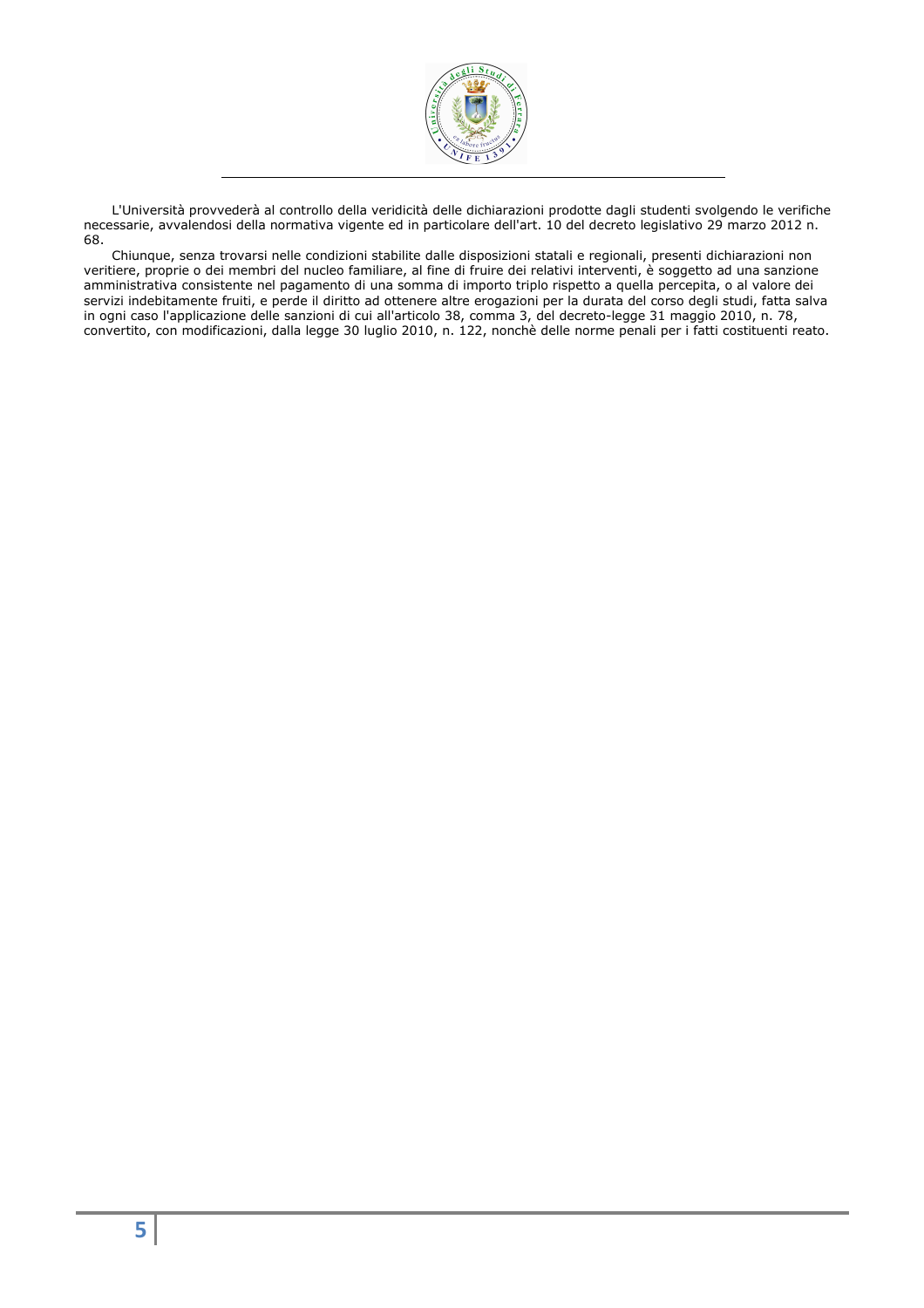L'Università provvederà al controllo della veridicità delle dichiarazioni prodotte dagli studenti svolgendo le verifiche necessarie, avvalendosi della normativa vigente ed in particolare dell'art. 10 del decreto legislativo 29 marzo 2012 n. 68.

Chiunque, senza trovarsi nelle condizioni stabilite dalle disposizioni statali e regionali, presenti dichiarazioni non veritiere, proprie o dei membri del nucleo familiare, al fine di fruire dei relativi interventi, è soggetto ad una sanzione amministrativa consistente nel pagamento di una somma di importo triplo rispetto a quella percepita, o al valore dei servizi indebitamente fruiti, e perde il diritto ad ottenere altre erogazioni per la durata del corso degli studi, fatta salva in ogni caso l'applicazione delle sanzioni di cui all'articolo 38, comma 3, del decreto-legge 31 maggio 2010, n. 78, convertito, con modificazioni, dalla legge 30 luglio 2010, n. 122, nonchè delle norme penali per i fatti costituenti reato.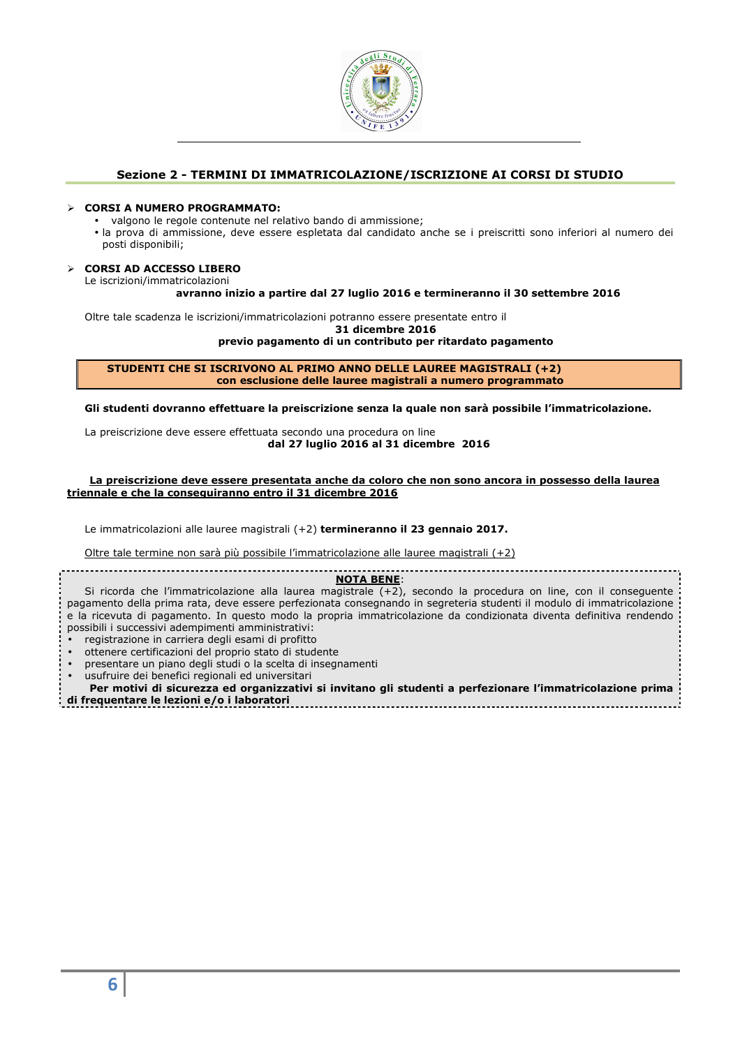## Sezione 2 - TERMINI DI IMMATRICOLAZIONE/ISCRIZIONE AI CORSI DI STUDIO

- **CORSI A NUMERO PROGRAMMATO:**
  - valgono le regole contenute nel relativo bando di ammissione;
  - la prova di ammissione, deve essere espletata dal candidato anche se i preiscritti sono inferiori al numero dei posti disponibili;

- **CORSI AD ACCESSO LIBERO**

  Le iscrizioni/immatricolazioni

  **avranno inizio a partire dal 27 luglio 2016 e termineranno il 30 settembre 2016**

  Oltre tale scadenza le iscrizioni/immatricolazioni potranno essere presentate entro il

  **31 dicembre 2016**

  **previo pagamento di un contributo per ritardato pagamento**

**STUDENTI CHE SI ISCRIVONO AL PRIMO ANNO DELLE LAUREE MAGISTRALI (+2)**
**con esclusione delle lauree magistrali a numero programmato**

**Gli studenti dovranno effettuare la preiscrizione senza la quale non sarà possibile l'immatricolazione.**

La preiscrizione deve essere effettuata secondo una procedura on line

**dal 27 luglio 2016 al 31 dicembre 2016**

<u>**La preiscrizione deve essere presentata anche da coloro che non sono ancora in possesso della laurea triennale e che la conseguiranno entro il 31 dicembre 2016**</u>

Le immatricolazioni alle lauree magistrali (+2) **termineranno il 23 gennaio 2017.**

<u>Oltre tale termine non sarà più possibile l'immatricolazione alle lauree magistrali (+2)</u>

<u>**NOTA BENE**</u>:

Si ricorda che l'immatricolazione alla laurea magistrale (+2), secondo la procedura on line, con il conseguente pagamento della prima rata, deve essere perfezionata consegnando in segreteria studenti il modulo di immatricolazione e la ricevuta di pagamento. In questo modo la propria immatricolazione da condizionata diventa definitiva rendendo possibili i successivi adempimenti amministrativi:

- registrazione in carriera degli esami di profitto
- ottenere certificazioni del proprio stato di studente
- presentare un piano degli studi o la scelta di insegnamenti
- usufruire dei benefici regionali ed universitari

**Per motivi di sicurezza ed organizzativi si invitano gli studenti a perfezionare l'immatricolazione prima di frequentare le lezioni e/o i laboratori**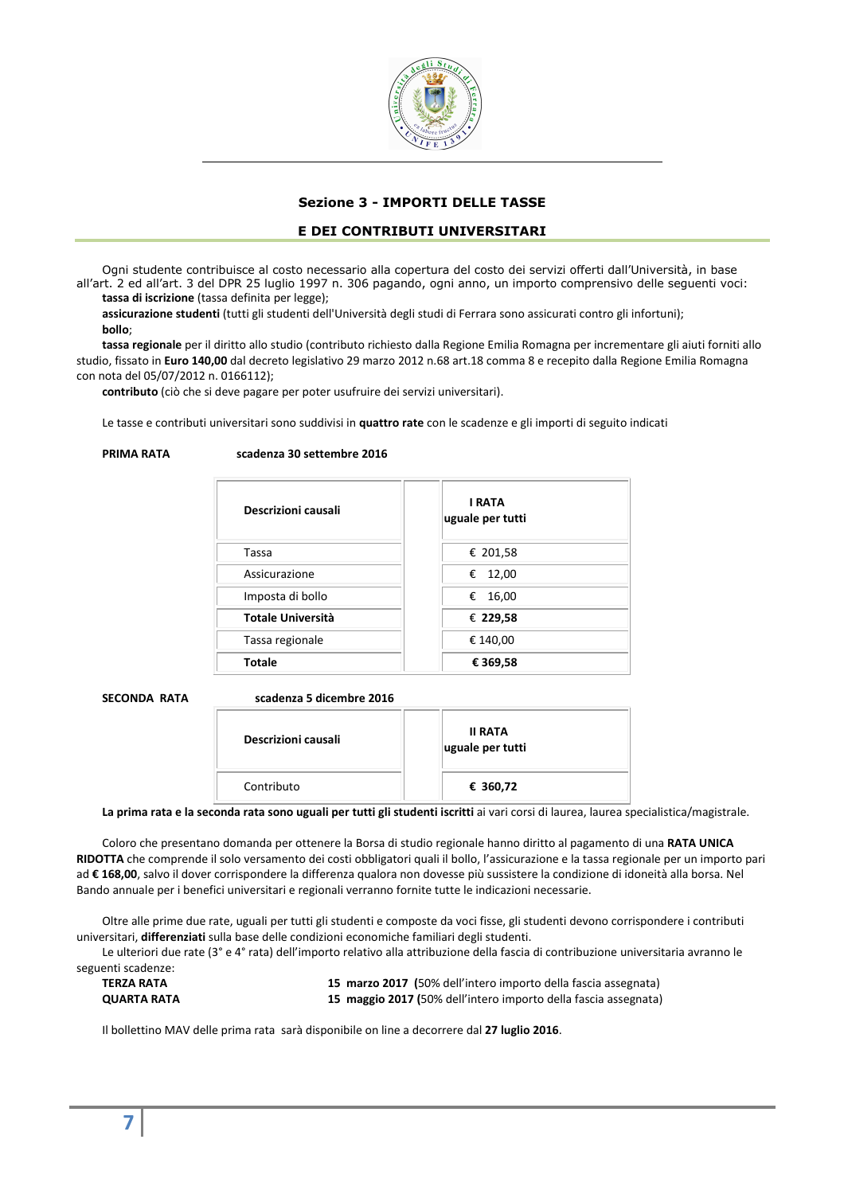## Sezione 3 - IMPORTI DELLE TASSE

## E DEI CONTRIBUTI UNIVERSITARI

Ogni studente contribuisce al costo necessario alla copertura del costo dei servizi offerti dall'Università, in base all'art. 2 ed all'art. 3 del DPR 25 luglio 1997 n. 306 pagando, ogni anno, un importo comprensivo delle seguenti voci:

**tassa di iscrizione** (tassa definita per legge);

**assicurazione studenti** (tutti gli studenti dell'Università degli studi di Ferrara sono assicurati contro gli infortuni);

**bollo**;

**tassa regionale** per il diritto allo studio (contributo richiesto dalla Regione Emilia Romagna per incrementare gli aiuti forniti allo studio, fissato in **Euro 140,00** dal decreto legislativo 29 marzo 2012 n.68 art.18 comma 8 e recepito dalla Regione Emilia Romagna con nota del 05/07/2012 n. 0166112);

**contributo** (ciò che si deve pagare per poter usufruire dei servizi universitari).

Le tasse e contributi universitari sono suddivisi in **quattro rate** con le scadenze e gli importi di seguito indicati

**PRIMA RATA** **scadenza 30 settembre 2016**

| **Descrizioni causali** | | **I RATA uguale per tutti** |
|---|---|---|
| Tassa | | € 201,58 |
| Assicurazione | | € 12,00 |
| Imposta di bollo | | € 16,00 |
| **Totale Università** | | **€ 229,58** |
| Tassa regionale | | € 140,00 |
| **Totale** | | **€ 369,58** |

**SECONDA RATA** **scadenza 5 dicembre 2016**

| **Descrizioni causali** | | **II RATA uguale per tutti** |
|---|---|---|
| Contributo | | **€ 360,72** |

**La prima rata e la seconda rata sono uguali per tutti gli studenti iscritti** ai vari corsi di laurea, laurea specialistica/magistrale.

Coloro che presentano domanda per ottenere la Borsa di studio regionale hanno diritto al pagamento di una **RATA UNICA RIDOTTA** che comprende il solo versamento dei costi obbligatori quali il bollo, l'assicurazione e la tassa regionale per un importo pari ad **€ 168,00**, salvo il dover corrispondere la differenza qualora non dovesse più sussistere la condizione di idoneità alla borsa. Nel Bando annuale per i benefici universitari e regionali verranno fornite tutte le indicazioni necessarie.

Oltre alle prime due rate, uguali per tutti gli studenti e composte da voci fisse, gli studenti devono corrispondere i contributi universitari, **differenziati** sulla base delle condizioni economiche familiari degli studenti.

Le ulteriori due rate (3° e 4° rata) dell'importo relativo alla attribuzione della fascia di contribuzione universitaria avranno le seguenti scadenze:

**TERZA RATA** **15 marzo 2017 (**50% dell'intero importo della fascia assegnata)

**QUARTA RATA** **15 maggio 2017 (**50% dell'intero importo della fascia assegnata)

Il bollettino MAV delle prima rata sarà disponibile on line a decorrere dal **27 luglio 2016**.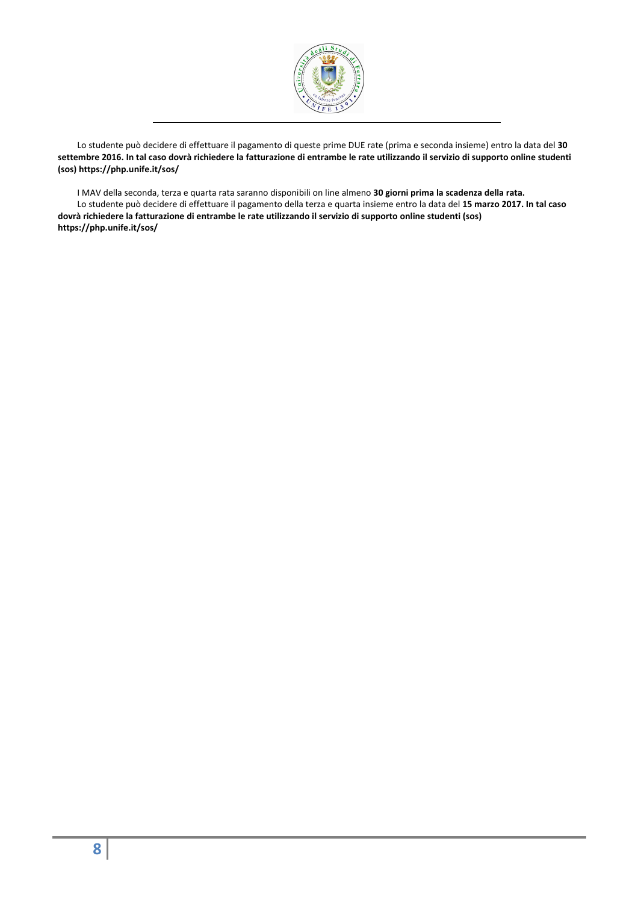Lo studente può decidere di effettuare il pagamento di queste prime DUE rate (prima e seconda insieme) entro la data del **30 settembre 2016. In tal caso dovrà richiedere la fatturazione di entrambe le rate utilizzando il servizio di supporto online studenti (sos) https://php.unife.it/sos/**

I MAV della seconda, terza e quarta rata saranno disponibili on line almeno **30 giorni prima la scadenza della rata.**

Lo studente può decidere di effettuare il pagamento della terza e quarta insieme entro la data del **15 marzo 2017. In tal caso dovrà richiedere la fatturazione di entrambe le rate utilizzando il servizio di supporto online studenti (sos) https://php.unife.it/sos/**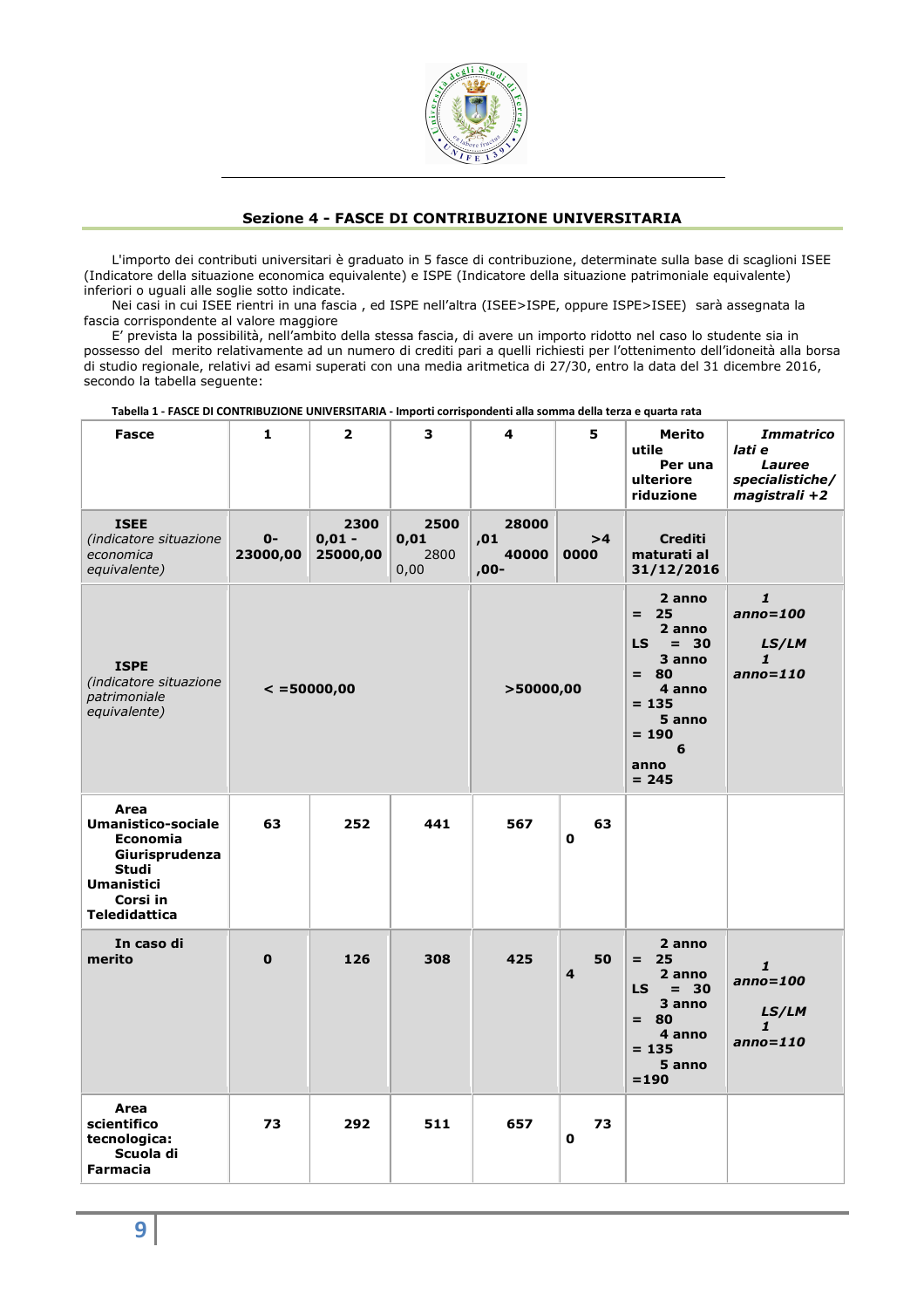## Sezione 4 - FASCE DI CONTRIBUZIONE UNIVERSITARIA

L'importo dei contributi universitari è graduato in 5 fasce di contribuzione, determinate sulla base di scaglioni ISEE (Indicatore della situazione economica equivalente) e ISPE (Indicatore della situazione patrimoniale equivalente) inferiori o uguali alle soglie sotto indicate.

Nei casi in cui ISEE rientri in una fascia , ed ISPE nell'altra (ISEE>ISPE, oppure ISPE>ISEE) sarà assegnata la fascia corrispondente al valore maggiore

E' prevista la possibilità, nell'ambito della stessa fascia, di avere un importo ridotto nel caso lo studente sia in possesso del merito relativamente ad un numero di crediti pari a quelli richiesti per l'ottenimento dell'idoneità alla borsa di studio regionale, relativi ad esami superati con una media aritmetica di 27/30, entro la data del 31 dicembre 2016, secondo la tabella seguente:

**Tabella 1 - FASCE DI CONTRIBUZIONE UNIVERSITARIA - Importi corrispondenti alla somma della terza e quarta rata**

| **Fasce** | **1** | **2** | **3** | **4** | **5** | **Merito utile Per una ulteriore riduzione** | ***Immatricolati e Lauree specialistiche/ magistrali +2*** |
|---|---|---|---|---|---|---|---|
| **ISEE** *(indicatore situazione economica equivalente)* | **0-23000,00** | **23000,01 - 25000,00** | **25000,01 28000,00** | **28000,01 40000,00-** | **>40000** | **Crediti maturati al 31/12/2016** | |
| **ISPE** *(indicatore situazione patrimoniale equivalente)* | **< =50000,00** | | | **>50000,00** | | **2 anno = 25<br>2 anno LS = 30<br>3 anno = 80<br>4 anno = 135<br>5 anno = 190<br>6 anno = 245** | ***1 anno=100<br>LS/LM 1 anno=110*** |
| **Area Umanistico-sociale Economia Giurisprudenza Studi Umanistici Corsi in Teledidattica** | **63** | **252** | **441** | **567** | **630** | | |
| **In caso di merito** | **0** | **126** | **308** | **425** | **504** | **2 anno = 25<br>2 anno LS = 30<br>3 anno = 80<br>4 anno = 135<br>5 anno =190** | ***1 anno=100<br>LS/LM 1 anno=110*** |
| **Area scientifico tecnologica: Scuola di Farmacia** | **73** | **292** | **511** | **657** | **730** | | |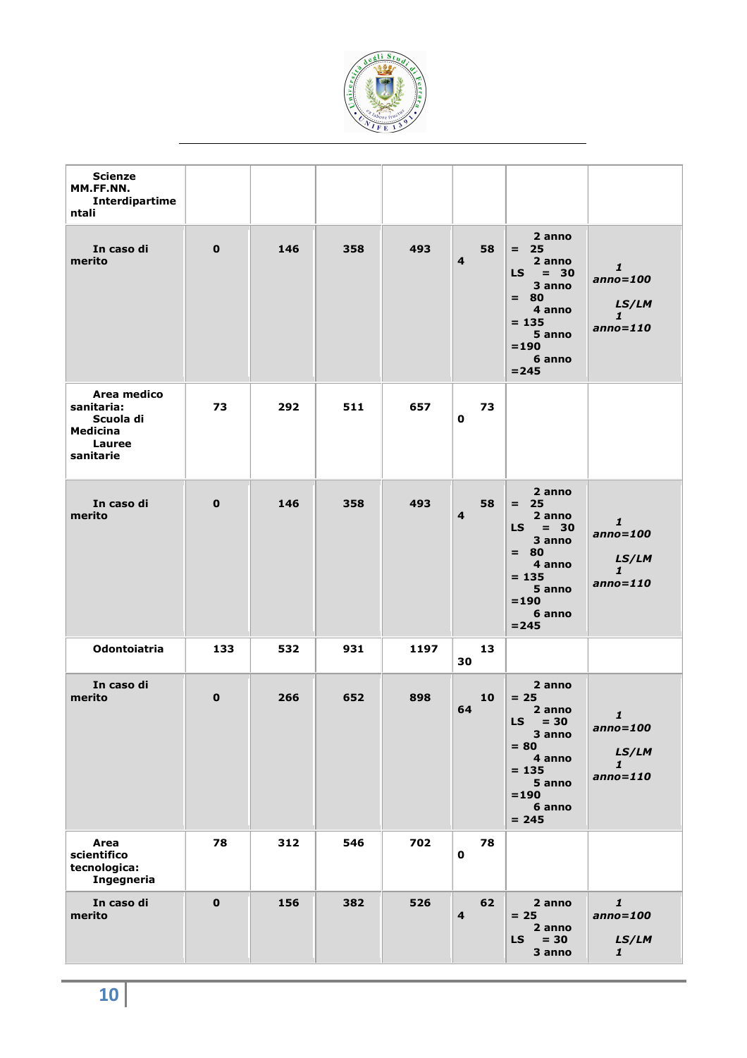| | | | | | | | |
|---|---|---|---|---|---|---|---|
| **Scienze MM.FF.NN. Interdipartimentali** | | | | | | | |
| **In caso di merito** | **0** | **146** | **358** | **493** | **584** | **2 anno = 25 2 anno LS = 30 3 anno = 80 4 anno = 135 5 anno =190 6 anno =245** | ***1 anno=100 LS/LM 1 anno=110*** |
| **Area medico sanitaria: Scuola di Medicina Lauree sanitarie** | **73** | **292** | **511** | **657** | **730** | | |
| **In caso di merito** | **0** | **146** | **358** | **493** | **584** | **2 anno = 25 2 anno LS = 30 3 anno = 80 4 anno = 135 5 anno =190 6 anno =245** | ***1 anno=100 LS/LM 1 anno=110*** |
| **Odontoiatria** | **133** | **532** | **931** | **1197** | **1330** | | |
| **In caso di merito** | **0** | **266** | **652** | **898** | **1064** | **2 anno = 25 2 anno LS = 30 3 anno = 80 4 anno = 135 5 anno =190 6 anno = 245** | ***1 anno=100 LS/LM 1 anno=110*** |
| **Area scientifico tecnologica: Ingegneria** | **78** | **312** | **546** | **702** | **780** | | |
| **In caso di merito** | **0** | **156** | **382** | **526** | **624** | **2 anno = 25 2 anno LS = 30 3 anno** | ***1 anno=100 LS/LM 1*** |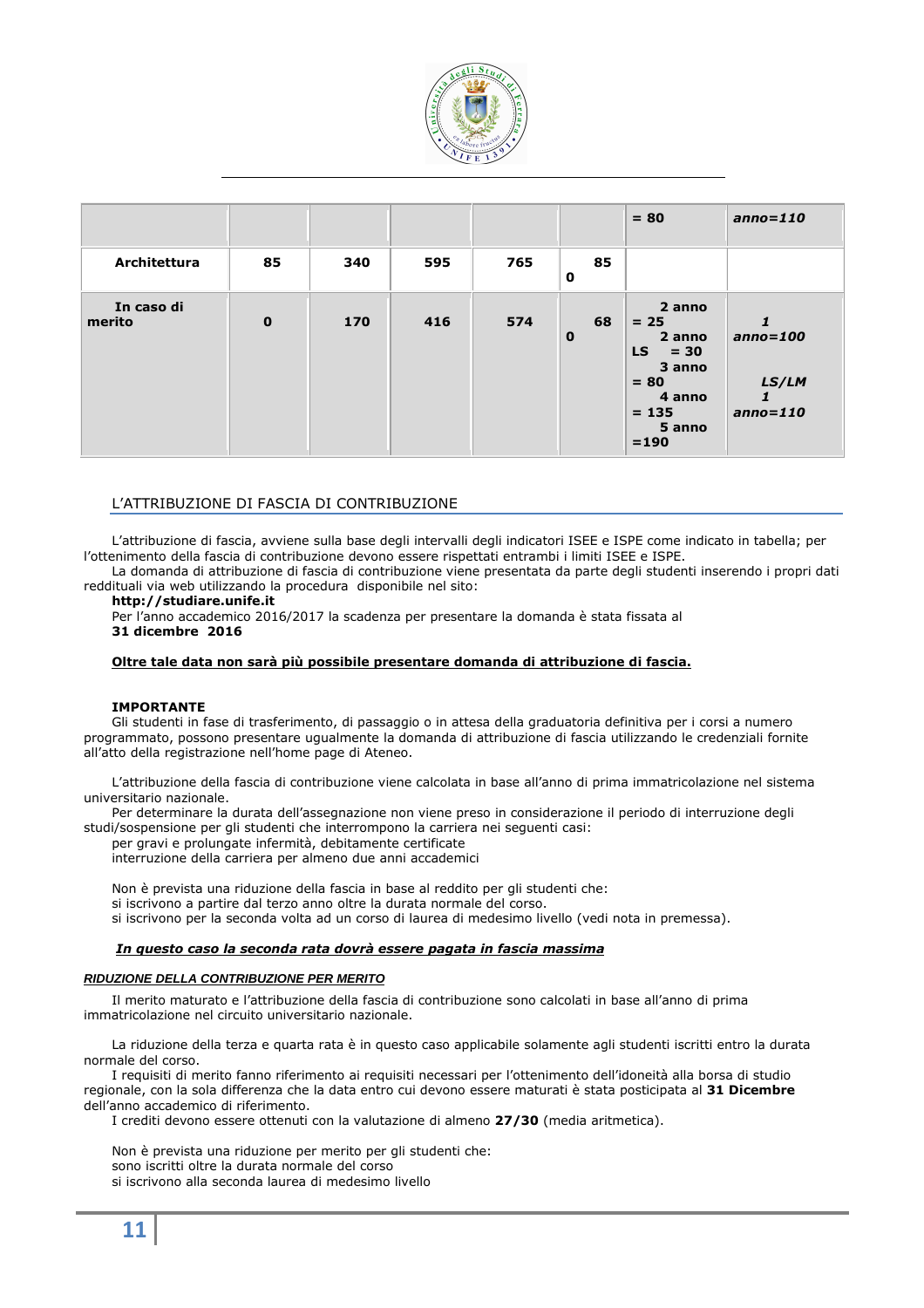| | | | | | | | |
|---|---|---|---|---|---|---|---|
| | | | | | | = 80 | *anno=110* |
| **Architettura** | **85** | **340** | **595** | **765** | **850** | | |
| **In caso di merito** | **0** | **170** | **416** | **574** | **680** | **2 anno = 25 2 anno LS = 30 3 anno = 80 4 anno = 135 5 anno =190** | ***1 anno=100 LS/LM 1 anno=110*** |

## L'ATTRIBUZIONE DI FASCIA DI CONTRIBUZIONE

L'attribuzione di fascia, avviene sulla base degli intervalli degli indicatori ISEE e ISPE come indicato in tabella; per l'ottenimento della fascia di contribuzione devono essere rispettati entrambi i limiti ISEE e ISPE.

La domanda di attribuzione di fascia di contribuzione viene presentata da parte degli studenti inserendo i propri dati reddituali via web utilizzando la procedura disponibile nel sito:

**http://studiare.unife.it**

Per l'anno accademico 2016/2017 la scadenza per presentare la domanda è stata fissata al
**31 dicembre 2016**

**Oltre tale data non sarà più possibile presentare domanda di attribuzione di fascia.**

**IMPORTANTE**

Gli studenti in fase di trasferimento, di passaggio o in attesa della graduatoria definitiva per i corsi a numero programmato, possono presentare ugualmente la domanda di attribuzione di fascia utilizzando le credenziali fornite all'atto della registrazione nell'home page di Ateneo.

L'attribuzione della fascia di contribuzione viene calcolata in base all'anno di prima immatricolazione nel sistema universitario nazionale.

Per determinare la durata dell'assegnazione non viene preso in considerazione il periodo di interruzione degli studi/sospensione per gli studenti che interrompono la carriera nei seguenti casi:

per gravi e prolungate infermità, debitamente certificate
interruzione della carriera per almeno due anni accademici

Non è prevista una riduzione della fascia in base al reddito per gli studenti che:
si iscrivono a partire dal terzo anno oltre la durata normale del corso.
si iscrivono per la seconda volta ad un corso di laurea di medesimo livello (vedi nota in premessa).

***In questo caso la seconda rata dovrà essere pagata in fascia massima***

***RIDUZIONE DELLA CONTRIBUZIONE PER MERITO***

Il merito maturato e l'attribuzione della fascia di contribuzione sono calcolati in base all'anno di prima immatricolazione nel circuito universitario nazionale.

La riduzione della terza e quarta rata è in questo caso applicabile solamente agli studenti iscritti entro la durata normale del corso.

I requisiti di merito fanno riferimento ai requisiti necessari per l'ottenimento dell'idoneità alla borsa di studio regionale, con la sola differenza che la data entro cui devono essere maturati è stata posticipata al **31 Dicembre** dell'anno accademico di riferimento.

I crediti devono essere ottenuti con la valutazione di almeno **27/30** (media aritmetica).

Non è prevista una riduzione per merito per gli studenti che:
sono iscritti oltre la durata normale del corso
si iscrivono alla seconda laurea di medesimo livello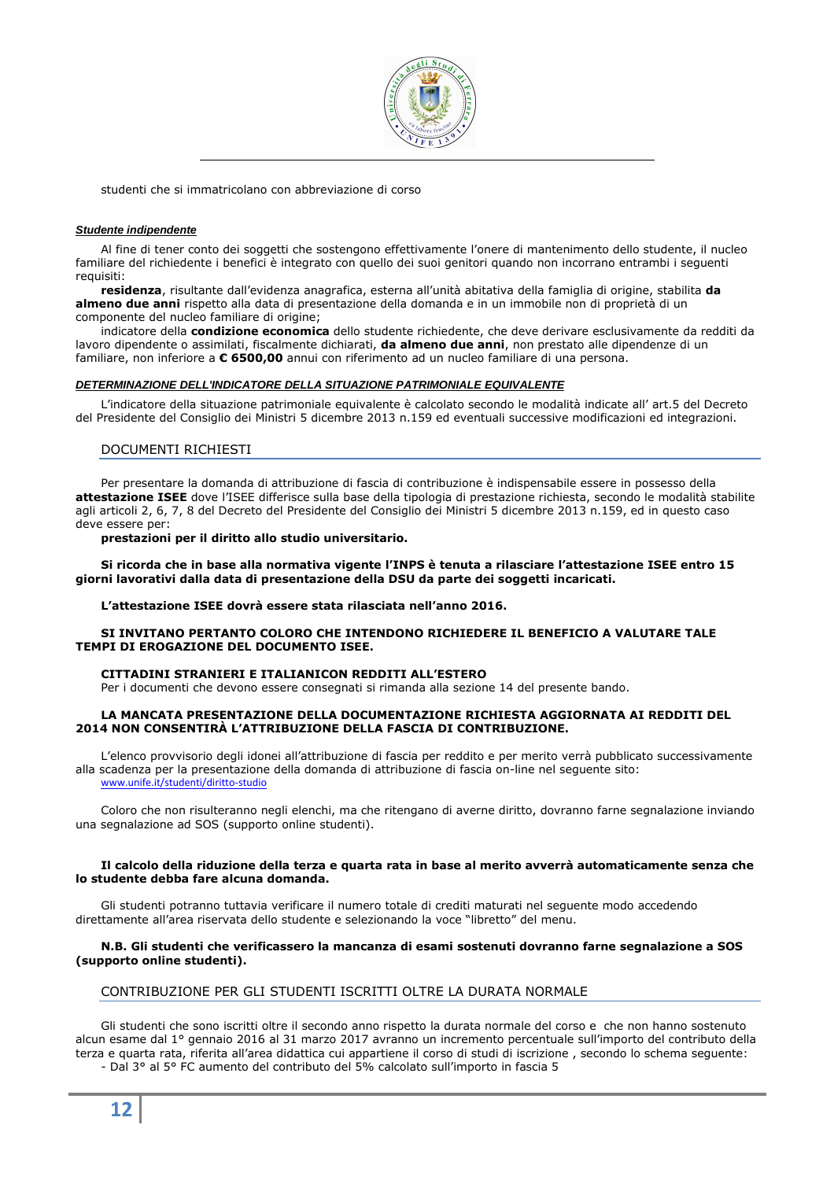studenti che si immatricolano con abbreviazione di corso

***Studente indipendente***

Al fine di tener conto dei soggetti che sostengono effettivamente l'onere di mantenimento dello studente, il nucleo familiare del richiedente i benefici è integrato con quello dei suoi genitori quando non incorrano entrambi i seguenti requisiti:

**residenza**, risultante dall'evidenza anagrafica, esterna all'unità abitativa della famiglia di origine, stabilita **da almeno due anni** rispetto alla data di presentazione della domanda e in un immobile non di proprietà di un componente del nucleo familiare di origine;

indicatore della **condizione economica** dello studente richiedente, che deve derivare esclusivamente da redditi da lavoro dipendente o assimilati, fiscalmente dichiarati, **da almeno due anni**, non prestato alle dipendenze di un familiare, non inferiore a **€ 6500,00** annui con riferimento ad un nucleo familiare di una persona.

***DETERMINAZIONE DELL'INDICATORE DELLA SITUAZIONE PATRIMONIALE EQUIVALENTE***

L'indicatore della situazione patrimoniale equivalente è calcolato secondo le modalità indicate all' art.5 del Decreto del Presidente del Consiglio dei Ministri 5 dicembre 2013 n.159 ed eventuali successive modificazioni ed integrazioni.

## DOCUMENTI RICHIESTI

Per presentare la domanda di attribuzione di fascia di contribuzione è indispensabile essere in possesso della **attestazione ISEE** dove l'ISEE differisce sulla base della tipologia di prestazione richiesta, secondo le modalità stabilite agli articoli 2, 6, 7, 8 del Decreto del Presidente del Consiglio dei Ministri 5 dicembre 2013 n.159, ed in questo caso deve essere per:

**prestazioni per il diritto allo studio universitario.**

**Si ricorda che in base alla normativa vigente l'INPS è tenuta a rilasciare l'attestazione ISEE entro 15 giorni lavorativi dalla data di presentazione della DSU da parte dei soggetti incaricati.**

**L'attestazione ISEE dovrà essere stata rilasciata nell'anno 2016.**

**SI INVITANO PERTANTO COLORO CHE INTENDONO RICHIEDERE IL BENEFICIO A VALUTARE TALE TEMPI DI EROGAZIONE DEL DOCUMENTO ISEE.**

**CITTADINI STRANIERI E ITALIANICON REDDITI ALL'ESTERO**

Per i documenti che devono essere consegnati si rimanda alla sezione 14 del presente bando.

**LA MANCATA PRESENTAZIONE DELLA DOCUMENTAZIONE RICHIESTA AGGIORNATA AI REDDITI DEL 2014 NON CONSENTIRÀ L'ATTRIBUZIONE DELLA FASCIA DI CONTRIBUZIONE.**

L'elenco provvisorio degli idonei all'attribuzione di fascia per reddito e per merito verrà pubblicato successivamente alla scadenza per la presentazione della domanda di attribuzione di fascia on-line nel seguente sito:
www.unife.it/studenti/diritto-studio

Coloro che non risulteranno negli elenchi, ma che ritengano di averne diritto, dovranno farne segnalazione inviando una segnalazione ad SOS (supporto online studenti).

**Il calcolo della riduzione della terza e quarta rata in base al merito avverrà automaticamente senza che lo studente debba fare alcuna domanda.**

Gli studenti potranno tuttavia verificare il numero totale di crediti maturati nel seguente modo accedendo direttamente all'area riservata dello studente e selezionando la voce "libretto" del menu.

**N.B. Gli studenti che verificassero la mancanza di esami sostenuti dovranno farne segnalazione a SOS (supporto online studenti).**

## CONTRIBUZIONE PER GLI STUDENTI ISCRITTI OLTRE LA DURATA NORMALE

Gli studenti che sono iscritti oltre il secondo anno rispetto la durata normale del corso e che non hanno sostenuto alcun esame dal 1° gennaio 2016 al 31 marzo 2017 avranno un incremento percentuale sull'importo del contributo della terza e quarta rata, riferita all'area didattica cui appartiene il corso di studi di iscrizione , secondo lo schema seguente:

- Dal 3° al 5° FC aumento del contributo del 5% calcolato sull'importo in fascia 5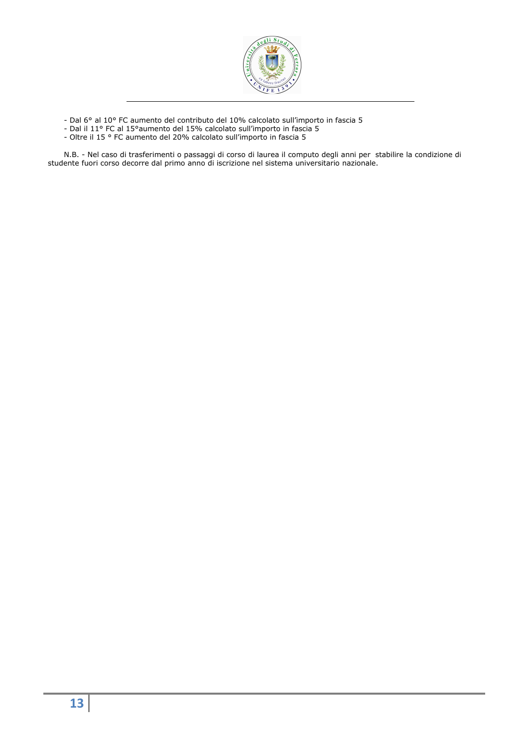- Dal 6° al 10° FC aumento del contributo del 10% calcolato sull'importo in fascia 5
- Dal il 11° FC al 15°aumento del 15% calcolato sull'importo in fascia 5
- Oltre il 15 ° FC aumento del 20% calcolato sull'importo in fascia 5

N.B. - Nel caso di trasferimenti o passaggi di corso di laurea il computo degli anni per stabilire la condizione di studente fuori corso decorre dal primo anno di iscrizione nel sistema universitario nazionale.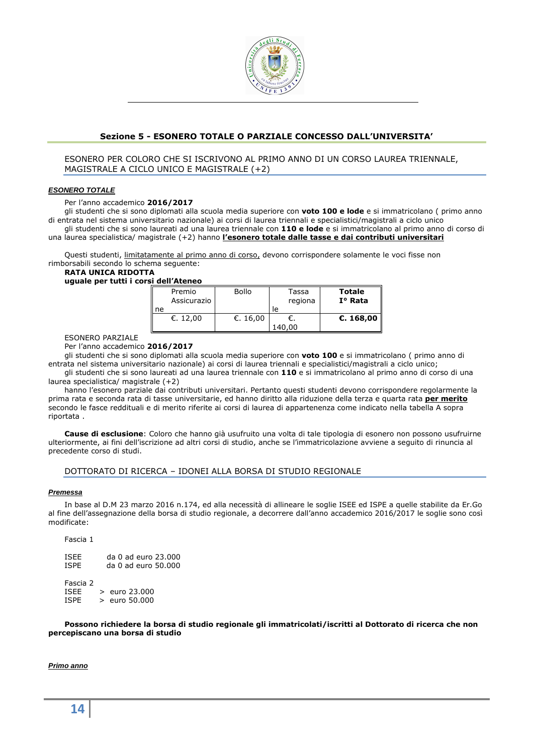## Sezione 5 - ESONERO TOTALE O PARZIALE CONCESSO DALL'UNIVERSITA'

### ESONERO PER COLORO CHE SI ISCRIVONO AL PRIMO ANNO DI UN CORSO LAUREA TRIENNALE, MAGISTRALE A CICLO UNICO E MAGISTRALE (+2)

***ESONERO TOTALE***

Per l'anno accademico **2016/2017**

gli studenti che si sono diplomati alla scuola media superiore con **voto 100 e lode** e si immatricolano ( primo anno di entrata nel sistema universitario nazionale) ai corsi di laurea triennali e specialistici/magistrali a ciclo unico

gli studenti che si sono laureati ad una laurea triennale con **110 e lode** e si immatricolano al primo anno di corso di una laurea specialistica/ magistrale (+2) hanno **l'esonero totale dalle tasse e dai contributi universitari**

Questi studenti, limitatamente al primo anno di corso, devono corrispondere solamente le voci fisse non rimborsabili secondo lo schema seguente:

**RATA UNICA RIDOTTA**
**uguale per tutti i corsi dell'Ateneo**

| Premio Assicurazione | Bollo | Tassa regionale | **Totale I° Rata** |
|---|---|---|---|
| €. 12,00 | €. 16,00 | €. 140,00 | **€. 168,00** |

ESONERO PARZIALE

Per l'anno accademico **2016/2017**

gli studenti che si sono diplomati alla scuola media superiore con **voto 100** e si immatricolano ( primo anno di entrata nel sistema universitario nazionale) ai corsi di laurea triennali e specialistici/magistrali a ciclo unico;

gli studenti che si sono laureati ad una laurea triennale con **110** e si immatricolano al primo anno di corso di una laurea specialistica/ magistrale (+2)

hanno l'esonero parziale dai contributi universitari. Pertanto questi studenti devono corrispondere regolarmente la prima rata e seconda rata di tasse universitarie, ed hanno diritto alla riduzione della terza e quarta rata **per merito** secondo le fasce reddituali e di merito riferite ai corsi di laurea di appartenenza come indicato nella tabella A sopra riportata .

**Cause di esclusione**: Coloro che hanno già usufruito una volta di tale tipologia di esonero non possono usufruirne ulteriormente, ai fini dell'iscrizione ad altri corsi di studio, anche se l'immatricolazione avviene a seguito di rinuncia al precedente corso di studi.

### DOTTORATO DI RICERCA – IDONEI ALLA BORSA DI STUDIO REGIONALE

***Premessa***

In base al D.M 23 marzo 2016 n.174, ed alla necessità di allineare le soglie ISEE ed ISPE a quelle stabilite da Er.Go al fine dell'assegnazione della borsa di studio regionale, a decorrere dall'anno accademico 2016/2017 le soglie sono così modificate:

Fascia 1

ISEE da 0 ad euro 23.000
ISPE da 0 ad euro 50.000

Fascia 2
ISEE > euro 23.000
ISPE > euro 50.000

**Possono richiedere la borsa di studio regionale gli immatricolati/iscritti al Dottorato di ricerca che non percepiscano una borsa di studio**

***Primo anno***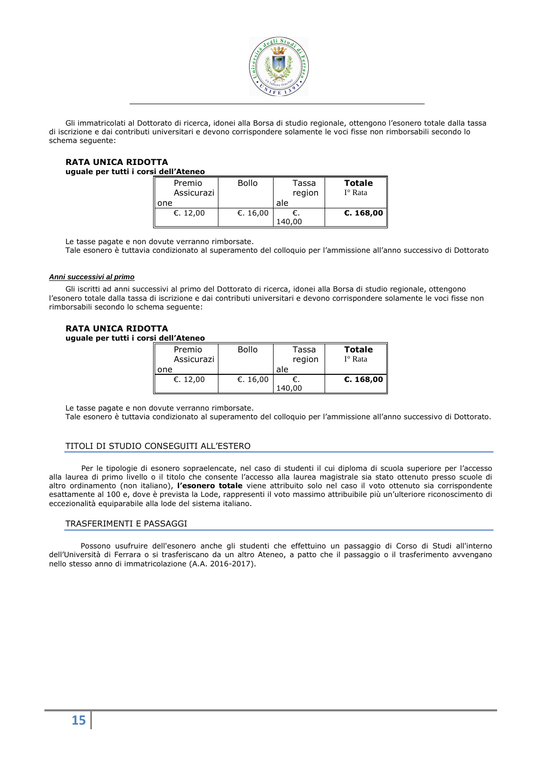Gli immatricolati al Dottorato di ricerca, idonei alla Borsa di studio regionale, ottengono l'esonero totale dalla tassa di iscrizione e dai contributi universitari e devono corrispondere solamente le voci fisse non rimborsabili secondo lo schema seguente:

**RATA UNICA RIDOTTA**
**uguale per tutti i corsi dell'Ateneo**

| Premio Assicurazione | Bollo | Tassa regionale | **Totale** I° Rata |
|---|---|---|---|
| €. 12,00 | €. 16,00 | €. 140,00 | **€. 168,00** |

Le tasse pagate e non dovute verranno rimborsate.
Tale esonero è tuttavia condizionato al superamento del colloquio per l'ammissione all'anno successivo di Dottorato

***Anni successivi al primo***

Gli iscritti ad anni successivi al primo del Dottorato di ricerca, idonei alla Borsa di studio regionale, ottengono l'esonero totale dalla tassa di iscrizione e dai contributi universitari e devono corrispondere solamente le voci fisse non rimborsabili secondo lo schema seguente:

**RATA UNICA RIDOTTA**
**uguale per tutti i corsi dell'Ateneo**

| Premio Assicurazione | Bollo | Tassa regionale | **Totale** I° Rata |
|---|---|---|---|
| €. 12,00 | €. 16,00 | €. 140,00 | **€. 168,00** |

Le tasse pagate e non dovute verranno rimborsate.
Tale esonero è tuttavia condizionato al superamento del colloquio per l'ammissione all'anno successivo di Dottorato.

## TITOLI DI STUDIO CONSEGUITI ALL'ESTERO

Per le tipologie di esonero sopraelencate, nel caso di studenti il cui diploma di scuola superiore per l'accesso alla laurea di primo livello o il titolo che consente l'accesso alla laurea magistrale sia stato ottenuto presso scuole di altro ordinamento (non italiano), **l'esonero totale** viene attribuito solo nel caso il voto ottenuto sia corrispondente esattamente al 100 e, dove è prevista la Lode, rappresenti il voto massimo attribuibile più un'ulteriore riconoscimento di eccezionalità equiparabile alla lode del sistema italiano.

## TRASFERIMENTI E PASSAGGI

Possono usufruire dell'esonero anche gli studenti che effettuino un passaggio di Corso di Studi all'interno dell'Università di Ferrara o si trasferiscano da un altro Ateneo, a patto che il passaggio o il trasferimento avvengano nello stesso anno di immatricolazione (A.A. 2016-2017).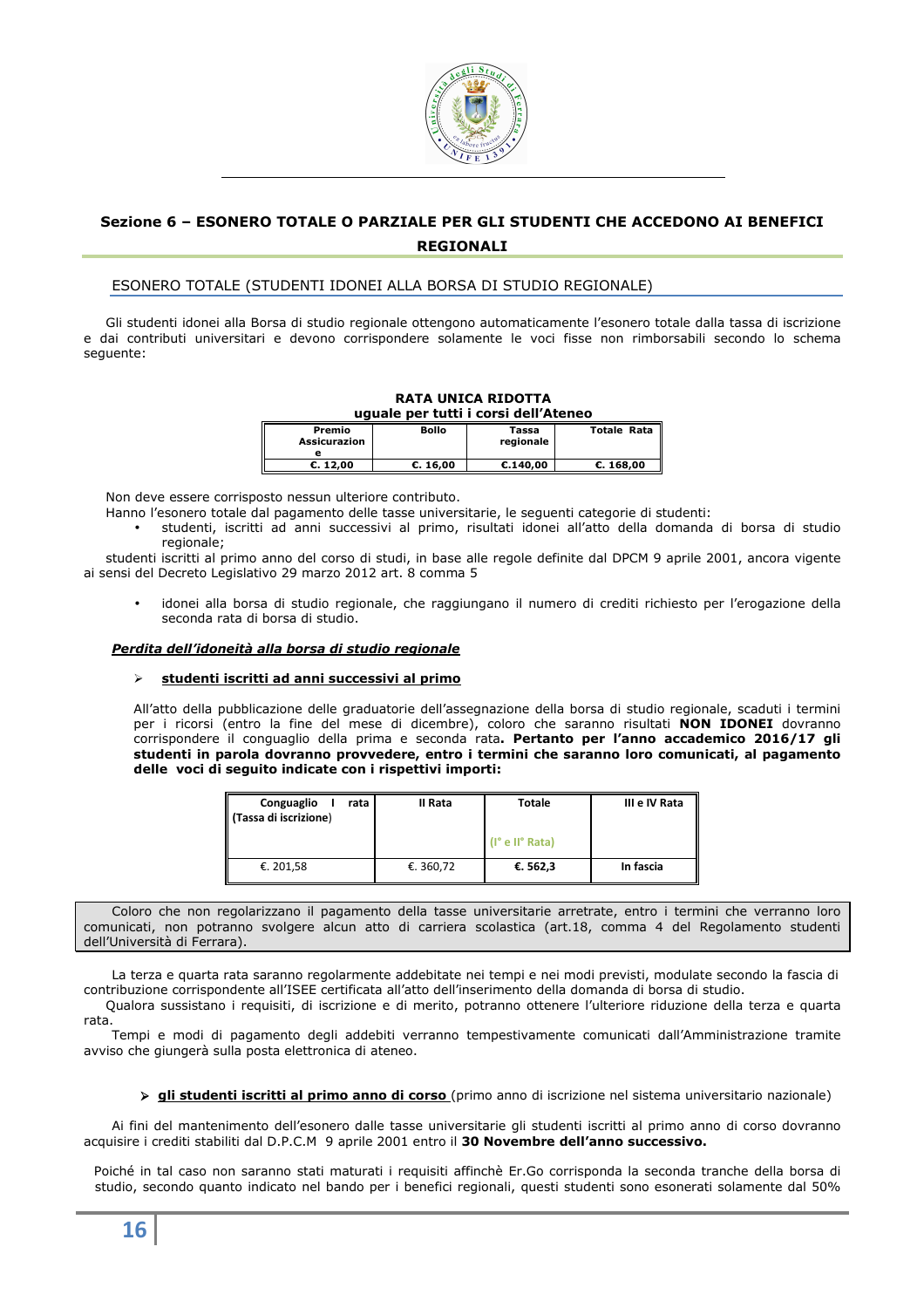## Sezione 6 – ESONERO TOTALE O PARZIALE PER GLI STUDENTI CHE ACCEDONO AI BENEFICI REGIONALI

### ESONERO TOTALE (STUDENTI IDONEI ALLA BORSA DI STUDIO REGIONALE)

Gli studenti idonei alla Borsa di studio regionale ottengono automaticamente l'esonero totale dalla tassa di iscrizione e dai contributi universitari e devono corrispondere solamente le voci fisse non rimborsabili secondo lo schema seguente:

**RATA UNICA RIDOTTA**
**uguale per tutti i corsi dell'Ateneo**

| Premio Assicurazione | Bollo | Tassa regionale | Totale Rata |
|---|---|---|---|
| €. 12,00 | €. 16,00 | €.140,00 | €. 168,00 |

Non deve essere corrisposto nessun ulteriore contributo.

Hanno l'esonero totale dal pagamento delle tasse universitarie, le seguenti categorie di studenti:

- studenti, iscritti ad anni successivi al primo, risultati idonei all'atto della domanda di borsa di studio regionale;

studenti iscritti al primo anno del corso di studi, in base alle regole definite dal DPCM 9 aprile 2001, ancora vigente ai sensi del Decreto Legislativo 29 marzo 2012 art. 8 comma 5

- idonei alla borsa di studio regionale, che raggiungano il numero di crediti richiesto per l'erogazione della seconda rata di borsa di studio.

***Perdita dell'idoneità alla borsa di studio regionale***

- **studenti iscritti ad anni successivi al primo**

All'atto della pubblicazione delle graduatorie dell'assegnazione della borsa di studio regionale, scaduti i termini per i ricorsi (entro la fine del mese di dicembre), coloro che saranno risultati **NON IDONEI** dovranno corrispondere il conguaglio della prima e seconda rata**. Pertanto per l'anno accademico 2016/17 gli studenti in parola dovranno provvedere, entro i termini che saranno loro comunicati, al pagamento delle voci di seguito indicate con i rispettivi importi:**

| Conguaglio I rata (Tassa di iscrizione) | II Rata | Totale (I° e II° Rata) | III e IV Rata |
|---|---|---|---|
| €. 201,58 | €. 360,72 | €. 562,3 | In fascia |

Coloro che non regolarizzano il pagamento della tasse universitarie arretrate, entro i termini che verranno loro comunicati, non potranno svolgere alcun atto di carriera scolastica (art.18, comma 4 del Regolamento studenti dell'Università di Ferrara).

La terza e quarta rata saranno regolarmente addebitate nei tempi e nei modi previsti, modulate secondo la fascia di contribuzione corrispondente all'ISEE certificata all'atto dell'inserimento della domanda di borsa di studio.

Qualora sussistano i requisiti, di iscrizione e di merito, potranno ottenere l'ulteriore riduzione della terza e quarta rata.

Tempi e modi di pagamento degli addebiti verranno tempestivamente comunicati dall'Amministrazione tramite avviso che giungerà sulla posta elettronica di ateneo.

- **gli studenti iscritti al primo anno di corso** (primo anno di iscrizione nel sistema universitario nazionale)

Ai fini del mantenimento dell'esonero dalle tasse universitarie gli studenti iscritti al primo anno di corso dovranno acquisire i crediti stabiliti dal D.P.C.M 9 aprile 2001 entro il **30 Novembre dell'anno successivo.**

Poiché in tal caso non saranno stati maturati i requisiti affinchè Er.Go corrisponda la seconda tranche della borsa di studio, secondo quanto indicato nel bando per i benefici regionali, questi studenti sono esonerati solamente dal 50%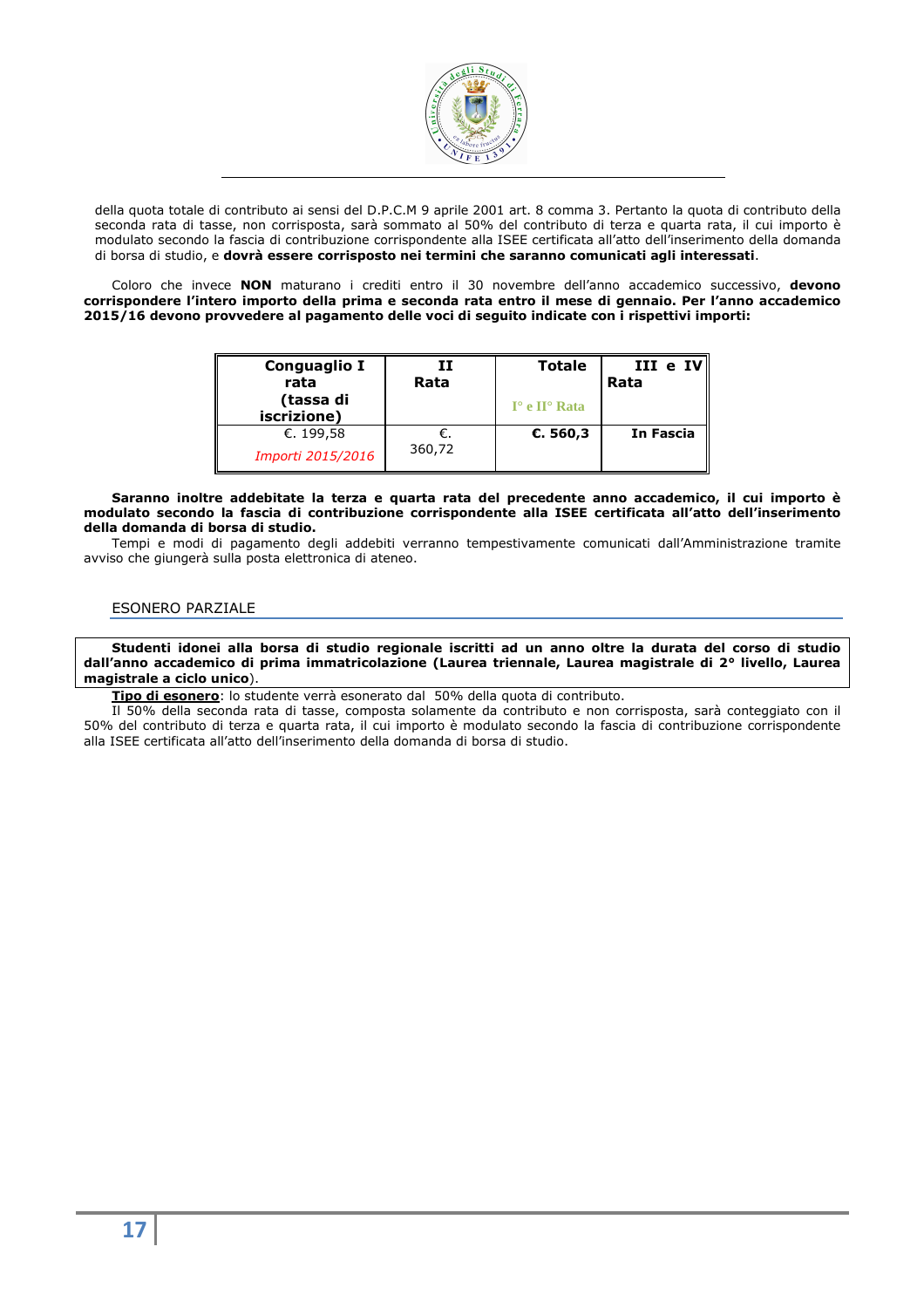della quota totale di contributo ai sensi del D.P.C.M 9 aprile 2001 art. 8 comma 3. Pertanto la quota di contributo della seconda rata di tasse, non corrisposta, sarà sommato al 50% del contributo di terza e quarta rata, il cui importo è modulato secondo la fascia di contribuzione corrispondente alla ISEE certificata all'atto dell'inserimento della domanda di borsa di studio, e **dovrà essere corrisposto nei termini che saranno comunicati agli interessati**.

Coloro che invece **NON** maturano i crediti entro il 30 novembre dell'anno accademico successivo, **devono corrispondere l'intero importo della prima e seconda rata entro il mese di gennaio. Per l'anno accademico 2015/16 devono provvedere al pagamento delle voci di seguito indicate con i rispettivi importi:**

| **Conguaglio I rata (tassa di iscrizione)** | **II Rata** | **Totale** I° e II° Rata | **III e IV Rata** |
|---|---|---|---|
| €. 199,58 *Importi 2015/2016* | €. 360,72 | **€. 560,3** | **In Fascia** |

**Saranno inoltre addebitate la terza e quarta rata del precedente anno accademico, il cui importo è modulato secondo la fascia di contribuzione corrispondente alla ISEE certificata all'atto dell'inserimento della domanda di borsa di studio.**

Tempi e modi di pagamento degli addebiti verranno tempestivamente comunicati dall'Amministrazione tramite avviso che giungerà sulla posta elettronica di ateneo.

## ESONERO PARZIALE

**Studenti idonei alla borsa di studio regionale iscritti ad un anno oltre la durata del corso di studio dall'anno accademico di prima immatricolazione (Laurea triennale, Laurea magistrale di 2° livello, Laurea magistrale a ciclo unico**).

**<u>Tipo di esonero</u>**: lo studente verrà esonerato dal 50% della quota di contributo.

Il 50% della seconda rata di tasse, composta solamente da contributo e non corrisposta, sarà conteggiato con il 50% del contributo di terza e quarta rata, il cui importo è modulato secondo la fascia di contribuzione corrispondente alla ISEE certificata all'atto dell'inserimento della domanda di borsa di studio.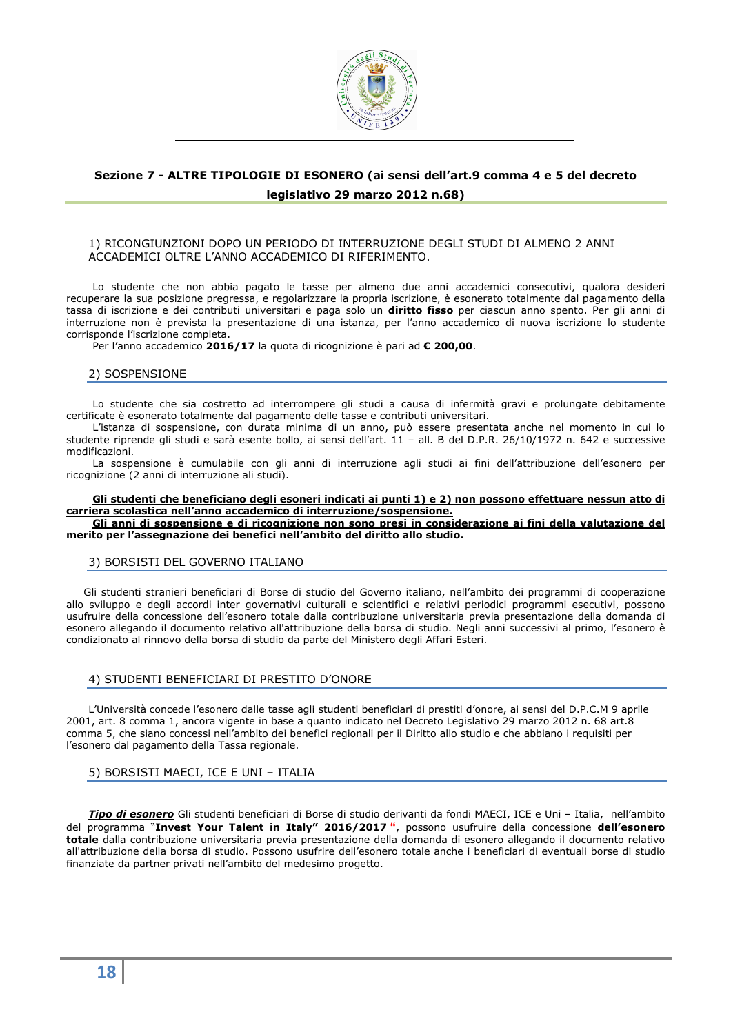## Sezione 7 - ALTRE TIPOLOGIE DI ESONERO (ai sensi dell'art.9 comma 4 e 5 del decreto legislativo 29 marzo 2012 n.68)

### 1) RICONGIUNZIONI DOPO UN PERIODO DI INTERRUZIONE DEGLI STUDI DI ALMENO 2 ANNI ACCADEMICI OLTRE L'ANNO ACCADEMICO DI RIFERIMENTO.

Lo studente che non abbia pagato le tasse per almeno due anni accademici consecutivi, qualora desideri recuperare la sua posizione pregressa, e regolarizzare la propria iscrizione, è esonerato totalmente dal pagamento della tassa di iscrizione e dei contributi universitari e paga solo un **diritto fisso** per ciascun anno spento. Per gli anni di interruzione non è prevista la presentazione di una istanza, per l'anno accademico di nuova iscrizione lo studente corrisponde l'iscrizione completa.

Per l'anno accademico **2016/17** la quota di ricognizione è pari ad **€ 200,00**.

### 2) SOSPENSIONE

Lo studente che sia costretto ad interrompere gli studi a causa di infermità gravi e prolungate debitamente certificate è esonerato totalmente dal pagamento delle tasse e contributi universitari.

L'istanza di sospensione, con durata minima di un anno, può essere presentata anche nel momento in cui lo studente riprende gli studi e sarà esente bollo, ai sensi dell'art. 11 – all. B del D.P.R. 26/10/1972 n. 642 e successive modificazioni.

La sospensione è cumulabile con gli anni di interruzione agli studi ai fini dell'attribuzione dell'esonero per ricognizione (2 anni di interruzione ali studi).

<u>**Gli studenti che beneficiano degli esoneri indicati ai punti 1) e 2) non possono effettuare nessun atto di carriera scolastica nell'anno accademico di interruzione/sospensione.**</u>

<u>**Gli anni di sospensione e di ricognizione non sono presi in considerazione ai fini della valutazione del merito per l'assegnazione dei benefici nell'ambito del diritto allo studio.**</u>

### 3) BORSISTI DEL GOVERNO ITALIANO

Gli studenti stranieri beneficiari di Borse di studio del Governo italiano, nell'ambito dei programmi di cooperazione allo sviluppo e degli accordi inter governativi culturali e scientifici e relativi periodici programmi esecutivi, possono usufruire della concessione dell'esonero totale dalla contribuzione universitaria previa presentazione della domanda di esonero allegando il documento relativo all'attribuzione della borsa di studio. Negli anni successivi al primo, l'esonero è condizionato al rinnovo della borsa di studio da parte del Ministero degli Affari Esteri.

### 4) STUDENTI BENEFICIARI DI PRESTITO D'ONORE

L'Università concede l'esonero dalle tasse agli studenti beneficiari di prestiti d'onore, ai sensi del D.P.C.M 9 aprile 2001, art. 8 comma 1, ancora vigente in base a quanto indicato nel Decreto Legislativo 29 marzo 2012 n. 68 art.8 comma 5, che siano concessi nell'ambito dei benefici regionali per il Diritto allo studio e che abbiano i requisiti per l'esonero dal pagamento della Tassa regionale.

### 5) BORSISTI MAECI, ICE E UNI – ITALIA

***<u>Tipo di esonero</u>*** Gli studenti beneficiari di Borse di studio derivanti da fondi MAECI, ICE e Uni – Italia, nell'ambito del programma "**Invest Your Talent in Italy" 2016/2017 "**, possono usufruire della concessione **dell'esonero totale** dalla contribuzione universitaria previa presentazione della domanda di esonero allegando il documento relativo all'attribuzione della borsa di studio. Possono usufrire dell'esonero totale anche i beneficiari di eventuali borse di studio finanziate da partner privati nell'ambito del medesimo progetto.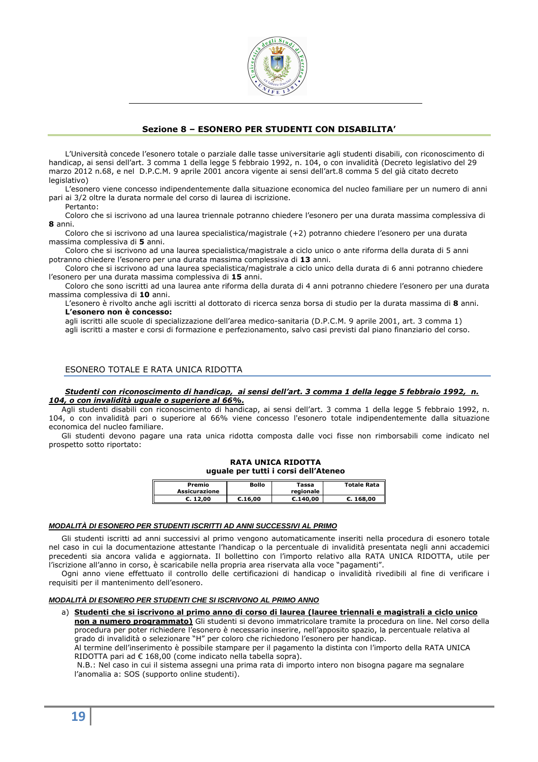## Sezione 8 – ESONERO PER STUDENTI CON DISABILITA'

L'Università concede l'esonero totale o parziale dalle tasse universitarie agli studenti disabili, con riconoscimento di handicap, ai sensi dell'art. 3 comma 1 della legge 5 febbraio 1992, n. 104, o con invalidità (Decreto legislativo del 29 marzo 2012 n.68, e nel D.P.C.M. 9 aprile 2001 ancora vigente ai sensi dell'art.8 comma 5 del già citato decreto legislativo)

L'esonero viene concesso indipendentemente dalla situazione economica del nucleo familiare per un numero di anni pari ai 3/2 oltre la durata normale del corso di laurea di iscrizione.

Pertanto:

Coloro che si iscrivono ad una laurea triennale potranno chiedere l'esonero per una durata massima complessiva di **8** anni.

Coloro che si iscrivono ad una laurea specialistica/magistrale (+2) potranno chiedere l'esonero per una durata massima complessiva di **5** anni.

Coloro che si iscrivono ad una laurea specialistica/magistrale a ciclo unico o ante riforma della durata di 5 anni potranno chiedere l'esonero per una durata massima complessiva di **13** anni.

Coloro che si iscrivono ad una laurea specialistica/magistrale a ciclo unico della durata di 6 anni potranno chiedere l'esonero per una durata massima complessiva di **15** anni.

Coloro che sono iscritti ad una laurea ante riforma della durata di 4 anni potranno chiedere l'esonero per una durata massima complessiva di **10** anni.

L'esonero è rivolto anche agli iscritti al dottorato di ricerca senza borsa di studio per la durata massima di **8** anni.

**L'esonero non è concesso:**

agli iscritti alle scuole di specializzazione dell'area medico-sanitaria (D.P.C.M. 9 aprile 2001, art. 3 comma 1)

agli iscritti a master e corsi di formazione e perfezionamento, salvo casi previsti dal piano finanziario del corso.

### ESONERO TOTALE E RATA UNICA RIDOTTA

***<u>Studenti con riconoscimento di handicap, ai sensi dell'art. 3 comma 1 della legge 5 febbraio 1992, n. 104, o con invalidità uguale o superiore al 66%.</u>***

Agli studenti disabili con riconoscimento di handicap, ai sensi dell'art. 3 comma 1 della legge 5 febbraio 1992, n. 104, o con invalidità pari o superiore al 66% viene concesso l'esonero totale indipendentemente dalla situazione economica del nucleo familiare.

Gli studenti devono pagare una rata unica ridotta composta dalle voci fisse non rimborsabili come indicato nel prospetto sotto riportato:

**RATA UNICA RIDOTTA**
**uguale per tutti i corsi dell'Ateneo**

| Premio Assicurazione | Bollo | Tassa regionale | Totale Rata |
|---|---|---|---|
| €. 12,00 | €.16,00 | €.140,00 | €. 168,00 |

***<u>MODALITÀ DI ESONERO PER STUDENTI ISCRITTI AD ANNI SUCCESSIVI AL PRIMO</u>***

Gli studenti iscritti ad anni successivi al primo vengono automaticamente inseriti nella procedura di esonero totale nel caso in cui la documentazione attestante l'handicap o la percentuale di invalidità presentata negli anni accademici precedenti sia ancora valida e aggiornata. Il bollettino con l'importo relativo alla RATA UNICA RIDOTTA, utile per l'iscrizione all'anno in corso, è scaricabile nella propria area riservata alla voce "pagamenti".

Ogni anno viene effettuato il controllo delle certificazioni di handicap o invalidità rivedibili al fine di verificare i requisiti per il mantenimento dell'esonero.

***MODALITÀ DI ESONERO PER STUDENTI CHE SI ISCRIVONO AL PRIMO ANNO***

a) **<u>Studenti che si iscrivono al primo anno di corso di laurea (lauree triennali e magistrali a ciclo unico non a numero programmato)</u>** Gli studenti si devono immatricolare tramite la procedura on line. Nel corso della procedura per poter richiedere l'esonero è necessario inserire, nell'apposito spazio, la percentuale relativa al grado di invalidità o selezionare "H" per coloro che richiedono l'esonero per handicap.
Al termine dell'inserimento è possibile stampare per il pagamento la distinta con l'importo della RATA UNICA RIDOTTA pari ad € 168,00 (come indicato nella tabella sopra).
N.B.: Nel caso in cui il sistema assegni una prima rata di importo intero non bisogna pagare ma segnalare l'anomalia a: SOS (supporto online studenti).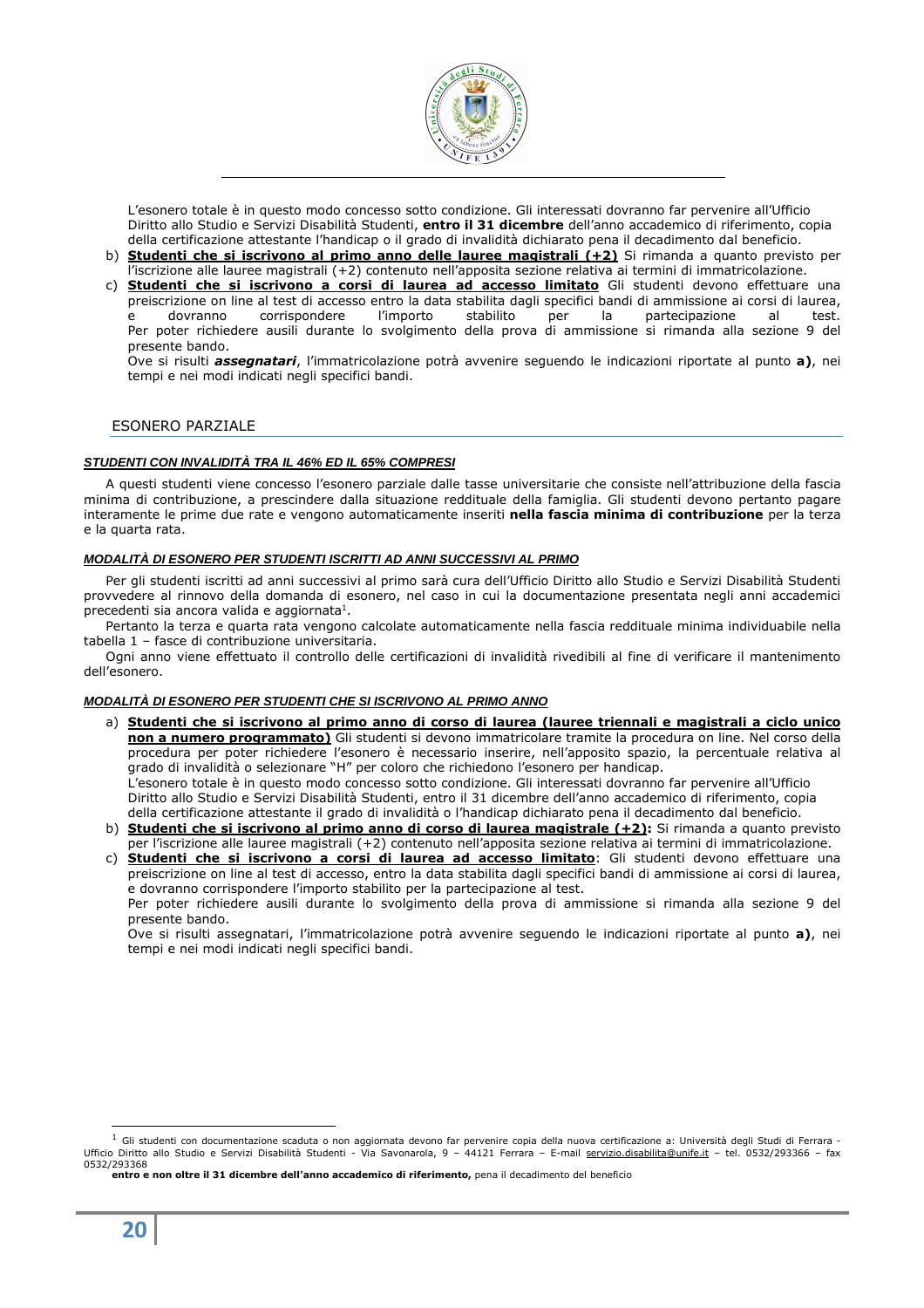L'esonero totale è in questo modo concesso sotto condizione. Gli interessati dovranno far pervenire all'Ufficio Diritto allo Studio e Servizi Disabilità Studenti, **entro il 31 dicembre** dell'anno accademico di riferimento, copia della certificazione attestante l'handicap o il grado di invalidità dichiarato pena il decadimento dal beneficio.

b) **Studenti che si iscrivono al primo anno delle lauree magistrali (+2)** Si rimanda a quanto previsto per l'iscrizione alle lauree magistrali (+2) contenuto nell'apposita sezione relativa ai termini di immatricolazione.

c) **Studenti che si iscrivono a corsi di laurea ad accesso limitato** Gli studenti devono effettuare una preiscrizione on line al test di accesso entro la data stabilita dagli specifici bandi di ammissione ai corsi di laurea, e dovranno corrispondere l'importo stabilito per la partecipazione al test. Per poter richiedere ausili durante lo svolgimento della prova di ammissione si rimanda alla sezione 9 del presente bando.
Ove si risulti ***assegnatari***, l'immatricolazione potrà avvenire seguendo le indicazioni riportate al punto **a)**, nei tempi e nei modi indicati negli specifici bandi.

## ESONERO PARZIALE

### *STUDENTI CON INVALIDITÀ TRA IL 46% ED IL 65% COMPRESI*

A questi studenti viene concesso l'esonero parziale dalle tasse universitarie che consiste nell'attribuzione della fascia minima di contribuzione, a prescindere dalla situazione reddituale della famiglia. Gli studenti devono pertanto pagare interamente le prime due rate e vengono automaticamente inseriti **nella fascia minima di contribuzione** per la terza e la quarta rata.

### *MODALITÀ DI ESONERO PER STUDENTI ISCRITTI AD ANNI SUCCESSIVI AL PRIMO*

Per gli studenti iscritti ad anni successivi al primo sarà cura dell'Ufficio Diritto allo Studio e Servizi Disabilità Studenti provvedere al rinnovo della domanda di esonero, nel caso in cui la documentazione presentata negli anni accademici precedenti sia ancora valida e aggiornata[1].

Pertanto la terza e quarta rata vengono calcolate automaticamente nella fascia reddituale minima individuabile nella tabella 1 – fasce di contribuzione universitaria.

Ogni anno viene effettuato il controllo delle certificazioni di invalidità rivedibili al fine di verificare il mantenimento dell'esonero.

### *MODALITÀ DI ESONERO PER STUDENTI CHE SI ISCRIVONO AL PRIMO ANNO*

a) **Studenti che si iscrivono al primo anno di corso di laurea (lauree triennali e magistrali a ciclo unico non a numero programmato)** Gli studenti si devono immatricolare tramite la procedura on line. Nel corso della procedura per poter richiedere l'esonero è necessario inserire, nell'apposito spazio, la percentuale relativa al grado di invalidità o selezionare "H" per coloro che richiedono l'esonero per handicap.
L'esonero totale è in questo modo concesso sotto condizione. Gli interessati dovranno far pervenire all'Ufficio Diritto allo Studio e Servizi Disabilità Studenti, entro il 31 dicembre dell'anno accademico di riferimento, copia della certificazione attestante il grado di invalidità o l'handicap dichiarato pena il decadimento dal beneficio.

b) **Studenti che si iscrivono al primo anno di corso di laurea magistrale (+2):** Si rimanda a quanto previsto per l'iscrizione alle lauree magistrali (+2) contenuto nell'apposita sezione relativa ai termini di immatricolazione.

c) **Studenti che si iscrivono a corsi di laurea ad accesso limitato**: Gli studenti devono effettuare una preiscrizione on line al test di accesso, entro la data stabilita dagli specifici bandi di ammissione ai corsi di laurea, e dovranno corrispondere l'importo stabilito per la partecipazione al test.
Per poter richiedere ausili durante lo svolgimento della prova di ammissione si rimanda alla sezione 9 del presente bando.
Ove si risulti assegnatari, l'immatricolazione potrà avvenire seguendo le indicazioni riportate al punto **a)**, nei tempi e nei modi indicati negli specifici bandi.

---

[1] Gli studenti con documentazione scaduta o non aggiornata devono far pervenire copia della nuova certificazione a: Università degli Studi di Ferrara - Ufficio Diritto allo Studio e Servizi Disabilità Studenti - Via Savonarola, 9 – 44121 Ferrara – E-mail servizio.disabilita@unife.it – tel. 0532/293366 – fax 0532/293368
**entro e non oltre il 31 dicembre dell'anno accademico di riferimento,** pena il decadimento del beneficio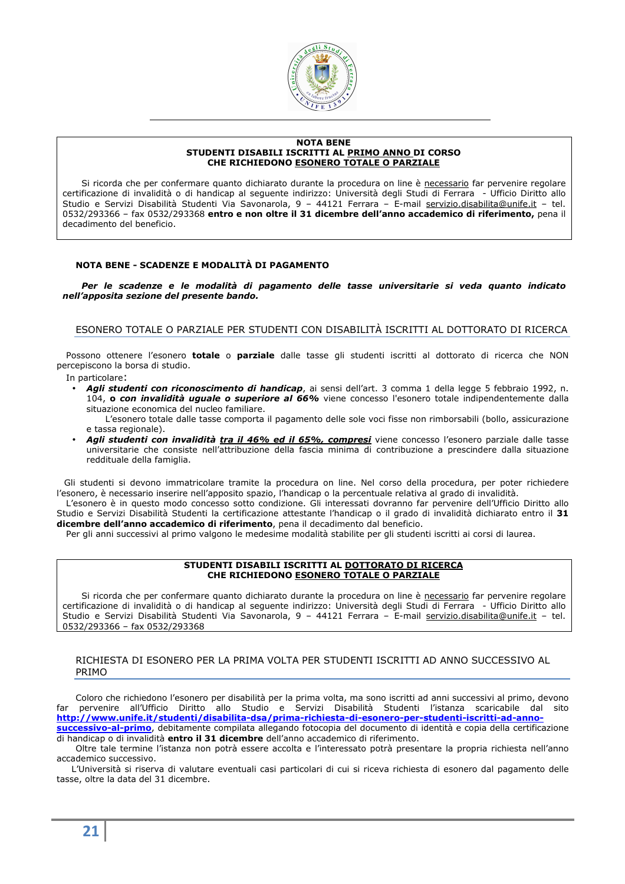**NOTA BENE**
**STUDENTI DISABILI ISCRITTI AL PRIMO ANNO DI CORSO**
**CHE RICHIEDONO ESONERO TOTALE O PARZIALE**

Si ricorda che per confermare quanto dichiarato durante la procedura on line è necessario far pervenire regolare certificazione di invalidità o di handicap al seguente indirizzo: Università degli Studi di Ferrara - Ufficio Diritto allo Studio e Servizi Disabilità Studenti Via Savonarola, 9 – 44121 Ferrara – E-mail servizio.disabilita@unife.it – tel. 0532/293366 – fax 0532/293368 **entro e non oltre il 31 dicembre dell'anno accademico di riferimento,** pena il decadimento del beneficio.

**NOTA BENE - SCADENZE E MODALITÀ DI PAGAMENTO**

***Per le scadenze e le modalità di pagamento delle tasse universitarie si veda quanto indicato nell'apposita sezione del presente bando.***

## ESONERO TOTALE O PARZIALE PER STUDENTI CON DISABILITÀ ISCRITTI AL DOTTORATO DI RICERCA

Possono ottenere l'esonero **totale** o **parziale** dalle tasse gli studenti iscritti al dottorato di ricerca che NON percepiscono la borsa di studio.

In particolare:

- ***Agli studenti con riconoscimento di handicap***, ai sensi dell'art. 3 comma 1 della legge 5 febbraio 1992, n. 104, ***o con invalidità uguale o superiore al 66%*** viene concesso l'esonero totale indipendentemente dalla situazione economica del nucleo familiare.
  L'esonero totale dalle tasse comporta il pagamento delle sole voci fisse non rimborsabili (bollo, assicurazione e tassa regionale).
- ***Agli studenti con invalidità tra il 46% ed il 65%, compresi*** viene concesso l'esonero parziale dalle tasse universitarie che consiste nell'attribuzione della fascia minima di contribuzione a prescindere dalla situazione reddituale della famiglia.

Gli studenti si devono immatricolare tramite la procedura on line. Nel corso della procedura, per poter richiedere l'esonero, è necessario inserire nell'apposito spazio, l'handicap o la percentuale relativa al grado di invalidità.

L'esonero è in questo modo concesso sotto condizione. Gli interessati dovranno far pervenire dell'Ufficio Diritto allo Studio e Servizi Disabilità Studenti la certificazione attestante l'handicap o il grado di invalidità dichiarato entro il **31 dicembre dell'anno accademico di riferimento**, pena il decadimento dal beneficio.

Per gli anni successivi al primo valgono le medesime modalità stabilite per gli studenti iscritti ai corsi di laurea.

**STUDENTI DISABILI ISCRITTI AL DOTTORATO DI RICERCA**
**CHE RICHIEDONO ESONERO TOTALE O PARZIALE**

Si ricorda che per confermare quanto dichiarato durante la procedura on line è necessario far pervenire regolare certificazione di invalidità o di handicap al seguente indirizzo: Università degli Studi di Ferrara - Ufficio Diritto allo Studio e Servizi Disabilità Studenti Via Savonarola, 9 – 44121 Ferrara – E-mail servizio.disabilita@unife.it – tel. 0532/293366 – fax 0532/293368

## RICHIESTA DI ESONERO PER LA PRIMA VOLTA PER STUDENTI ISCRITTI AD ANNO SUCCESSIVO AL PRIMO

Coloro che richiedono l'esonero per disabilità per la prima volta, ma sono iscritti ad anni successivi al primo, devono far pervenire all'Ufficio Diritto allo Studio e Servizi Disabilità Studenti l'istanza scaricabile dal sito **http://www.unife.it/studenti/disabilita-dsa/prima-richiesta-di-esonero-per-studenti-iscritti-ad-anno-successivo-al-primo**, debitamente compilata allegando fotocopia del documento di identità e copia della certificazione di handicap o di invalidità **entro il 31 dicembre** dell'anno accademico di riferimento.

Oltre tale termine l'istanza non potrà essere accolta e l'interessato potrà presentare la propria richiesta nell'anno accademico successivo.

L'Università si riserva di valutare eventuali casi particolari di cui si riceva richiesta di esonero dal pagamento delle tasse, oltre la data del 31 dicembre.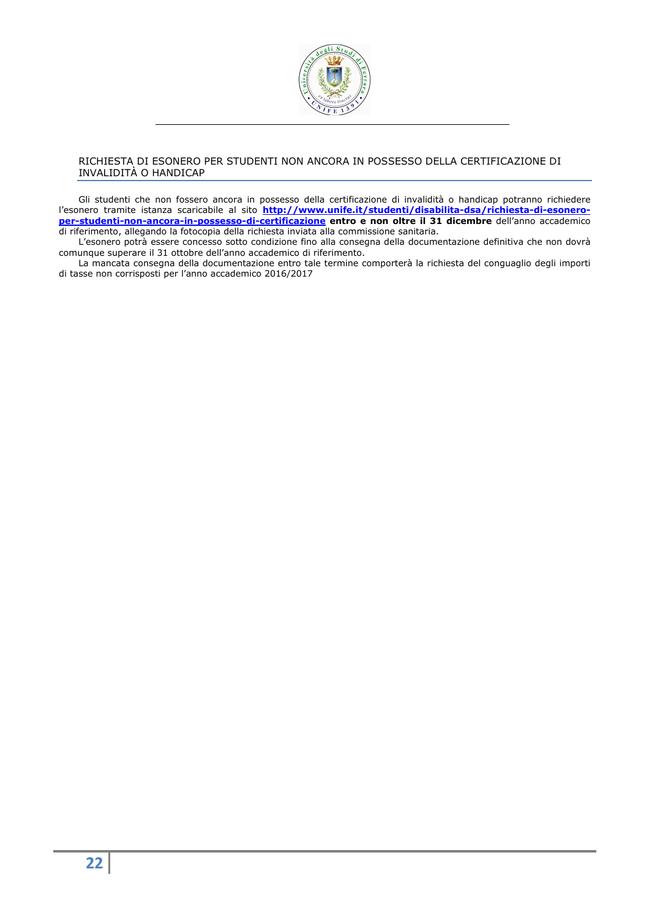## RICHIESTA DI ESONERO PER STUDENTI NON ANCORA IN POSSESSO DELLA CERTIFICAZIONE DI INVALIDITÀ O HANDICAP

Gli studenti che non fossero ancora in possesso della certificazione di invalidità o handicap potranno richiedere l'esonero tramite istanza scaricabile al sito **[http://www.unife.it/studenti/disabilita-dsa/richiesta-di-esonero-per-studenti-non-ancora-in-possesso-di-certificazione](http://www.unife.it/studenti/disabilita-dsa/richiesta-di-esonero-per-studenti-non-ancora-in-possesso-di-certificazione)** **entro e non oltre il 31 dicembre** dell'anno accademico di riferimento, allegando la fotocopia della richiesta inviata alla commissione sanitaria.

L'esonero potrà essere concesso sotto condizione fino alla consegna della documentazione definitiva che non dovrà comunque superare il 31 ottobre dell'anno accademico di riferimento.

La mancata consegna della documentazione entro tale termine comporterà la richiesta del conguaglio degli importi di tasse non corrisposti per l'anno accademico 2016/2017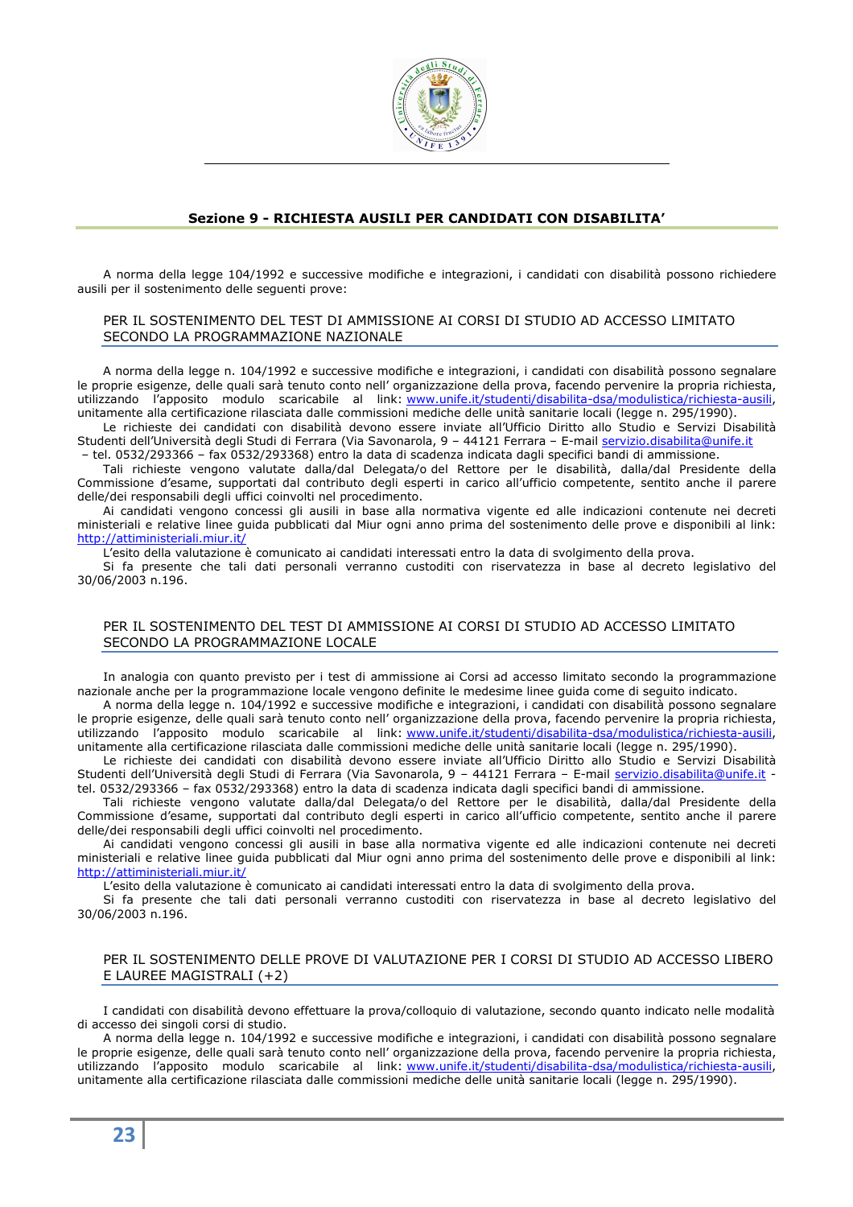## Sezione 9 - RICHIESTA AUSILI PER CANDIDATI CON DISABILITA'

A norma della legge 104/1992 e successive modifiche e integrazioni, i candidati con disabilità possono richiedere ausili per il sostenimento delle seguenti prove:

### PER IL SOSTENIMENTO DEL TEST DI AMMISSIONE AI CORSI DI STUDIO AD ACCESSO LIMITATO SECONDO LA PROGRAMMAZIONE NAZIONALE

A norma della legge n. 104/1992 e successive modifiche e integrazioni, i candidati con disabilità possono segnalare le proprie esigenze, delle quali sarà tenuto conto nell' organizzazione della prova, facendo pervenire la propria richiesta, utilizzando l'apposito modulo scaricabile al link: www.unife.it/studenti/disabilita-dsa/modulistica/richiesta-ausili, unitamente alla certificazione rilasciata dalle commissioni mediche delle unità sanitarie locali (legge n. 295/1990).

Le richieste dei candidati con disabilità devono essere inviate all'Ufficio Diritto allo Studio e Servizi Disabilità Studenti dell'Università degli Studi di Ferrara (Via Savonarola, 9 – 44121 Ferrara – E-mail servizio.disabilita@unife.it – tel. 0532/293366 – fax 0532/293368) entro la data di scadenza indicata dagli specifici bandi di ammissione.

Tali richieste vengono valutate dalla/dal Delegata/o del Rettore per le disabilità, dalla/dal Presidente della Commissione d'esame, supportati dal contributo degli esperti in carico all'ufficio competente, sentito anche il parere delle/dei responsabili degli uffici coinvolti nel procedimento.

Ai candidati vengono concessi gli ausili in base alla normativa vigente ed alle indicazioni contenute nei decreti ministeriali e relative linee guida pubblicati dal Miur ogni anno prima del sostenimento delle prove e disponibili al link: http://attiministeriali.miur.it/

L'esito della valutazione è comunicato ai candidati interessati entro la data di svolgimento della prova.

Si fa presente che tali dati personali verranno custoditi con riservatezza in base al decreto legislativo del 30/06/2003 n.196.

### PER IL SOSTENIMENTO DEL TEST DI AMMISSIONE AI CORSI DI STUDIO AD ACCESSO LIMITATO SECONDO LA PROGRAMMAZIONE LOCALE

In analogia con quanto previsto per i test di ammissione ai Corsi ad accesso limitato secondo la programmazione nazionale anche per la programmazione locale vengono definite le medesime linee guida come di seguito indicato.

A norma della legge n. 104/1992 e successive modifiche e integrazioni, i candidati con disabilità possono segnalare le proprie esigenze, delle quali sarà tenuto conto nell' organizzazione della prova, facendo pervenire la propria richiesta, utilizzando l'apposito modulo scaricabile al link: www.unife.it/studenti/disabilita-dsa/modulistica/richiesta-ausili, unitamente alla certificazione rilasciata dalle commissioni mediche delle unità sanitarie locali (legge n. 295/1990).

Le richieste dei candidati con disabilità devono essere inviate all'Ufficio Diritto allo Studio e Servizi Disabilità Studenti dell'Università degli Studi di Ferrara (Via Savonarola, 9 – 44121 Ferrara – E-mail servizio.disabilita@unife.it - tel. 0532/293366 – fax 0532/293368) entro la data di scadenza indicata dagli specifici bandi di ammissione.

Tali richieste vengono valutate dalla/dal Delegata/o del Rettore per le disabilità, dalla/dal Presidente della Commissione d'esame, supportati dal contributo degli esperti in carico all'ufficio competente, sentito anche il parere delle/dei responsabili degli uffici coinvolti nel procedimento.

Ai candidati vengono concessi gli ausili in base alla normativa vigente ed alle indicazioni contenute nei decreti ministeriali e relative linee guida pubblicati dal Miur ogni anno prima del sostenimento delle prove e disponibili al link: http://attiministeriali.miur.it/

L'esito della valutazione è comunicato ai candidati interessati entro la data di svolgimento della prova.

Si fa presente che tali dati personali verranno custoditi con riservatezza in base al decreto legislativo del 30/06/2003 n.196.

### PER IL SOSTENIMENTO DELLE PROVE DI VALUTAZIONE PER I CORSI DI STUDIO AD ACCESSO LIBERO E LAUREE MAGISTRALI (+2)

I candidati con disabilità devono effettuare la prova/colloquio di valutazione, secondo quanto indicato nelle modalità di accesso dei singoli corsi di studio.

A norma della legge n. 104/1992 e successive modifiche e integrazioni, i candidati con disabilità possono segnalare le proprie esigenze, delle quali sarà tenuto conto nell' organizzazione della prova, facendo pervenire la propria richiesta, utilizzando l'apposito modulo scaricabile al link: www.unife.it/studenti/disabilita-dsa/modulistica/richiesta-ausili, unitamente alla certificazione rilasciata dalle commissioni mediche delle unità sanitarie locali (legge n. 295/1990).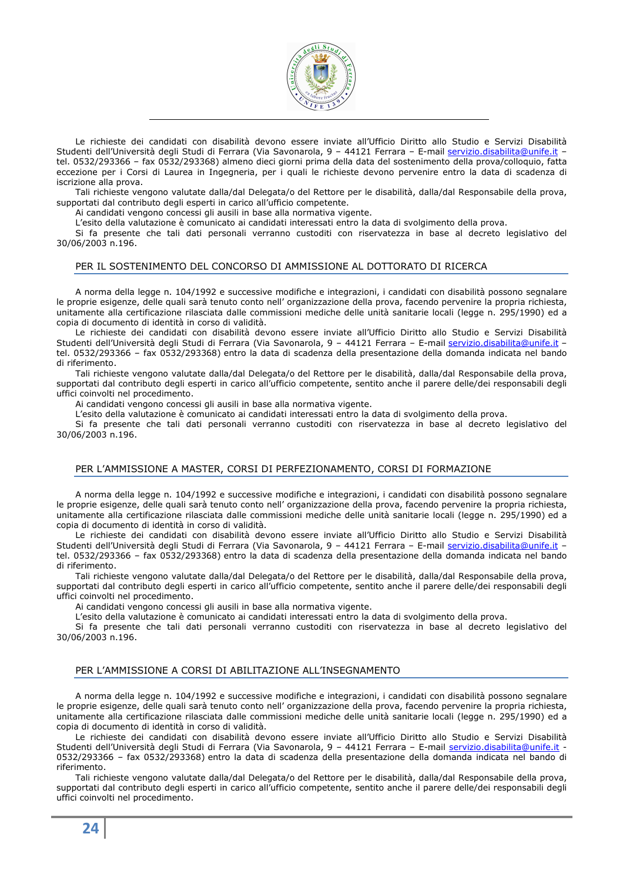Le richieste dei candidati con disabilità devono essere inviate all'Ufficio Diritto allo Studio e Servizi Disabilità Studenti dell'Università degli Studi di Ferrara (Via Savonarola, 9 – 44121 Ferrara – E-mail servizio.disabilita@unife.it – tel. 0532/293366 – fax 0532/293368) almeno dieci giorni prima della data del sostenimento della prova/colloquio, fatta eccezione per i Corsi di Laurea in Ingegneria, per i quali le richieste devono pervenire entro la data di scadenza di iscrizione alla prova.

Tali richieste vengono valutate dalla/dal Delegata/o del Rettore per le disabilità, dalla/dal Responsabile della prova, supportati dal contributo degli esperti in carico all'ufficio competente.

Ai candidati vengono concessi gli ausili in base alla normativa vigente.

L'esito della valutazione è comunicato ai candidati interessati entro la data di svolgimento della prova.

Si fa presente che tali dati personali verranno custoditi con riservatezza in base al decreto legislativo del 30/06/2003 n.196.

## PER IL SOSTENIMENTO DEL CONCORSO DI AMMISSIONE AL DOTTORATO DI RICERCA

A norma della legge n. 104/1992 e successive modifiche e integrazioni, i candidati con disabilità possono segnalare le proprie esigenze, delle quali sarà tenuto conto nell' organizzazione della prova, facendo pervenire la propria richiesta, unitamente alla certificazione rilasciata dalle commissioni mediche delle unità sanitarie locali (legge n. 295/1990) ed a copia di documento di identità in corso di validità.

Le richieste dei candidati con disabilità devono essere inviate all'Ufficio Diritto allo Studio e Servizi Disabilità Studenti dell'Università degli Studi di Ferrara (Via Savonarola, 9 – 44121 Ferrara – E-mail servizio.disabilita@unife.it – tel. 0532/293366 – fax 0532/293368) entro la data di scadenza della presentazione della domanda indicata nel bando di riferimento.

Tali richieste vengono valutate dalla/dal Delegata/o del Rettore per le disabilità, dalla/dal Responsabile della prova, supportati dal contributo degli esperti in carico all'ufficio competente, sentito anche il parere delle/dei responsabili degli uffici coinvolti nel procedimento.

Ai candidati vengono concessi gli ausili in base alla normativa vigente.

L'esito della valutazione è comunicato ai candidati interessati entro la data di svolgimento della prova.

Si fa presente che tali dati personali verranno custoditi con riservatezza in base al decreto legislativo del 30/06/2003 n.196.

## PER L'AMMISSIONE A MASTER, CORSI DI PERFEZIONAMENTO, CORSI DI FORMAZIONE

A norma della legge n. 104/1992 e successive modifiche e integrazioni, i candidati con disabilità possono segnalare le proprie esigenze, delle quali sarà tenuto conto nell' organizzazione della prova, facendo pervenire la propria richiesta, unitamente alla certificazione rilasciata dalle commissioni mediche delle unità sanitarie locali (legge n. 295/1990) ed a copia di documento di identità in corso di validità.

Le richieste dei candidati con disabilità devono essere inviate all'Ufficio Diritto allo Studio e Servizi Disabilità Studenti dell'Università degli Studi di Ferrara (Via Savonarola, 9 – 44121 Ferrara – E-mail servizio.disabilita@unife.it – tel. 0532/293366 – fax 0532/293368) entro la data di scadenza della presentazione della domanda indicata nel bando di riferimento.

Tali richieste vengono valutate dalla/dal Delegata/o del Rettore per le disabilità, dalla/dal Responsabile della prova, supportati dal contributo degli esperti in carico all'ufficio competente, sentito anche il parere delle/dei responsabili degli uffici coinvolti nel procedimento.

Ai candidati vengono concessi gli ausili in base alla normativa vigente.

L'esito della valutazione è comunicato ai candidati interessati entro la data di svolgimento della prova.

Si fa presente che tali dati personali verranno custoditi con riservatezza in base al decreto legislativo del 30/06/2003 n.196.

## PER L'AMMISSIONE A CORSI DI ABILITAZIONE ALL'INSEGNAMENTO

A norma della legge n. 104/1992 e successive modifiche e integrazioni, i candidati con disabilità possono segnalare le proprie esigenze, delle quali sarà tenuto conto nell' organizzazione della prova, facendo pervenire la propria richiesta, unitamente alla certificazione rilasciata dalle commissioni mediche delle unità sanitarie locali (legge n. 295/1990) ed a copia di documento di identità in corso di validità.

Le richieste dei candidati con disabilità devono essere inviate all'Ufficio Diritto allo Studio e Servizi Disabilità Studenti dell'Università degli Studi di Ferrara (Via Savonarola, 9 – 44121 Ferrara – E-mail servizio.disabilita@unife.it - 0532/293366 – fax 0532/293368) entro la data di scadenza della presentazione della domanda indicata nel bando di riferimento.

Tali richieste vengono valutate dalla/dal Delegata/o del Rettore per le disabilità, dalla/dal Responsabile della prova, supportati dal contributo degli esperti in carico all'ufficio competente, sentito anche il parere delle/dei responsabili degli uffici coinvolti nel procedimento.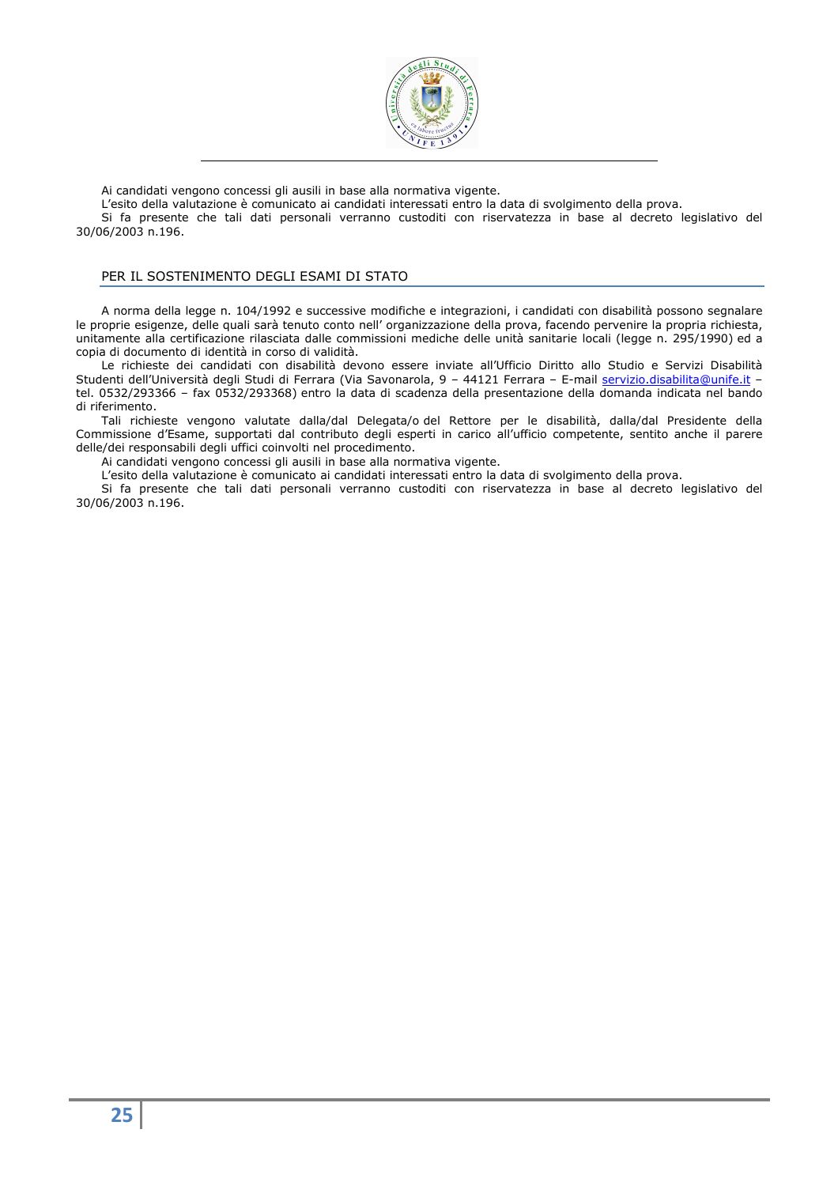Ai candidati vengono concessi gli ausili in base alla normativa vigente.

L'esito della valutazione è comunicato ai candidati interessati entro la data di svolgimento della prova.

Si fa presente che tali dati personali verranno custoditi con riservatezza in base al decreto legislativo del 30/06/2003 n.196.

## PER IL SOSTENIMENTO DEGLI ESAMI DI STATO

A norma della legge n. 104/1992 e successive modifiche e integrazioni, i candidati con disabilità possono segnalare le proprie esigenze, delle quali sarà tenuto conto nell' organizzazione della prova, facendo pervenire la propria richiesta, unitamente alla certificazione rilasciata dalle commissioni mediche delle unità sanitarie locali (legge n. 295/1990) ed a copia di documento di identità in corso di validità.

Le richieste dei candidati con disabilità devono essere inviate all'Ufficio Diritto allo Studio e Servizi Disabilità Studenti dell'Università degli Studi di Ferrara (Via Savonarola, 9 – 44121 Ferrara – E-mail servizio.disabilita@unife.it – tel. 0532/293366 – fax 0532/293368) entro la data di scadenza della presentazione della domanda indicata nel bando di riferimento.

Tali richieste vengono valutate dalla/dal Delegata/o del Rettore per le disabilità, dalla/dal Presidente della Commissione d'Esame, supportati dal contributo degli esperti in carico all'ufficio competente, sentito anche il parere delle/dei responsabili degli uffici coinvolti nel procedimento.

Ai candidati vengono concessi gli ausili in base alla normativa vigente.

L'esito della valutazione è comunicato ai candidati interessati entro la data di svolgimento della prova.

Si fa presente che tali dati personali verranno custoditi con riservatezza in base al decreto legislativo del 30/06/2003 n.196.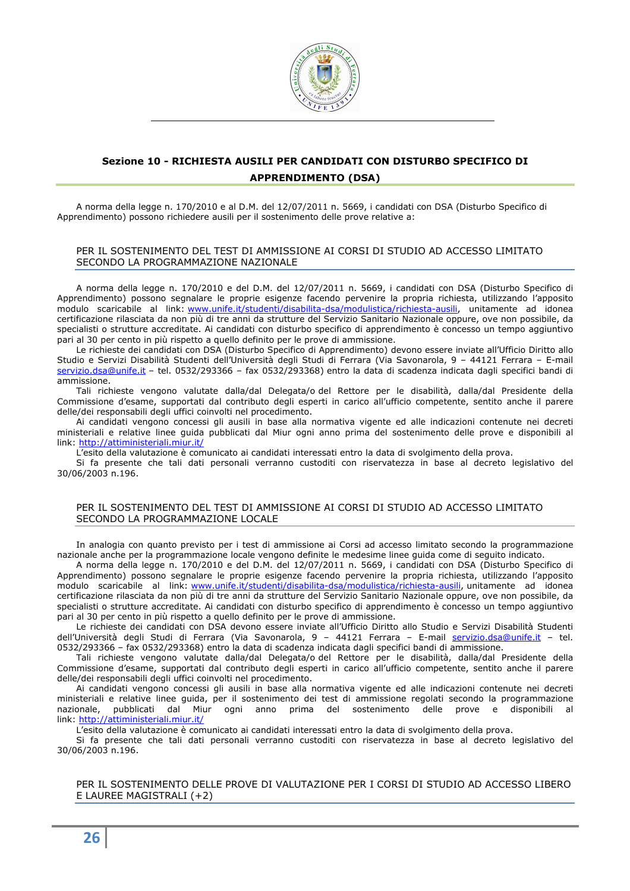## Sezione 10 - RICHIESTA AUSILI PER CANDIDATI CON DISTURBO SPECIFICO DI APPRENDIMENTO (DSA)

A norma della legge n. 170/2010 e al D.M. del 12/07/2011 n. 5669, i candidati con DSA (Disturbo Specifico di Apprendimento) possono richiedere ausili per il sostenimento delle prove relative a:

### PER IL SOSTENIMENTO DEL TEST DI AMMISSIONE AI CORSI DI STUDIO AD ACCESSO LIMITATO SECONDO LA PROGRAMMAZIONE NAZIONALE

A norma della legge n. 170/2010 e del D.M. del 12/07/2011 n. 5669, i candidati con DSA (Disturbo Specifico di Apprendimento) possono segnalare le proprie esigenze facendo pervenire la propria richiesta, utilizzando l'apposito modulo scaricabile al link: www.unife.it/studenti/disabilita-dsa/modulistica/richiesta-ausili, unitamente ad idonea certificazione rilasciata da non più di tre anni da strutture del Servizio Sanitario Nazionale oppure, ove non possibile, da specialisti o strutture accreditate. Ai candidati con disturbo specifico di apprendimento è concesso un tempo aggiuntivo pari al 30 per cento in più rispetto a quello definito per le prove di ammissione.

Le richieste dei candidati con DSA (Disturbo Specifico di Apprendimento) devono essere inviate all'Ufficio Diritto allo Studio e Servizi Disabilità Studenti dell'Università degli Studi di Ferrara (Via Savonarola, 9 – 44121 Ferrara – E-mail servizio.dsa@unife.it – tel. 0532/293366 – fax 0532/293368) entro la data di scadenza indicata dagli specifici bandi di ammissione.

Tali richieste vengono valutate dalla/dal Delegata/o del Rettore per le disabilità, dalla/dal Presidente della Commissione d'esame, supportati dal contributo degli esperti in carico all'ufficio competente, sentito anche il parere delle/dei responsabili degli uffici coinvolti nel procedimento.

Ai candidati vengono concessi gli ausili in base alla normativa vigente ed alle indicazioni contenute nei decreti ministeriali e relative linee guida pubblicati dal Miur ogni anno prima del sostenimento delle prove e disponibili al link: http://attiministeriali.miur.it/

L'esito della valutazione è comunicato ai candidati interessati entro la data di svolgimento della prova.

Si fa presente che tali dati personali verranno custoditi con riservatezza in base al decreto legislativo del 30/06/2003 n.196.

### PER IL SOSTENIMENTO DEL TEST DI AMMISSIONE AI CORSI DI STUDIO AD ACCESSO LIMITATO SECONDO LA PROGRAMMAZIONE LOCALE

In analogia con quanto previsto per i test di ammissione ai Corsi ad accesso limitato secondo la programmazione nazionale anche per la programmazione locale vengono definite le medesime linee guida come di seguito indicato.

A norma della legge n. 170/2010 e del D.M. del 12/07/2011 n. 5669, i candidati con DSA (Disturbo Specifico di Apprendimento) possono segnalare le proprie esigenze facendo pervenire la propria richiesta, utilizzando l'apposito modulo scaricabile al link: www.unife.it/studenti/disabilita-dsa/modulistica/richiesta-ausili, unitamente ad idonea certificazione rilasciata da non più di tre anni da strutture del Servizio Sanitario Nazionale oppure, ove non possibile, da specialisti o strutture accreditate. Ai candidati con disturbo specifico di apprendimento è concesso un tempo aggiuntivo pari al 30 per cento in più rispetto a quello definito per le prove di ammissione.

Le richieste dei candidati con DSA devono essere inviate all'Ufficio Diritto allo Studio e Servizi Disabilità Studenti dell'Università degli Studi di Ferrara (Via Savonarola, 9 – 44121 Ferrara – E-mail servizio.dsa@unife.it – tel. 0532/293366 – fax 0532/293368) entro la data di scadenza indicata dagli specifici bandi di ammissione.

Tali richieste vengono valutate dalla/dal Delegata/o del Rettore per le disabilità, dalla/dal Presidente della Commissione d'esame, supportati dal contributo degli esperti in carico all'ufficio competente, sentito anche il parere delle/dei responsabili degli uffici coinvolti nel procedimento.

Ai candidati vengono concessi gli ausili in base alla normativa vigente ed alle indicazioni contenute nei decreti ministeriali e relative linee guida, per il sostenimento dei test di ammissione regolati secondo la programmazione nazionale, pubblicati dal Miur ogni anno prima del sostenimento delle prove e disponibili al link: http://attiministeriali.miur.it/

L'esito della valutazione è comunicato ai candidati interessati entro la data di svolgimento della prova.

Si fa presente che tali dati personali verranno custoditi con riservatezza in base al decreto legislativo del 30/06/2003 n.196.

### PER IL SOSTENIMENTO DELLE PROVE DI VALUTAZIONE PER I CORSI DI STUDIO AD ACCESSO LIBERO E LAUREE MAGISTRALI (+2)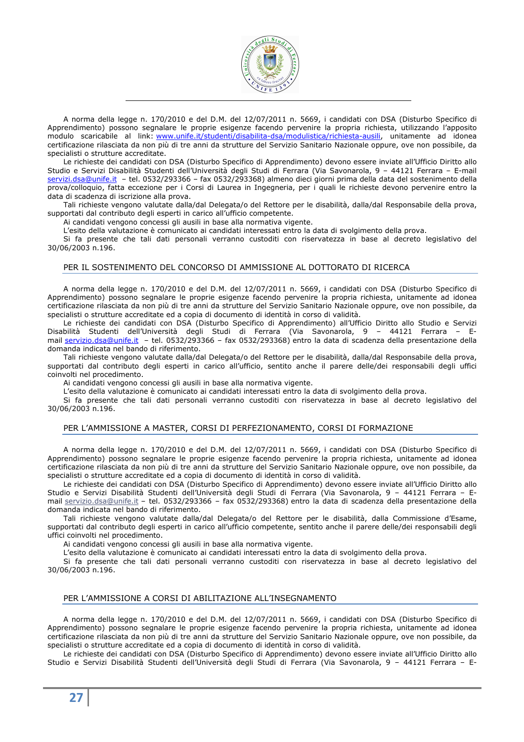A norma della legge n. 170/2010 e del D.M. del 12/07/2011 n. 5669, i candidati con DSA (Disturbo Specifico di Apprendimento) possono segnalare le proprie esigenze facendo pervenire la propria richiesta, utilizzando l'apposito modulo scaricabile al link: www.unife.it/studenti/disabilita-dsa/modulistica/richiesta-ausili, unitamente ad idonea certificazione rilasciata da non più di tre anni da strutture del Servizio Sanitario Nazionale oppure, ove non possibile, da specialisti o strutture accreditate.

Le richieste dei candidati con DSA (Disturbo Specifico di Apprendimento) devono essere inviate all'Ufficio Diritto allo Studio e Servizi Disabilità Studenti dell'Università degli Studi di Ferrara (Via Savonarola, 9 – 44121 Ferrara – E-mail servizi.dsa@unife.it – tel. 0532/293366 – fax 0532/293368) almeno dieci giorni prima della data del sostenimento della prova/colloquio, fatta eccezione per i Corsi di Laurea in Ingegneria, per i quali le richieste devono pervenire entro la data di scadenza di iscrizione alla prova.

Tali richieste vengono valutate dalla/dal Delegata/o del Rettore per le disabilità, dalla/dal Responsabile della prova, supportati dal contributo degli esperti in carico all'ufficio competente.

Ai candidati vengono concessi gli ausili in base alla normativa vigente.

L'esito della valutazione è comunicato ai candidati interessati entro la data di svolgimento della prova.

Si fa presente che tali dati personali verranno custoditi con riservatezza in base al decreto legislativo del 30/06/2003 n.196.

## PER IL SOSTENIMENTO DEL CONCORSO DI AMMISSIONE AL DOTTORATO DI RICERCA

A norma della legge n. 170/2010 e del D.M. del 12/07/2011 n. 5669, i candidati con DSA (Disturbo Specifico di Apprendimento) possono segnalare le proprie esigenze facendo pervenire la propria richiesta, unitamente ad idonea certificazione rilasciata da non più di tre anni da strutture del Servizio Sanitario Nazionale oppure, ove non possibile, da specialisti o strutture accreditate ed a copia di documento di identità in corso di validità.

Le richieste dei candidati con DSA (Disturbo Specifico di Apprendimento) all'Ufficio Diritto allo Studio e Servizi Disabilità Studenti dell'Università degli Studi di Ferrara (Via Savonarola, 9 – 44121 Ferrara – E-mail servizio.dsa@unife.it – tel. 0532/293366 – fax 0532/293368) entro la data di scadenza della presentazione della domanda indicata nel bando di riferimento.

Tali richieste vengono valutate dalla/dal Delegata/o del Rettore per le disabilità, dalla/dal Responsabile della prova, supportati dal contributo degli esperti in carico all'ufficio, sentito anche il parere delle/dei responsabili degli uffici coinvolti nel procedimento.

Ai candidati vengono concessi gli ausili in base alla normativa vigente.

L'esito della valutazione è comunicato ai candidati interessati entro la data di svolgimento della prova.

Si fa presente che tali dati personali verranno custoditi con riservatezza in base al decreto legislativo del 30/06/2003 n.196.

## PER L'AMMISSIONE A MASTER, CORSI DI PERFEZIONAMENTO, CORSI DI FORMAZIONE

A norma della legge n. 170/2010 e del D.M. del 12/07/2011 n. 5669, i candidati con DSA (Disturbo Specifico di Apprendimento) possono segnalare le proprie esigenze facendo pervenire la propria richiesta, unitamente ad idonea certificazione rilasciata da non più di tre anni da strutture del Servizio Sanitario Nazionale oppure, ove non possibile, da specialisti o strutture accreditate ed a copia di documento di identità in corso di validità.

Le richieste dei candidati con DSA (Disturbo Specifico di Apprendimento) devono essere inviate all'Ufficio Diritto allo Studio e Servizi Disabilità Studenti dell'Università degli Studi di Ferrara (Via Savonarola, 9 – 44121 Ferrara – E-mail servizio.dsa@unife.it – tel. 0532/293366 – fax 0532/293368) entro la data di scadenza della presentazione della domanda indicata nel bando di riferimento.

Tali richieste vengono valutate dalla/dal Delegata/o del Rettore per le disabilità, dalla Commissione d'Esame, supportati dal contributo degli esperti in carico all'ufficio competente, sentito anche il parere delle/dei responsabili degli uffici coinvolti nel procedimento.

Ai candidati vengono concessi gli ausili in base alla normativa vigente.

L'esito della valutazione è comunicato ai candidati interessati entro la data di svolgimento della prova.

Si fa presente che tali dati personali verranno custoditi con riservatezza in base al decreto legislativo del 30/06/2003 n.196.

## PER L'AMMISSIONE A CORSI DI ABILITAZIONE ALL'INSEGNAMENTO

A norma della legge n. 170/2010 e del D.M. del 12/07/2011 n. 5669, i candidati con DSA (Disturbo Specifico di Apprendimento) possono segnalare le proprie esigenze facendo pervenire la propria richiesta, unitamente ad idonea certificazione rilasciata da non più di tre anni da strutture del Servizio Sanitario Nazionale oppure, ove non possibile, da specialisti o strutture accreditate ed a copia di documento di identità in corso di validità.

Le richieste dei candidati con DSA (Disturbo Specifico di Apprendimento) devono essere inviate all'Ufficio Diritto allo Studio e Servizi Disabilità Studenti dell'Università degli Studi di Ferrara (Via Savonarola, 9 – 44121 Ferrara – E-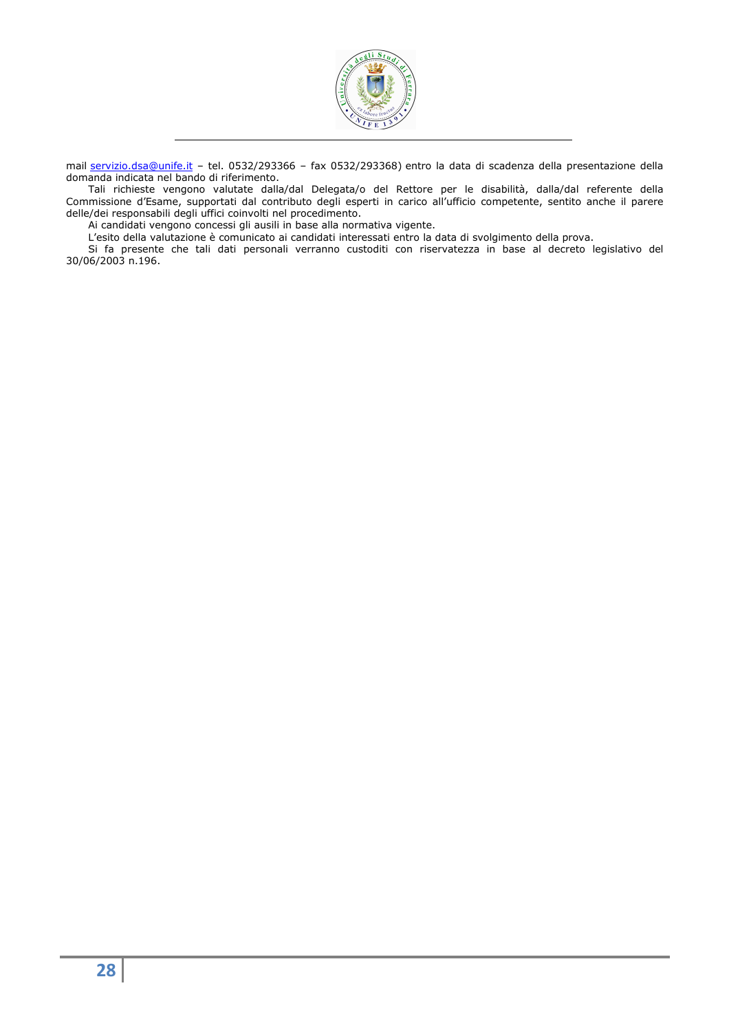mail servizio.dsa@unife.it – tel. 0532/293366 – fax 0532/293368) entro la data di scadenza della presentazione della domanda indicata nel bando di riferimento.

Tali richieste vengono valutate dalla/dal Delegata/o del Rettore per le disabilità, dalla/dal referente della Commissione d'Esame, supportati dal contributo degli esperti in carico all'ufficio competente, sentito anche il parere delle/dei responsabili degli uffici coinvolti nel procedimento.

Ai candidati vengono concessi gli ausili in base alla normativa vigente.

L'esito della valutazione è comunicato ai candidati interessati entro la data di svolgimento della prova.

Si fa presente che tali dati personali verranno custoditi con riservatezza in base al decreto legislativo del 30/06/2003 n.196.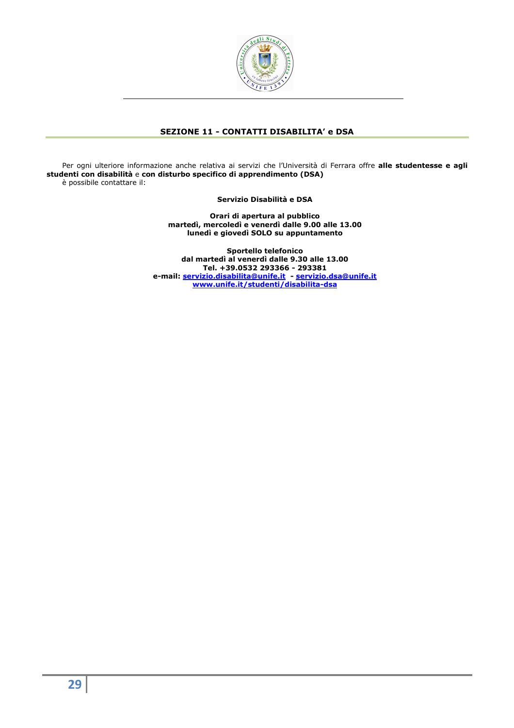## SEZIONE 11 - CONTATTI DISABILITA' e DSA

Per ogni ulteriore informazione anche relativa ai servizi che l'Università di Ferrara offre **alle studentesse e agli studenti con disabilità** e **con disturbo specifico di apprendimento (DSA)** è possibile contattare il:

**Servizio Disabilità e DSA**

**Orari di apertura al pubblico**
**martedì, mercoledì e venerdì dalle 9.00 alle 13.00**
**lunedì e giovedì SOLO su appuntamento**

**Sportello telefonico**
**dal martedì al venerdì dalle 9.30 alle 13.00**
**Tel. +39.0532 293366 - 293381**
**e-mail: servizio.disabilita@unife.it - servizio.dsa@unife.it**
**www.unife.it/studenti/disabilita-dsa**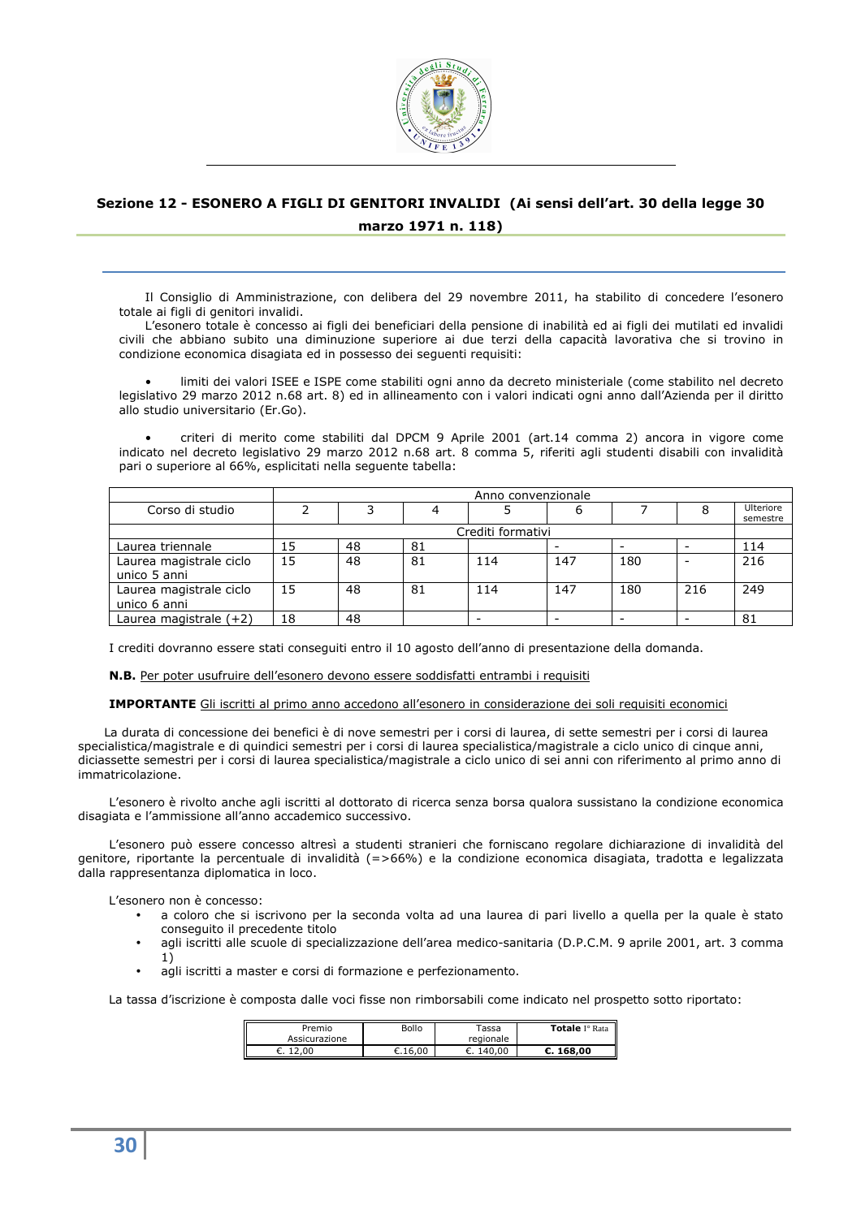## Sezione 12 - ESONERO A FIGLI DI GENITORI INVALIDI (Ai sensi dell'art. 30 della legge 30 marzo 1971 n. 118)

Il Consiglio di Amministrazione, con delibera del 29 novembre 2011, ha stabilito di concedere l'esonero totale ai figli di genitori invalidi.

L'esonero totale è concesso ai figli dei beneficiari della pensione di inabilità ed ai figli dei mutilati ed invalidi civili che abbiano subito una diminuzione superiore ai due terzi della capacità lavorativa che si trovino in condizione economica disagiata ed in possesso dei seguenti requisiti:

- limiti dei valori ISEE e ISPE come stabiliti ogni anno da decreto ministeriale (come stabilito nel decreto legislativo 29 marzo 2012 n.68 art. 8) ed in allineamento con i valori indicati ogni anno dall'Azienda per il diritto allo studio universitario (Er.Go).

- criteri di merito come stabiliti dal DPCM 9 Aprile 2001 (art.14 comma 2) ancora in vigore come indicato nel decreto legislativo 29 marzo 2012 n.68 art. 8 comma 5, riferiti agli studenti disabili con invalidità pari o superiore al 66%, esplicitati nella seguente tabella:

| | Anno convenzionale | | | | | | | |
|---|---|---|---|---|---|---|---|---|
| Corso di studio | 2 | 3 | 4 | 5 | 6 | 7 | 8 | Ulteriore semestre |
| | Crediti formativi | | | | | | | |
| Laurea triennale | 15 | 48 | 81 | | - | - | - | 114 |
| Laurea magistrale ciclo unico 5 anni | 15 | 48 | 81 | 114 | 147 | 180 | - | 216 |
| Laurea magistrale ciclo unico 6 anni | 15 | 48 | 81 | 114 | 147 | 180 | 216 | 249 |
| Laurea magistrale (+2) | 18 | 48 | | - | - | - | - | 81 |

I crediti dovranno essere stati conseguiti entro il 10 agosto dell'anno di presentazione della domanda.

**N.B.** Per poter usufruire dell'esonero devono essere soddisfatti entrambi i requisiti

**IMPORTANTE** Gli iscritti al primo anno accedono all'esonero in considerazione dei soli requisiti economici

La durata di concessione dei benefici è di nove semestri per i corsi di laurea, di sette semestri per i corsi di laurea specialistica/magistrale e di quindici semestri per i corsi di laurea specialistica/magistrale a ciclo unico di cinque anni, diciassette semestri per i corsi di laurea specialistica/magistrale a ciclo unico di sei anni con riferimento al primo anno di immatricolazione.

L'esonero è rivolto anche agli iscritti al dottorato di ricerca senza borsa qualora sussistano la condizione economica disagiata e l'ammissione all'anno accademico successivo.

L'esonero può essere concesso altresì a studenti stranieri che forniscano regolare dichiarazione di invalidità del genitore, riportante la percentuale di invalidità (=>66%) e la condizione economica disagiata, tradotta e legalizzata dalla rappresentanza diplomatica in loco.

L'esonero non è concesso:

- a coloro che si iscrivono per la seconda volta ad una laurea di pari livello a quella per la quale è stato conseguito il precedente titolo
- agli iscritti alle scuole di specializzazione dell'area medico-sanitaria (D.P.C.M. 9 aprile 2001, art. 3 comma 1)
- agli iscritti a master e corsi di formazione e perfezionamento.

La tassa d'iscrizione è composta dalle voci fisse non rimborsabili come indicato nel prospetto sotto riportato:

| Premio Assicurazione | Bollo | Tassa regionale | **Totale** I° Rata |
|---|---|---|---|
| €. 12,00 | €.16,00 | €. 140,00 | **€. 168,00** |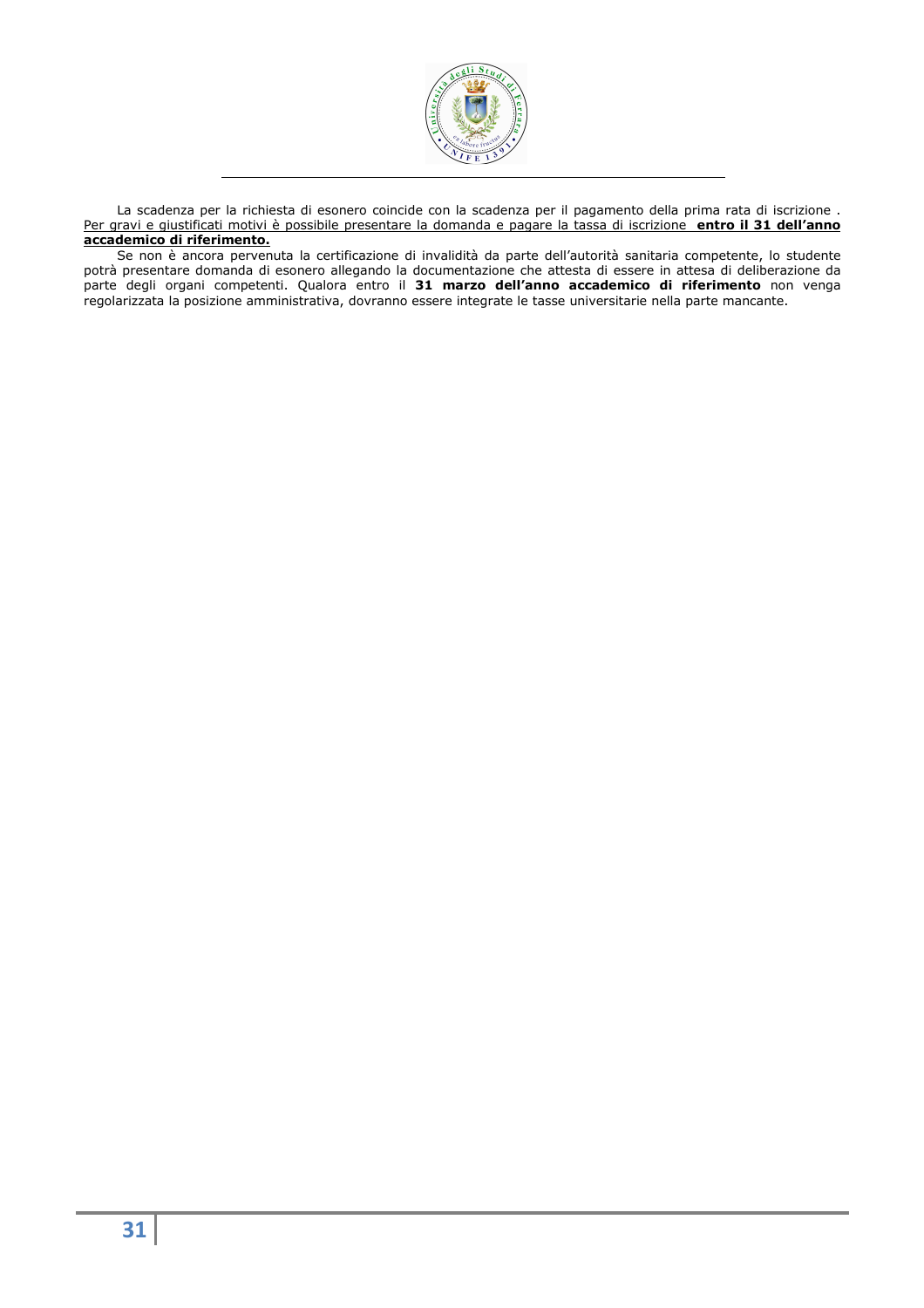La scadenza per la richiesta di esonero coincide con la scadenza per il pagamento della prima rata di iscrizione . Per gravi e giustificati motivi è possibile presentare la domanda e pagare la tassa di iscrizione **entro il 31 dell'anno accademico di riferimento.**

Se non è ancora pervenuta la certificazione di invalidità da parte dell'autorità sanitaria competente, lo studente potrà presentare domanda di esonero allegando la documentazione che attesta di essere in attesa di deliberazione da parte degli organi competenti. Qualora entro il **31 marzo dell'anno accademico di riferimento** non venga regolarizzata la posizione amministrativa, dovranno essere integrate le tasse universitarie nella parte mancante.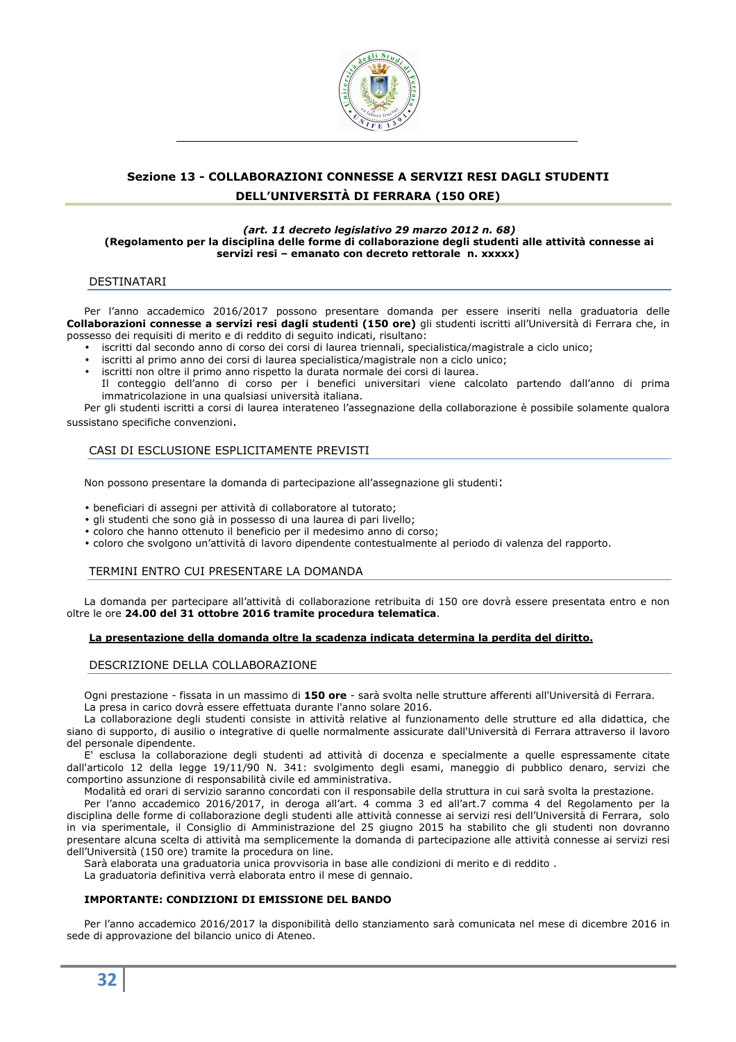## Sezione 13 - COLLABORAZIONI CONNESSE A SERVIZI RESI DAGLI STUDENTI DELL'UNIVERSITÀ DI FERRARA (150 ORE)

***(art. 11 decreto legislativo 29 marzo 2012 n. 68)***
**(Regolamento per la disciplina delle forme di collaborazione degli studenti alle attività connesse ai servizi resi – emanato con decreto rettorale n. xxxxx)**

### DESTINATARI

Per l'anno accademico 2016/2017 possono presentare domanda per essere inseriti nella graduatoria delle **Collaborazioni connesse a servizi resi dagli studenti (150 ore)** gli studenti iscritti all'Università di Ferrara che, in possesso dei requisiti di merito e di reddito di seguito indicati, risultano:

- iscritti dal secondo anno di corso dei corsi di laurea triennali, specialistica/magistrale a ciclo unico;
- iscritti al primo anno dei corsi di laurea specialistica/magistrale non a ciclo unico;
- iscritti non oltre il primo anno rispetto la durata normale dei corsi di laurea.
  Il conteggio dell'anno di corso per i benefici universitari viene calcolato partendo dall'anno di prima immatricolazione in una qualsiasi università italiana.

Per gli studenti iscritti a corsi di laurea interateneo l'assegnazione della collaborazione è possibile solamente qualora sussistano specifiche convenzioni.

### CASI DI ESCLUSIONE ESPLICITAMENTE PREVISTI

Non possono presentare la domanda di partecipazione all'assegnazione gli studenti:

- beneficiari di assegni per attività di collaboratore al tutorato;
- gli studenti che sono già in possesso di una laurea di pari livello;
- coloro che hanno ottenuto il beneficio per il medesimo anno di corso;
- coloro che svolgono un'attività di lavoro dipendente contestualmente al periodo di valenza del rapporto.

### TERMINI ENTRO CUI PRESENTARE LA DOMANDA

La domanda per partecipare all'attività di collaborazione retribuita di 150 ore dovrà essere presentata entro e non oltre le ore **24.00 del 31 ottobre 2016 tramite procedura telematica**.

**La presentazione della domanda oltre la scadenza indicata determina la perdita del diritto.**

### DESCRIZIONE DELLA COLLABORAZIONE

Ogni prestazione - fissata in un massimo di **150 ore** - sarà svolta nelle strutture afferenti all'Università di Ferrara.
La presa in carico dovrà essere effettuata durante l'anno solare 2016.
La collaborazione degli studenti consiste in attività relative al funzionamento delle strutture ed alla didattica, che siano di supporto, di ausilio o integrative di quelle normalmente assicurate dall'Università di Ferrara attraverso il lavoro del personale dipendente.
E' esclusa la collaborazione degli studenti ad attività di docenza e specialmente a quelle espressamente citate dall'articolo 12 della legge 19/11/90 N. 341: svolgimento degli esami, maneggio di pubblico denaro, servizi che comportino assunzione di responsabilità civile ed amministrativa.
Modalità ed orari di servizio saranno concordati con il responsabile della struttura in cui sarà svolta la prestazione.
Per l'anno accademico 2016/2017, in deroga all'art. 4 comma 3 ed all'art.7 comma 4 del Regolamento per la disciplina delle forme di collaborazione degli studenti alle attività connesse ai servizi resi dell'Università di Ferrara, solo in via sperimentale, il Consiglio di Amministrazione del 25 giugno 2015 ha stabilito che gli studenti non dovranno presentare alcuna scelta di attività ma semplicemente la domanda di partecipazione alle attività connesse ai servizi resi dell'Università (150 ore) tramite la procedura on line.
Sarà elaborata una graduatoria unica provvisoria in base alle condizioni di merito e di reddito .
La graduatoria definitiva verrà elaborata entro il mese di gennaio.

**IMPORTANTE: CONDIZIONI DI EMISSIONE DEL BANDO**

Per l'anno accademico 2016/2017 la disponibilità dello stanziamento sarà comunicata nel mese di dicembre 2016 in sede di approvazione del bilancio unico di Ateneo.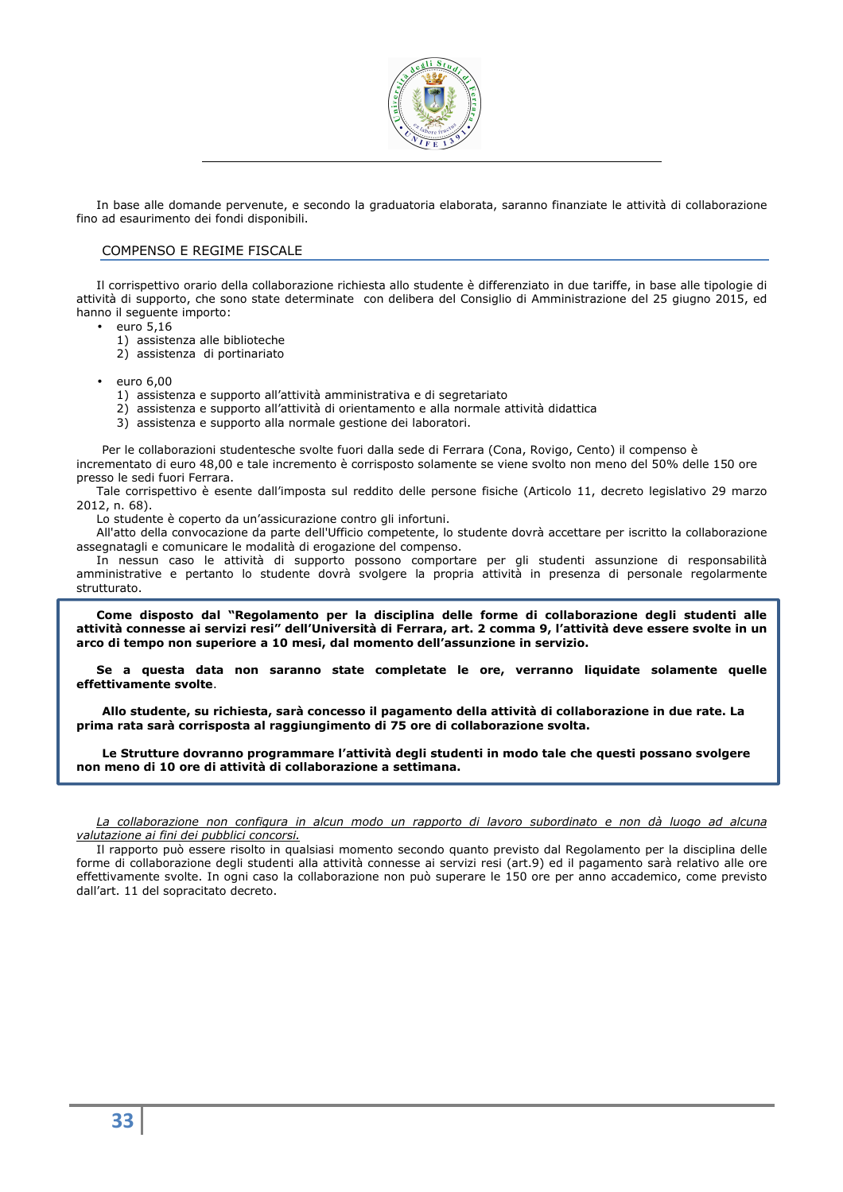In base alle domande pervenute, e secondo la graduatoria elaborata, saranno finanziate le attività di collaborazione fino ad esaurimento dei fondi disponibili.

## COMPENSO E REGIME FISCALE

Il corrispettivo orario della collaborazione richiesta allo studente è differenziato in due tariffe, in base alle tipologie di attività di supporto, che sono state determinate con delibera del Consiglio di Amministrazione del 25 giugno 2015, ed hanno il seguente importo:

- euro 5,16
  1) assistenza alle biblioteche
  2) assistenza di portinariato

- euro 6,00
  1) assistenza e supporto all'attività amministrativa e di segretariato
  2) assistenza e supporto all'attività di orientamento e alla normale attività didattica
  3) assistenza e supporto alla normale gestione dei laboratori.

Per le collaborazioni studentesche svolte fuori dalla sede di Ferrara (Cona, Rovigo, Cento) il compenso è incrementato di euro 48,00 e tale incremento è corrisposto solamente se viene svolto non meno del 50% delle 150 ore presso le sedi fuori Ferrara.

Tale corrispettivo è esente dall'imposta sul reddito delle persone fisiche (Articolo 11, decreto legislativo 29 marzo 2012, n. 68).

Lo studente è coperto da un'assicurazione contro gli infortuni.

All'atto della convocazione da parte dell'Ufficio competente, lo studente dovrà accettare per iscritto la collaborazione assegnatagli e comunicare le modalità di erogazione del compenso.

In nessun caso le attività di supporto possono comportare per gli studenti assunzione di responsabilità amministrative e pertanto lo studente dovrà svolgere la propria attività in presenza di personale regolarmente strutturato.

**Come disposto dal "Regolamento per la disciplina delle forme di collaborazione degli studenti alle attività connesse ai servizi resi" dell'Università di Ferrara, art. 2 comma 9, l'attività deve essere svolte in un arco di tempo non superiore a 10 mesi, dal momento dell'assunzione in servizio.**

**Se a questa data non saranno state completate le ore, verranno liquidate solamente quelle effettivamente svolte**.

**Allo studente, su richiesta, sarà concesso il pagamento della attività di collaborazione in due rate. La prima rata sarà corrisposta al raggiungimento di 75 ore di collaborazione svolta.**

**Le Strutture dovranno programmare l'attività degli studenti in modo tale che questi possano svolgere non meno di 10 ore di attività di collaborazione a settimana.**

*La collaborazione non configura in alcun modo un rapporto di lavoro subordinato e non dà luogo ad alcuna valutazione ai fini dei pubblici concorsi.*

Il rapporto può essere risolto in qualsiasi momento secondo quanto previsto dal Regolamento per la disciplina delle forme di collaborazione degli studenti alla attività connesse ai servizi resi (art.9) ed il pagamento sarà relativo alle ore effettivamente svolte. In ogni caso la collaborazione non può superare le 150 ore per anno accademico, come previsto dall'art. 11 del sopracitato decreto.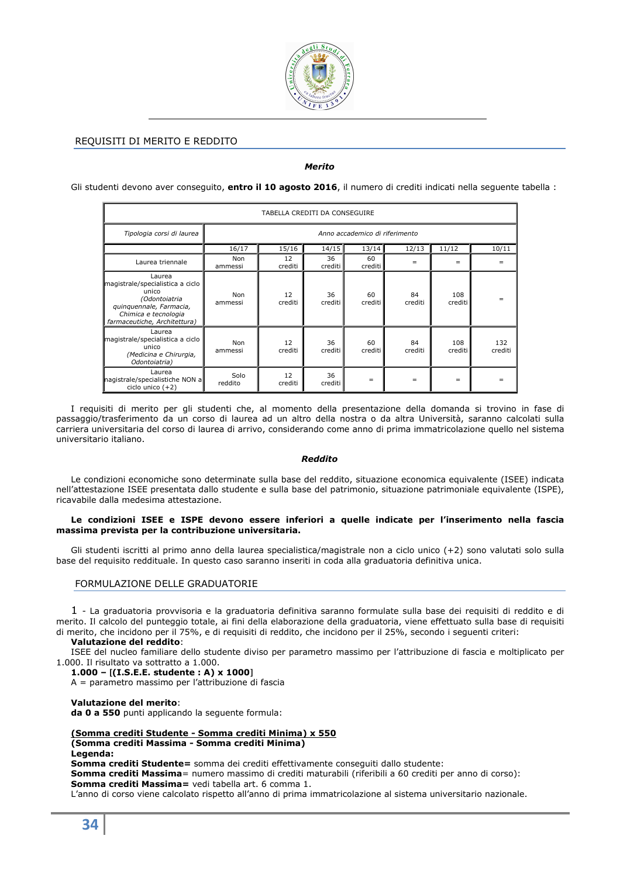## REQUISITI DI MERITO E REDDITO

***Merito***

Gli studenti devono aver conseguito, **entro il 10 agosto 2016**, il numero di crediti indicati nella seguente tabella :

| TABELLA CREDITI DA CONSEGUIRE | | | | | | | |
|---|---|---|---|---|---|---|---|
| *Tipologia corsi di laurea* | *Anno accademico di riferimento* | | | | | | |
| | 16/17 | 15/16 | 14/15 | 13/14 | 12/13 | 11/12 | 10/11 |
| Laurea triennale | Non ammessi | 12 crediti | 36 crediti | 60 crediti | = | = | = |
| Laurea magistrale/specialistica a ciclo unico *(Odontoiatria quinquennale, Farmacia, Chimica e tecnologia farmaceutiche, Architettura)* | Non ammessi | 12 crediti | 36 crediti | 60 crediti | 84 crediti | 108 crediti | = |
| Laurea magistrale/specialistica a ciclo unico *(Medicina e Chirurgia, Odontoiatria)* | Non ammessi | 12 crediti | 36 crediti | 60 crediti | 84 crediti | 108 crediti | 132 crediti |
| Laurea magistrale/specialistiche NON a ciclo unico (+2) | Solo reddito | 12 crediti | 36 crediti | = | = | = | = |

I requisiti di merito per gli studenti che, al momento della presentazione della domanda si trovino in fase di passaggio/trasferimento da un corso di laurea ad un altro della nostra o da altra Università, saranno calcolati sulla carriera universitaria del corso di laurea di arrivo, considerando come anno di prima immatricolazione quello nel sistema universitario italiano.

***Reddito***

Le condizioni economiche sono determinate sulla base del reddito, situazione economica equivalente (ISEE) indicata nell'attestazione ISEE presentata dallo studente e sulla base del patrimonio, situazione patrimoniale equivalente (ISPE), ricavabile dalla medesima attestazione.

**Le condizioni ISEE e ISPE devono essere inferiori a quelle indicate per l'inserimento nella fascia massima prevista per la contribuzione universitaria.**

Gli studenti iscritti al primo anno della laurea specialistica/magistrale non a ciclo unico (+2) sono valutati solo sulla base del requisito reddituale. In questo caso saranno inseriti in coda alla graduatoria definitiva unica.

## FORMULAZIONE DELLE GRADUATORIE

1 - La graduatoria provvisoria e la graduatoria definitiva saranno formulate sulla base dei requisiti di reddito e di merito. Il calcolo del punteggio totale, ai fini della elaborazione della graduatoria, viene effettuato sulla base di requisiti di merito, che incidono per il 75%, e di requisiti di reddito, che incidono per il 25%, secondo i seguenti criteri:

**Valutazione del reddito**:

ISEE del nucleo familiare dello studente diviso per parametro massimo per l'attribuzione di fascia e moltiplicato per 1.000. Il risultato va sottratto a 1.000.

**1.000 – [(I.S.E.E. studente : A) x 1000]**

A = parametro massimo per l'attribuzione di fascia

**Valutazione del merito**:

**da 0 a 550** punti applicando la seguente formula:

$$\frac{(\text{Somma crediti Studente} - \text{Somma crediti Minima}) \times 550}{(\text{Somma crediti Massima} - \text{Somma crediti Minima})}$$

**Legenda:**

**Somma crediti Studente=** somma dei crediti effettivamente conseguiti dallo studente:

**Somma crediti Massima**= numero massimo di crediti maturabili (riferibili a 60 crediti per anno di corso):

**Somma crediti Massima=** vedi tabella art. 6 comma 1.

L'anno di corso viene calcolato rispetto all'anno di prima immatricolazione al sistema universitario nazionale.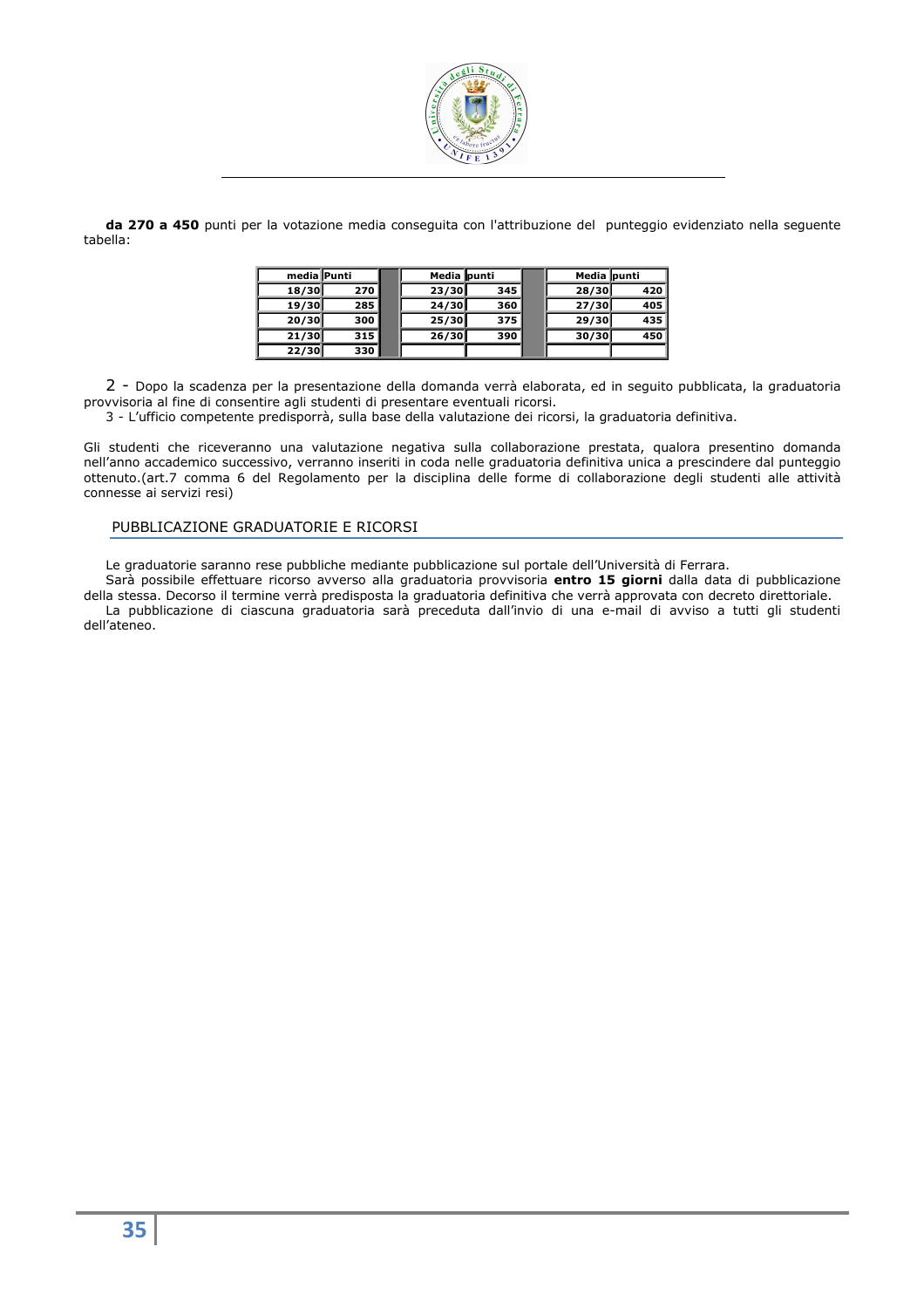**da 270 a 450** punti per la votazione media conseguita con l'attribuzione del punteggio evidenziato nella seguente tabella:

| media | Punti | | Media | punti | | Media | punti |
|---|---|---|---|---|---|---|---|
| 18/30 | 270 | | 23/30 | 345 | | 28/30 | 420 |
| 19/30 | 285 | | 24/30 | 360 | | 27/30 | 405 |
| 20/30 | 300 | | 25/30 | 375 | | 29/30 | 435 |
| 21/30 | 315 | | 26/30 | 390 | | 30/30 | 450 |
| 22/30 | 330 | | | | | | |

2 - Dopo la scadenza per la presentazione della domanda verrà elaborata, ed in seguito pubblicata, la graduatoria provvisoria al fine di consentire agli studenti di presentare eventuali ricorsi.

3 - L'ufficio competente predisporrà, sulla base della valutazione dei ricorsi, la graduatoria definitiva.

Gli studenti che riceveranno una valutazione negativa sulla collaborazione prestata, qualora presentino domanda nell'anno accademico successivo, verranno inseriti in coda nelle graduatoria definitiva unica a prescindere dal punteggio ottenuto.(art.7 comma 6 del Regolamento per la disciplina delle forme di collaborazione degli studenti alle attività connesse ai servizi resi)

## PUBBLICAZIONE GRADUATORIE E RICORSI

Le graduatorie saranno rese pubbliche mediante pubblicazione sul portale dell'Università di Ferrara.

Sarà possibile effettuare ricorso avverso alla graduatoria provvisoria **entro 15 giorni** dalla data di pubblicazione della stessa. Decorso il termine verrà predisposta la graduatoria definitiva che verrà approvata con decreto direttoriale.

La pubblicazione di ciascuna graduatoria sarà preceduta dall'invio di una e-mail di avviso a tutti gli studenti dell'ateneo.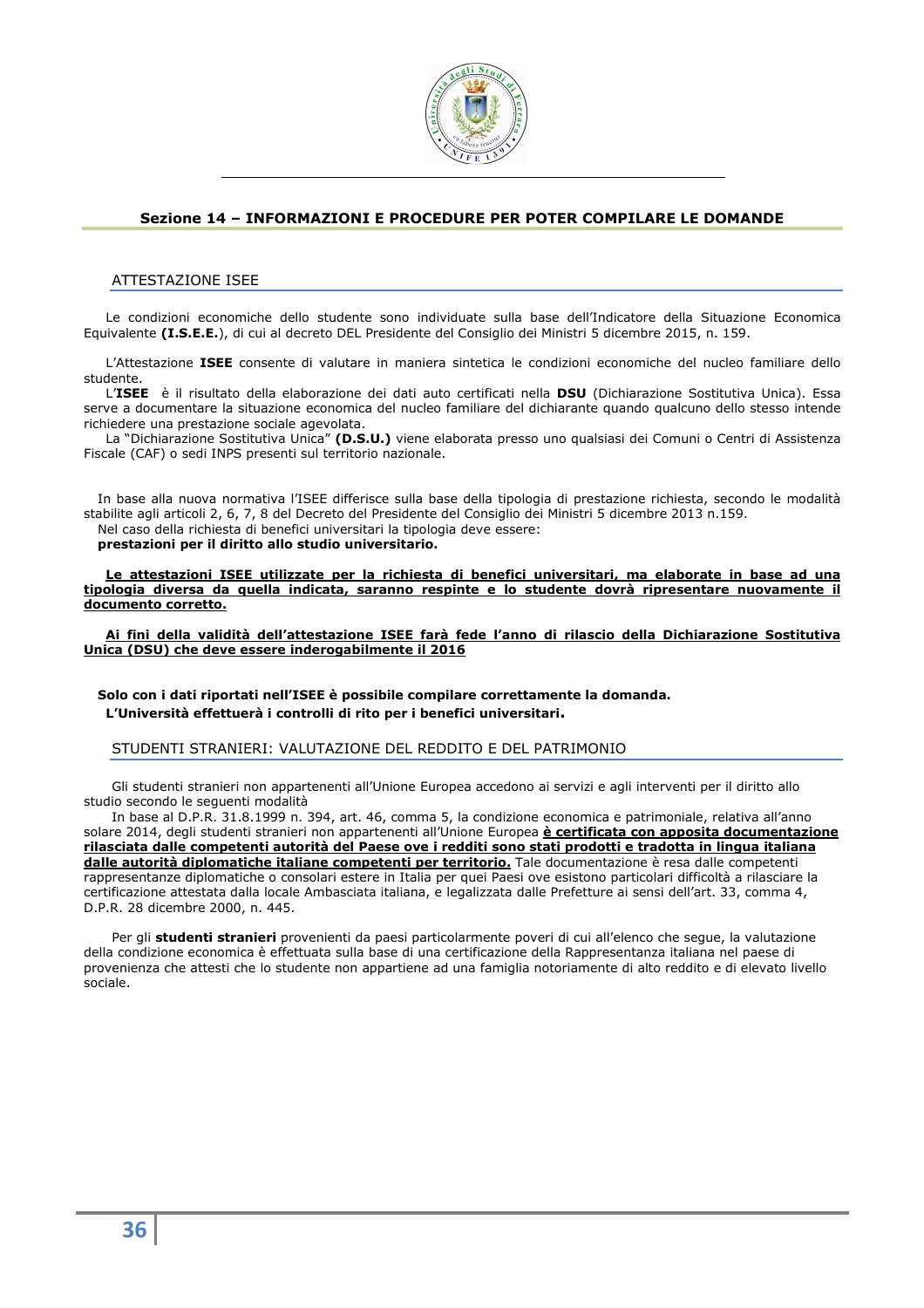## Sezione 14 – INFORMAZIONI E PROCEDURE PER POTER COMPILARE LE DOMANDE

### ATTESTAZIONE ISEE

Le condizioni economiche dello studente sono individuate sulla base dell'Indicatore della Situazione Economica Equivalente **(I.S.E.E.)**, di cui al decreto DEL Presidente del Consiglio dei Ministri 5 dicembre 2015, n. 159.

L'Attestazione **ISEE** consente di valutare in maniera sintetica le condizioni economiche del nucleo familiare dello studente.

L'**ISEE** è il risultato della elaborazione dei dati auto certificati nella **DSU** (Dichiarazione Sostitutiva Unica). Essa serve a documentare la situazione economica del nucleo familiare del dichiarante quando qualcuno dello stesso intende richiedere una prestazione sociale agevolata.

La "Dichiarazione Sostitutiva Unica" **(D.S.U.)** viene elaborata presso uno qualsiasi dei Comuni o Centri di Assistenza Fiscale (CAF) o sedi INPS presenti sul territorio nazionale.

In base alla nuova normativa l'ISEE differisce sulla base della tipologia di prestazione richiesta, secondo le modalità stabilite agli articoli 2, 6, 7, 8 del Decreto del Presidente del Consiglio dei Ministri 5 dicembre 2013 n.159.
Nel caso della richiesta di benefici universitari la tipologia deve essere:
**prestazioni per il diritto allo studio universitario.**

**Le attestazioni ISEE utilizzate per la richiesta di benefici universitari, ma elaborate in base ad una tipologia diversa da quella indicata, saranno respinte e lo studente dovrà ripresentare nuovamente il documento corretto.**

**Ai fini della validità dell'attestazione ISEE farà fede l'anno di rilascio della Dichiarazione Sostitutiva Unica (DSU) che deve essere inderogabilmente il 2016**

**Solo con i dati riportati nell'ISEE è possibile compilare correttamente la domanda.**
**L'Università effettuerà i controlli di rito per i benefici universitari.**

### STUDENTI STRANIERI: VALUTAZIONE DEL REDDITO E DEL PATRIMONIO

Gli studenti stranieri non appartenenti all'Unione Europea accedono ai servizi e agli interventi per il diritto allo studio secondo le seguenti modalità

In base al D.P.R. 31.8.1999 n. 394, art. 46, comma 5, la condizione economica e patrimoniale, relativa all'anno solare 2014, degli studenti stranieri non appartenenti all'Unione Europea **è certificata con apposita documentazione rilasciata dalle competenti autorità del Paese ove i redditi sono stati prodotti e tradotta in lingua italiana dalle autorità diplomatiche italiane competenti per territorio.** Tale documentazione è resa dalle competenti rappresentanze diplomatiche o consolari estere in Italia per quei Paesi ove esistono particolari difficoltà a rilasciare la certificazione attestata dalla locale Ambasciata italiana, e legalizzata dalle Prefetture ai sensi dell'art. 33, comma 4, D.P.R. 28 dicembre 2000, n. 445.

Per gli **studenti stranieri** provenienti da paesi particolarmente poveri di cui all'elenco che segue, la valutazione della condizione economica è effettuata sulla base di una certificazione della Rappresentanza italiana nel paese di provenienza che attesti che lo studente non appartiene ad una famiglia notoriamente di alto reddito e di elevato livello sociale.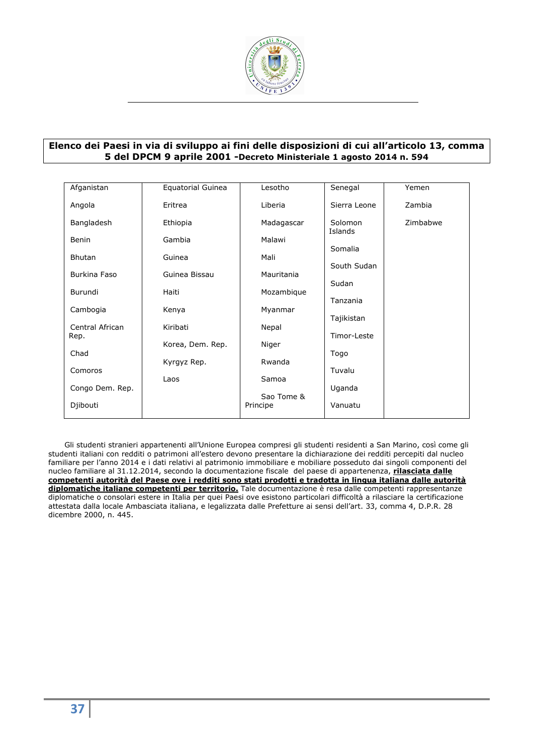**Elenco dei Paesi in via di sviluppo ai fini delle disposizioni di cui all'articolo 13, comma 5 del DPCM 9 aprile 2001 -Decreto Ministeriale 1 agosto 2014 n. 594**

| | | | | |
|---|---|---|---|---|
| Afganistan | Equatorial Guinea | Lesotho | Senegal | Yemen |
| Angola | Eritrea | Liberia | Sierra Leone | Zambia |
| Bangladesh | Ethiopia | Madagascar | Solomon Islands | Zimbabwe |
| Benin | Gambia | Malawi | Somalia | |
| Bhutan | Guinea | Mali | South Sudan | |
| Burkina Faso | Guinea Bissau | Mauritania | Sudan | |
| Burundi | Haiti | Mozambique | Tanzania | |
| Cambogia | Kenya | Myanmar | Tajikistan | |
| Central African Rep. | Kiribati | Nepal | Timor-Leste | |
| Chad | Korea, Dem. Rep. | Niger | Togo | |
| Comoros | Kyrgyz Rep. | Rwanda | Tuvalu | |
| Congo Dem. Rep. | Laos | Samoa | Uganda | |
| Djibouti | | Sao Tome & Principe | Vanuatu | |

Gli studenti stranieri appartenenti all'Unione Europea compresi gli studenti residenti a San Marino, così come gli studenti italiani con redditi o patrimoni all'estero devono presentare la dichiarazione dei redditi percepiti dal nucleo familiare per l'anno 2014 e i dati relativi al patrimonio immobiliare e mobiliare posseduto dai singoli componenti del nucleo familiare al 31.12.2014, secondo la documentazione fiscale del paese di appartenenza, **rilasciata dalle competenti autorità del Paese ove i redditi sono stati prodotti e tradotta in lingua italiana dalle autorità diplomatiche italiane competenti per territorio.** Tale documentazione è resa dalle competenti rappresentanze diplomatiche o consolari estere in Italia per quei Paesi ove esistono particolari difficoltà a rilasciare la certificazione attestata dalla locale Ambasciata italiana, e legalizzata dalle Prefetture ai sensi dell'art. 33, comma 4, D.P.R. 28 dicembre 2000, n. 445.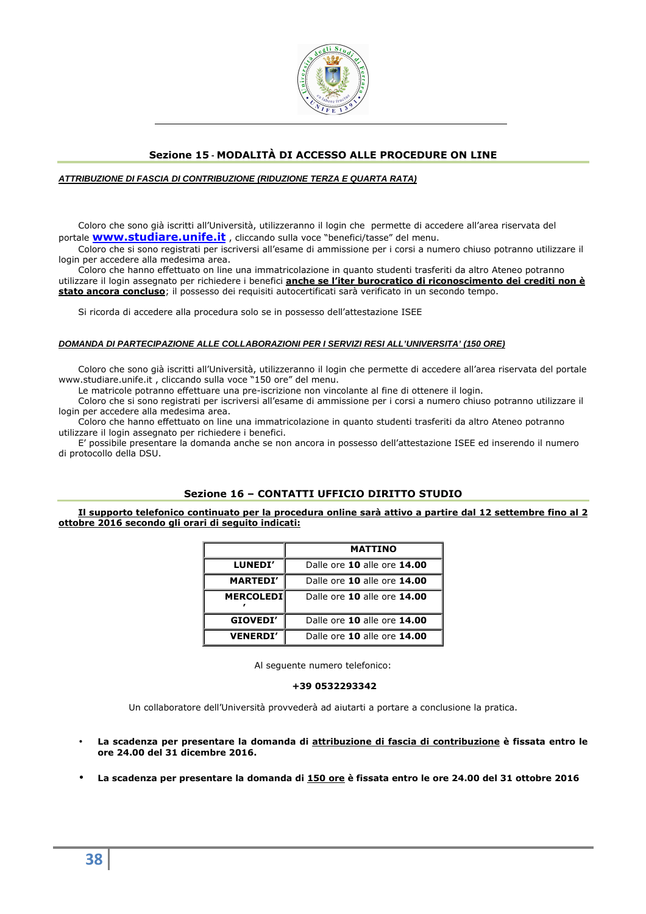## Sezione 15 - MODALITÀ DI ACCESSO ALLE PROCEDURE ON LINE

***ATTRIBUZIONE DI FASCIA DI CONTRIBUZIONE (RIDUZIONE TERZA E QUARTA RATA)***

Coloro che sono già iscritti all'Università, utilizzeranno il login che permette di accedere all'area riservata del portale **www.studiare.unife.it** , cliccando sulla voce "benefici/tasse" del menu.

Coloro che si sono registrati per iscriversi all'esame di ammissione per i corsi a numero chiuso potranno utilizzare il login per accedere alla medesima area.

Coloro che hanno effettuato on line una immatricolazione in quanto studenti trasferiti da altro Ateneo potranno utilizzare il login assegnato per richiedere i benefici **anche se l'iter burocratico di riconoscimento dei crediti non è stato ancora concluso**; il possesso dei requisiti autocertificati sarà verificato in un secondo tempo.

Si ricorda di accedere alla procedura solo se in possesso dell'attestazione ISEE

***DOMANDA DI PARTECIPAZIONE ALLE COLLABORAZIONI PER I SERVIZI RESI ALL'UNIVERSITA' (150 ORE)***

Coloro che sono già iscritti all'Università, utilizzeranno il login che permette di accedere all'area riservata del portale www.studiare.unife.it , cliccando sulla voce "150 ore" del menu.

Le matricole potranno effettuare una pre-iscrizione non vincolante al fine di ottenere il login.

Coloro che si sono registrati per iscriversi all'esame di ammissione per i corsi a numero chiuso potranno utilizzare il login per accedere alla medesima area.

Coloro che hanno effettuato on line una immatricolazione in quanto studenti trasferiti da altro Ateneo potranno utilizzare il login assegnato per richiedere i benefici.

E' possibile presentare la domanda anche se non ancora in possesso dell'attestazione ISEE ed inserendo il numero di protocollo della DSU.

## Sezione 16 – CONTATTI UFFICIO DIRITTO STUDIO

**Il supporto telefonico continuato per la procedura online sarà attivo a partire dal 12 settembre fino al 2 ottobre 2016 secondo gli orari di seguito indicati:**

| | MATTINO |
|---|---|
| **LUNEDI'** | Dalle ore **10** alle ore **14.00** |
| **MARTEDI'** | Dalle ore **10** alle ore **14.00** |
| **MERCOLEDI'** | Dalle ore **10** alle ore **14.00** |
| **GIOVEDI'** | Dalle ore **10** alle ore **14.00** |
| **VENERDI'** | Dalle ore **10** alle ore **14.00** |

Al seguente numero telefonico:

**+39 0532293342**

Un collaboratore dell'Università provvederà ad aiutarti a portare a conclusione la pratica.

- **La scadenza per presentare la domanda di attribuzione di fascia di contribuzione è fissata entro le ore 24.00 del 31 dicembre 2016.**
- **La scadenza per presentare la domanda di 150 ore è fissata entro le ore 24.00 del 31 ottobre 2016**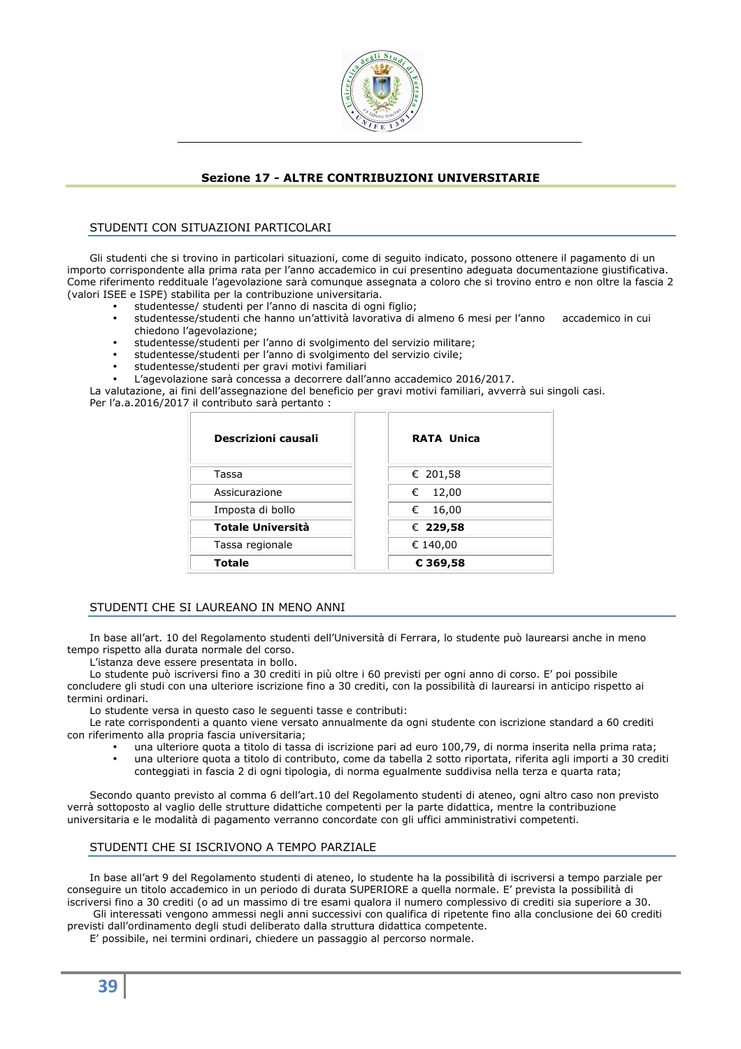## Sezione 17 - ALTRE CONTRIBUZIONI UNIVERSITARIE

### STUDENTI CON SITUAZIONI PARTICOLARI

Gli studenti che si trovino in particolari situazioni, come di seguito indicato, possono ottenere il pagamento di un importo corrispondente alla prima rata per l'anno accademico in cui presentino adeguata documentazione giustificativa. Come riferimento reddituale l'agevolazione sarà comunque assegnata a coloro che si trovino entro e non oltre la fascia 2 (valori ISEE e ISPE) stabilita per la contribuzione universitaria.

- studentesse/ studenti per l'anno di nascita di ogni figlio;
- studentesse/studenti che hanno un'attività lavorativa di almeno 6 mesi per l'anno accademico in cui chiedono l'agevolazione;
- studentesse/studenti per l'anno di svolgimento del servizio militare;
- studentesse/studenti per l'anno di svolgimento del servizio civile;
- studentesse/studenti per gravi motivi familiari
- L'agevolazione sarà concessa a decorrere dall'anno accademico 2016/2017.

La valutazione, ai fini dell'assegnazione del beneficio per gravi motivi familiari, avverrà sui singoli casi.
Per l'a.a.2016/2017 il contributo sarà pertanto :

| Descrizioni causali | RATA Unica |
|---|---|
| Tassa | € 201,58 |
| Assicurazione | € 12,00 |
| Imposta di bollo | € 16,00 |
| **Totale Università** | **€ 229,58** |
| Tassa regionale | € 140,00 |
| **Totale** | **€ 369,58** |

### STUDENTI CHE SI LAUREANO IN MENO ANNI

In base all'art. 10 del Regolamento studenti dell'Università di Ferrara, lo studente può laurearsi anche in meno tempo rispetto alla durata normale del corso.

L'istanza deve essere presentata in bollo.

Lo studente può iscriversi fino a 30 crediti in più oltre i 60 previsti per ogni anno di corso. E' poi possibile concludere gli studi con una ulteriore iscrizione fino a 30 crediti, con la possibilità di laurearsi in anticipo rispetto ai termini ordinari.

Lo studente versa in questo caso le seguenti tasse e contributi:

Le rate corrispondenti a quanto viene versato annualmente da ogni studente con iscrizione standard a 60 crediti con riferimento alla propria fascia universitaria;

- una ulteriore quota a titolo di tassa di iscrizione pari ad euro 100,79, di norma inserita nella prima rata;
- una ulteriore quota a titolo di contributo, come da tabella 2 sotto riportata, riferita agli importi a 30 crediti conteggiati in fascia 2 di ogni tipologia, di norma egualmente suddivisa nella terza e quarta rata;

Secondo quanto previsto al comma 6 dell'art.10 del Regolamento studenti di ateneo, ogni altro caso non previsto verrà sottoposto al vaglio delle strutture didattiche competenti per la parte didattica, mentre la contribuzione universitaria e le modalità di pagamento verranno concordate con gli uffici amministrativi competenti.

### STUDENTI CHE SI ISCRIVONO A TEMPO PARZIALE

In base all'art 9 del Regolamento studenti di ateneo, lo studente ha la possibilità di iscriversi a tempo parziale per conseguire un titolo accademico in un periodo di durata SUPERIORE a quella normale. E' prevista la possibilità di iscriversi fino a 30 crediti (o ad un massimo di tre esami qualora il numero complessivo di crediti sia superiore a 30.

Gli interessati vengono ammessi negli anni successivi con qualifica di ripetente fino alla conclusione dei 60 crediti previsti dall'ordinamento degli studi deliberato dalla struttura didattica competente.

E' possibile, nei termini ordinari, chiedere un passaggio al percorso normale.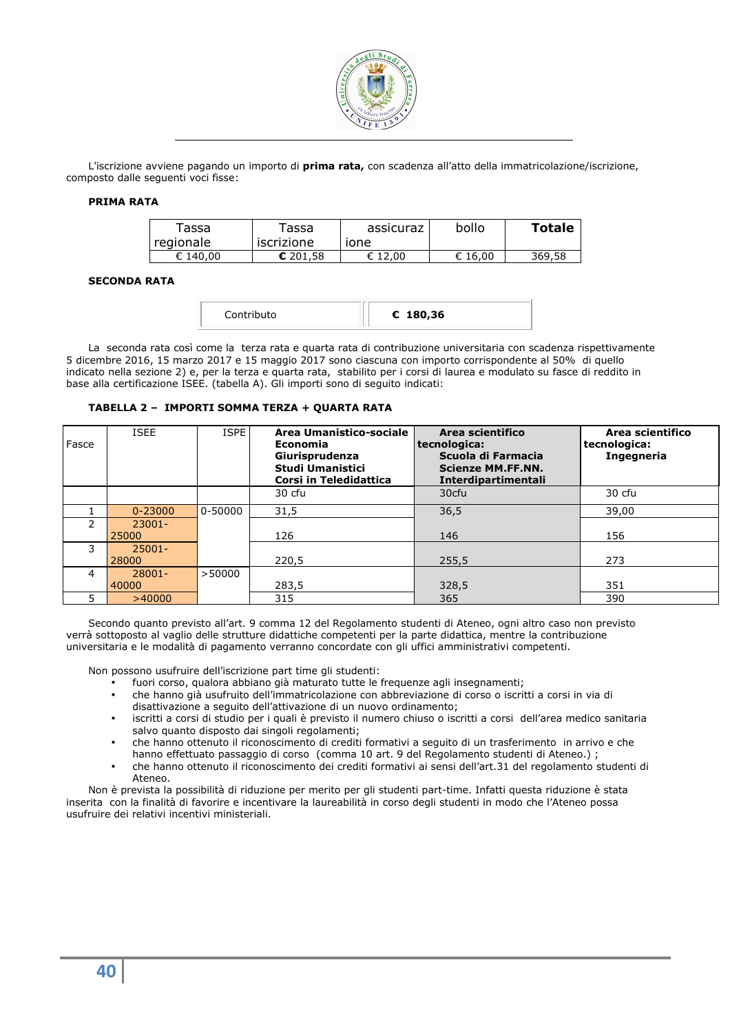L'iscrizione avviene pagando un importo di **prima rata,** con scadenza all'atto della immatricolazione/iscrizione, composto dalle seguenti voci fisse:

**PRIMA RATA**

| Tassa regionale | Tassa iscrizione | assicurazione | bollo | **Totale** |
|---|---|---|---|---|
| € 140,00 | **€** 201,58 | € 12,00 | € 16,00 | 369,58 |

**SECONDA RATA**

| Contributo | **€ 180,36** |
|---|---|

La seconda rata così come la terza rata e quarta rata di contribuzione universitaria con scadenza rispettivamente 5 dicembre 2016, 15 marzo 2017 e 15 maggio 2017 sono ciascuna con importo corrispondente al 50% di quello indicato nella sezione 2) e, per la terza e quarta rata, stabilito per i corsi di laurea e modulato su fasce di reddito in base alla certificazione ISEE. (tabella A). Gli importi sono di seguito indicati:

**TABELLA 2 – IMPORTI SOMMA TERZA + QUARTA RATA**

| Fasce | ISEE | ISPE | **Area Umanistico-sociale Economia Giurisprudenza Studi Umanistici Corsi in Teledidattica** | **Area scientifico tecnologica: Scuola di Farmacia Scienze MM.FF.NN. Interdipartimentali** | **Area scientifico tecnologica: Ingegneria** |
|---|---|---|---|---|---|
| | | | 30 cfu | 30cfu | 30 cfu |
| 1 | 0-23000 | 0-50000 | 31,5 | 36,5 | 39,00 |
| 2 | 23001-25000 | | 126 | 146 | 156 |
| 3 | 25001-28000 | | 220,5 | 255,5 | 273 |
| 4 | 28001-40000 | >50000 | 283,5 | 328,5 | 351 |
| 5 | >40000 | | 315 | 365 | 390 |

Secondo quanto previsto all'art. 9 comma 12 del Regolamento studenti di Ateneo, ogni altro caso non previsto verrà sottoposto al vaglio delle strutture didattiche competenti per la parte didattica, mentre la contribuzione universitaria e le modalità di pagamento verranno concordate con gli uffici amministrativi competenti.

Non possono usufruire dell'iscrizione part time gli studenti:

- fuori corso, qualora abbiano già maturato tutte le frequenze agli insegnamenti;
- che hanno già usufruito dell'immatricolazione con abbreviazione di corso o iscritti a corsi in via di disattivazione a seguito dell'attivazione di un nuovo ordinamento;
- iscritti a corsi di studio per i quali è previsto il numero chiuso o iscritti a corsi dell'area medico sanitaria salvo quanto disposto dai singoli regolamenti;
- che hanno ottenuto il riconoscimento di crediti formativi a seguito di un trasferimento in arrivo e che hanno effettuato passaggio di corso (comma 10 art. 9 del Regolamento studenti di Ateneo.) ;
- che hanno ottenuto il riconoscimento dei crediti formativi ai sensi dell'art.31 del regolamento studenti di Ateneo.

Non è prevista la possibilità di riduzione per merito per gli studenti part-time. Infatti questa riduzione è stata inserita con la finalità di favorire e incentivare la laureabilità in corso degli studenti in modo che l'Ateneo possa usufruire dei relativi incentivi ministeriali.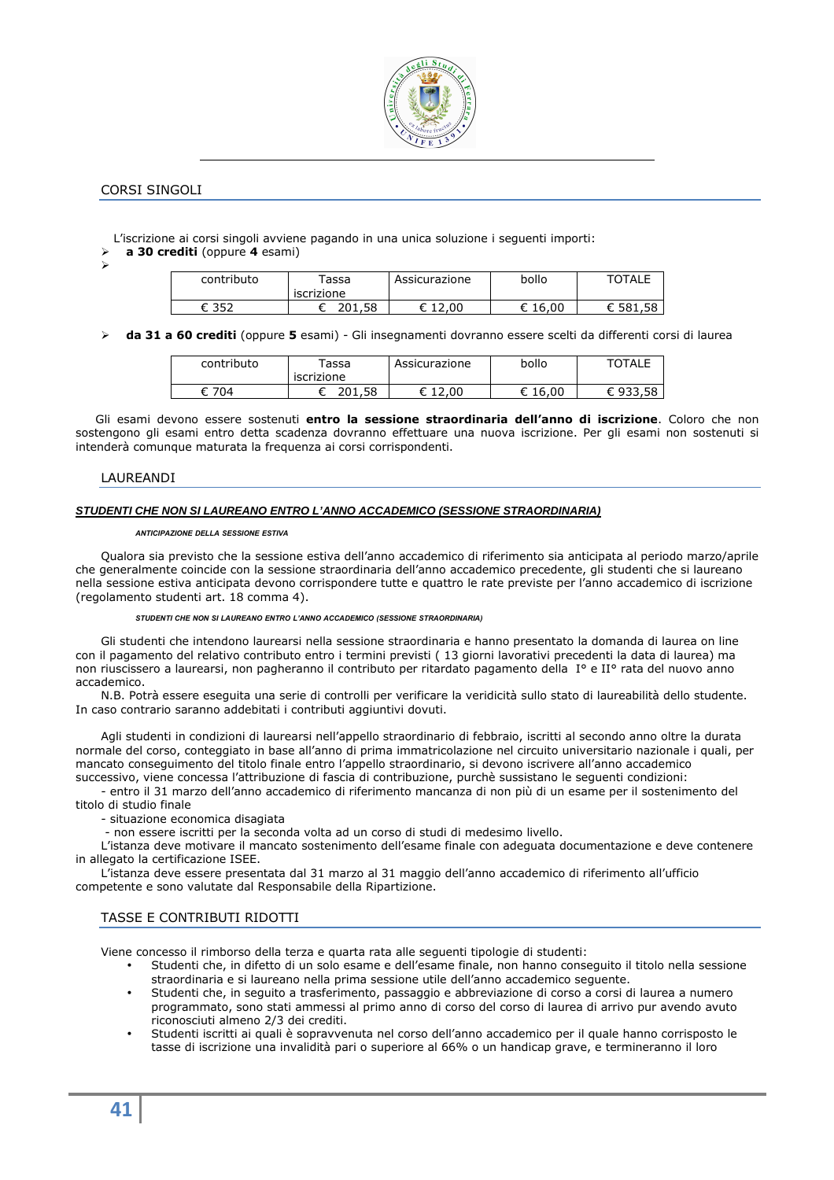## CORSI SINGOLI

L'iscrizione ai corsi singoli avviene pagando in una unica soluzione i seguenti importi:

- **a 30 crediti** (oppure **4** esami)

| contributo | Tassa iscrizione | Assicurazione | bollo | TOTALE |
|---|---|---|---|---|
| € 352 | € 201,58 | € 12,00 | € 16,00 | € 581,58 |

- **da 31 a 60 crediti** (oppure **5** esami) - Gli insegnamenti dovranno essere scelti da differenti corsi di laurea

| contributo | Tassa iscrizione | Assicurazione | bollo | TOTALE |
|---|---|---|---|---|
| € 704 | € 201,58 | € 12,00 | € 16,00 | € 933,58 |

Gli esami devono essere sostenuti **entro la sessione straordinaria dell'anno di iscrizione**. Coloro che non sostengono gli esami entro detta scadenza dovranno effettuare una nuova iscrizione. Per gli esami non sostenuti si intenderà comunque maturata la frequenza ai corsi corrispondenti.

## LAUREANDI

***STUDENTI CHE NON SI LAUREANO ENTRO L'ANNO ACCADEMICO (SESSIONE STRAORDINARIA)***

***ANTICIPAZIONE DELLA SESSIONE ESTIVA***

Qualora sia previsto che la sessione estiva dell'anno accademico di riferimento sia anticipata al periodo marzo/aprile che generalmente coincide con la sessione straordinaria dell'anno accademico precedente, gli studenti che si laureano nella sessione estiva anticipata devono corrispondere tutte e quattro le rate previste per l'anno accademico di iscrizione (regolamento studenti art. 18 comma 4).

***STUDENTI CHE NON SI LAUREANO ENTRO L'ANNO ACCADEMICO (SESSIONE STRAORDINARIA)***

Gli studenti che intendono laurearsi nella sessione straordinaria e hanno presentato la domanda di laurea on line con il pagamento del relativo contributo entro i termini previsti ( 13 giorni lavorativi precedenti la data di laurea) ma non riuscissero a laurearsi, non pagheranno il contributo per ritardato pagamento della I° e II° rata del nuovo anno accademico.

N.B. Potrà essere eseguita una serie di controlli per verificare la veridicità sullo stato di laureabilità dello studente. In caso contrario saranno addebitati i contributi aggiuntivi dovuti.

Agli studenti in condizioni di laurearsi nell'appello straordinario di febbraio, iscritti al secondo anno oltre la durata normale del corso, conteggiato in base all'anno di prima immatricolazione nel circuito universitario nazionale i quali, per mancato conseguimento del titolo finale entro l'appello straordinario, si devono iscrivere all'anno accademico successivo, viene concessa l'attribuzione di fascia di contribuzione, purchè sussistano le seguenti condizioni:

- entro il 31 marzo dell'anno accademico di riferimento mancanza di non più di un esame per il sostenimento del titolo di studio finale
- situazione economica disagiata
- non essere iscritti per la seconda volta ad un corso di studi di medesimo livello.

L'istanza deve motivare il mancato sostenimento dell'esame finale con adeguata documentazione e deve contenere in allegato la certificazione ISEE.

L'istanza deve essere presentata dal 31 marzo al 31 maggio dell'anno accademico di riferimento all'ufficio competente e sono valutate dal Responsabile della Ripartizione.

## TASSE E CONTRIBUTI RIDOTTI

Viene concesso il rimborso della terza e quarta rata alle seguenti tipologie di studenti:

- Studenti che, in difetto di un solo esame e dell'esame finale, non hanno conseguito il titolo nella sessione straordinaria e si laureano nella prima sessione utile dell'anno accademico seguente.
- Studenti che, in seguito a trasferimento, passaggio e abbreviazione di corso a corsi di laurea a numero programmato, sono stati ammessi al primo anno di corso del corso di laurea di arrivo pur avendo avuto riconosciuti almeno 2/3 dei crediti.
- Studenti iscritti ai quali è sopravvenuta nel corso dell'anno accademico per il quale hanno corrisposto le tasse di iscrizione una invalidità pari o superiore al 66% o un handicap grave, e termineranno il loro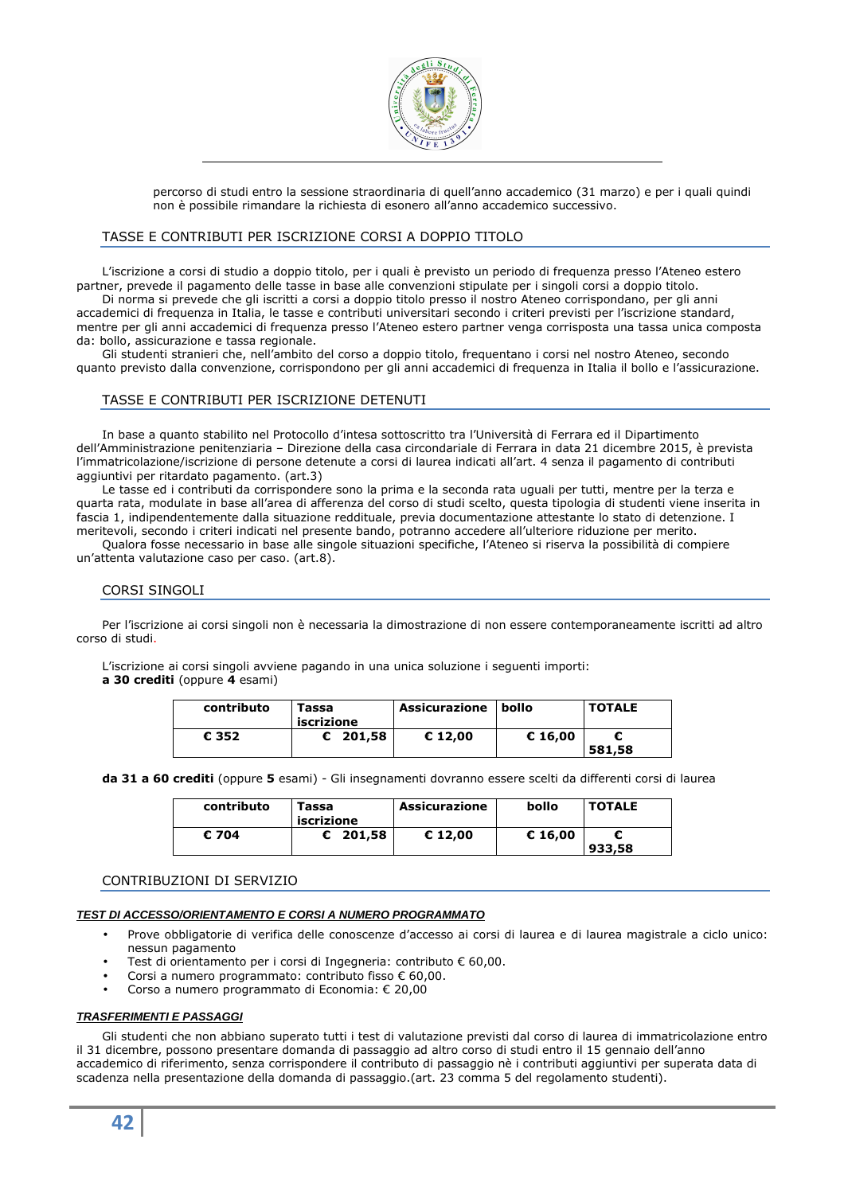percorso di studi entro la sessione straordinaria di quell'anno accademico (31 marzo) e per i quali quindi non è possibile rimandare la richiesta di esonero all'anno accademico successivo.

## TASSE E CONTRIBUTI PER ISCRIZIONE CORSI A DOPPIO TITOLO

L'iscrizione a corsi di studio a doppio titolo, per i quali è previsto un periodo di frequenza presso l'Ateneo estero partner, prevede il pagamento delle tasse in base alle convenzioni stipulate per i singoli corsi a doppio titolo.

Di norma si prevede che gli iscritti a corsi di doppio titolo presso il nostro Ateneo corrispondano, per gli anni accademici di frequenza in Italia, le tasse e contributi universitari secondo i criteri previsti per l'iscrizione standard, mentre per gli anni accademici di frequenza presso l'Ateneo estero partner venga corrisposta una tassa unica composta da: bollo, assicurazione e tassa regionale.

Gli studenti stranieri che, nell'ambito del corso a doppio titolo, frequentano i corsi nel nostro Ateneo, secondo quanto previsto dalla convenzione, corrispondono per gli anni accademici di frequenza in Italia il bollo e l'assicurazione.

## TASSE E CONTRIBUTI PER ISCRIZIONE DETENUTI

In base a quanto stabilito nel Protocollo d'intesa sottoscritto tra l'Università di Ferrara ed il Dipartimento dell'Amministrazione penitenziaria – Direzione della casa circondariale di Ferrara in data 21 dicembre 2015, è prevista l'immatricolazione/iscrizione di persone detenute a corsi di laurea indicati all'art. 4 senza il pagamento di contributi aggiuntivi per ritardato pagamento. (art.3)

Le tasse ed i contributi da corrispondere sono la prima e la seconda rata uguali per tutti, mentre per la terza e quarta rata, modulate in base all'area di afferenza del corso di studi scelto, questa tipologia di studenti viene inserita in fascia 1, indipendentemente dalla situazione reddituale, previa documentazione attestante lo stato di detenzione. I meritevoli, secondo i criteri indicati nel presente bando, potranno accedere all'ulteriore riduzione per merito.

Qualora fosse necessario in base alle singole situazioni specifiche, l'Ateneo si riserva la possibilità di compiere un'attenta valutazione caso per caso. (art.8).

## CORSI SINGOLI

Per l'iscrizione ai corsi singoli non è necessaria la dimostrazione di non essere contemporaneamente iscritti ad altro corso di studi.

L'iscrizione ai corsi singoli avviene pagando in una unica soluzione i seguenti importi:
**a 30 crediti** (oppure **4** esami)

| contributo | Tassa iscrizione | Assicurazione | bollo | TOTALE |
|---|---|---|---|---|
| € 352 | € 201,58 | € 12,00 | € 16,00 | € 581,58 |

**da 31 a 60 crediti** (oppure **5** esami) - Gli insegnamenti dovranno essere scelti da differenti corsi di laurea

| contributo | Tassa iscrizione | Assicurazione | bollo | TOTALE |
|---|---|---|---|---|
| € 704 | € 201,58 | € 12,00 | € 16,00 | € 933,58 |

## CONTRIBUZIONI DI SERVIZIO

***TEST DI ACCESSO/ORIENTAMENTO E CORSI A NUMERO PROGRAMMATO***

- Prove obbligatorie di verifica delle conoscenze d'accesso ai corsi di laurea e di laurea magistrale a ciclo unico: nessun pagamento
- Test di orientamento per i corsi di Ingegneria: contributo € 60,00.
- Corsi a numero programmato: contributo fisso € 60,00.
- Corso a numero programmato di Economia: € 20,00

***TRASFERIMENTI E PASSAGGI***

Gli studenti che non abbiano superato tutti i test di valutazione previsti dal corso di laurea di immatricolazione entro il 31 dicembre, possono presentare domanda di passaggio ad altro corso di studi entro il 15 gennaio dell'anno accademico di riferimento, senza corrispondere il contributo di passaggio nè i contributi aggiuntivi per superata data di scadenza nella presentazione della domanda di passaggio.(art. 23 comma 5 del regolamento studenti).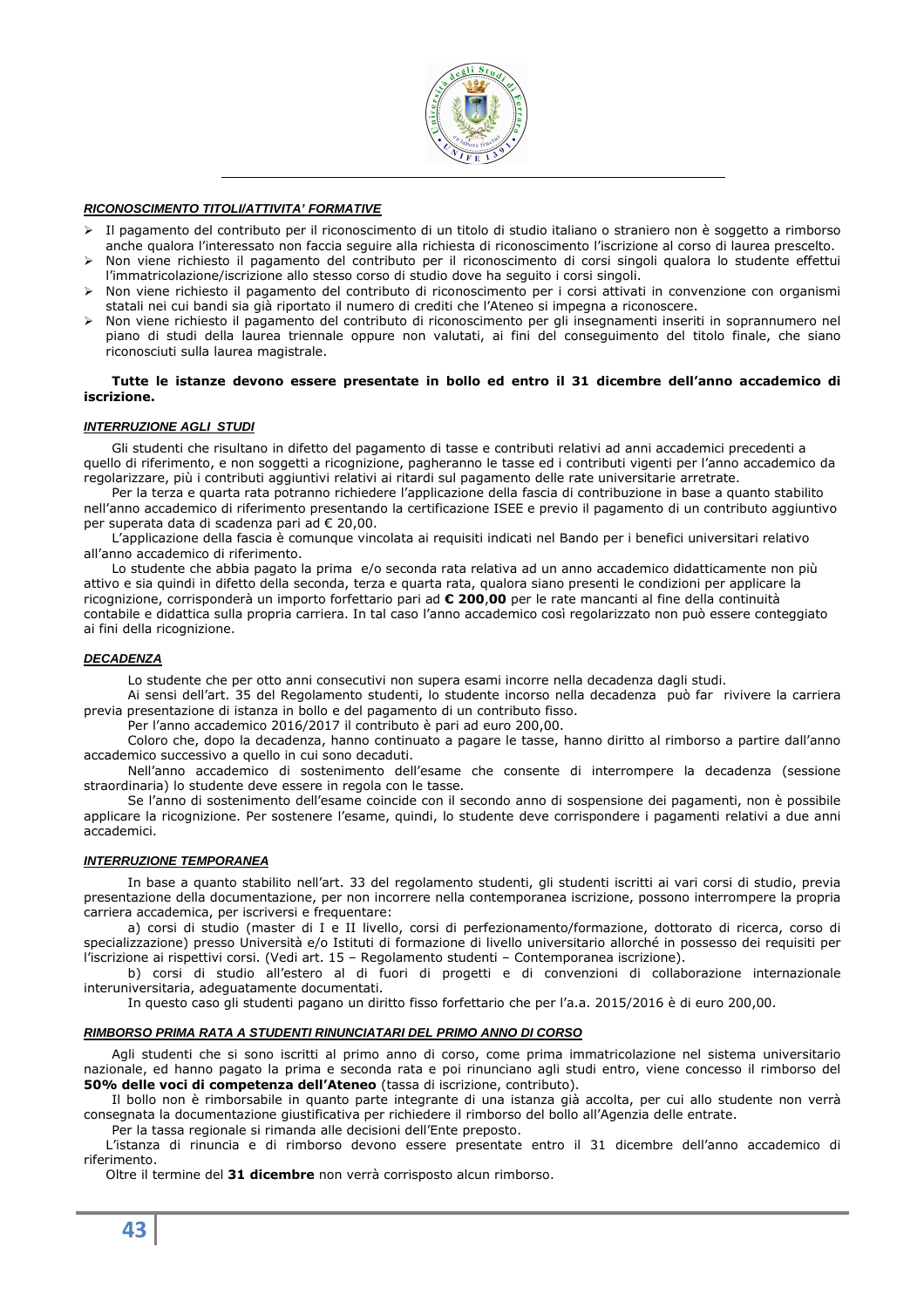### *RICONOSCIMENTO TITOLI/ATTIVITA' FORMATIVE*

- Il pagamento del contributo per il riconoscimento di un titolo di studio italiano o straniero non è soggetto a rimborso anche qualora l'interessato non faccia seguire alla richiesta di riconoscimento l'iscrizione al corso di laurea prescelto.
- Non viene richiesto il pagamento del contributo per il riconoscimento di corsi singoli qualora lo studente effettui l'immatricolazione/iscrizione allo stesso corso di studio dove ha seguito i corsi singoli.
- Non viene richiesto il pagamento del contributo di riconoscimento per i corsi attivati in convenzione con organismi statali nei cui bandi sia già riportato il numero di crediti che l'Ateneo si impegna a riconoscere.
- Non viene richiesto il pagamento del contributo di riconoscimento per gli insegnamenti inseriti in soprannumero nel piano di studi della laurea triennale oppure non valutati, ai fini del conseguimento del titolo finale, che siano riconosciuti sulla laurea magistrale.

**Tutte le istanze devono essere presentate in bollo ed entro il 31 dicembre dell'anno accademico di iscrizione.**

### *INTERRUZIONE AGLI STUDI*

Gli studenti che risultano in difetto del pagamento di tasse e contributi relativi ad anni accademici precedenti a quello di riferimento, e non soggetti a ricognizione, pagheranno le tasse ed i contributi vigenti per l'anno accademico da regolarizzare, più i contributi aggiuntivi relativi ai ritardi sul pagamento delle rate universitarie arretrate.

Per la terza e quarta rata potranno richiedere l'applicazione della fascia di contribuzione in base a quanto stabilito nell'anno accademico di riferimento presentando la certificazione ISEE e previo il pagamento di un contributo aggiuntivo per superata data di scadenza pari ad € 20,00.

L'applicazione della fascia è comunque vincolata ai requisiti indicati nel Bando per i benefici universitari relativo all'anno accademico di riferimento.

Lo studente che abbia pagato la prima e/o seconda rata relativa ad un anno accademico didatticamente non più attivo e sia quindi in difetto della seconda, terza e quarta rata, qualora siano presenti le condizioni per applicare la ricognizione, corrisponderà un importo forfettario pari ad **€ 200,00** per le rate mancanti al fine della continuità contabile e didattica sulla propria carriera. In tal caso l'anno accademico così regolarizzato non può essere conteggiato ai fini della ricognizione.

### *DECADENZA*

Lo studente che per otto anni consecutivi non supera esami incorre nella decadenza dagli studi.

Ai sensi dell'art. 35 del Regolamento studenti, lo studente incorso nella decadenza può far rivivere la carriera previa presentazione di istanza in bollo e del pagamento di un contributo fisso.

Per l'anno accademico 2016/2017 il contributo è pari ad euro 200,00.

Coloro che, dopo la decadenza, hanno continuato a pagare le tasse, hanno diritto al rimborso a partire dall'anno accademico successivo a quello in cui sono decaduti.

Nell'anno accademico di sostenimento dell'esame che consente di interrompere la decadenza (sessione straordinaria) lo studente deve essere in regola con le tasse.

Se l'anno di sostenimento dell'esame coincide con il secondo anno di sospensione dei pagamenti, non è possibile applicare la ricognizione. Per sostenere l'esame, quindi, lo studente deve corrispondere i pagamenti relativi a due anni accademici.

### *INTERRUZIONE TEMPORANEA*

In base a quanto stabilito nell'art. 33 del regolamento studenti, gli studenti iscritti ai vari corsi di studio, previa presentazione della documentazione, per non incorrere nella contemporanea iscrizione, possono interrompere la propria carriera accademica, per iscriversi e frequentare:

a) corsi di studio (master di I e II livello, corsi di perfezionamento/formazione, dottorato di ricerca, corso di specializzazione) presso Università e/o Istituti di formazione di livello universitario allorché in possesso dei requisiti per l'iscrizione ai rispettivi corsi. (Vedi art. 15 – Regolamento studenti – Contemporanea iscrizione).

b) corsi di studio all'estero al di fuori di progetti e di convenzioni di collaborazione internazionale interuniversitaria, adeguatamente documentati.

In questo caso gli studenti pagano un diritto fisso forfettario che per l'a.a. 2015/2016 è di euro 200,00.

### *RIMBORSO PRIMA RATA A STUDENTI RINUNCIATARI DEL PRIMO ANNO DI CORSO*

Agli studenti che si sono iscritti al primo anno di corso, come prima immatricolazione nel sistema universitario nazionale, ed hanno pagato la prima e seconda rata e poi rinunciano agli studi entro, viene concesso il rimborso del **50% delle voci di competenza dell'Ateneo** (tassa di iscrizione, contributo).

Il bollo non è rimborsabile in quanto parte integrante di una istanza già accolta, per cui allo studente non verrà consegnata la documentazione giustificativa per richiedere il rimborso del bollo all'Agenzia delle entrate.

Per la tassa regionale si rimanda alle decisioni dell'Ente preposto.

L'istanza di rinuncia e di rimborso devono essere presentate entro il 31 dicembre dell'anno accademico di riferimento.

Oltre il termine del **31 dicembre** non verrà corrisposto alcun rimborso.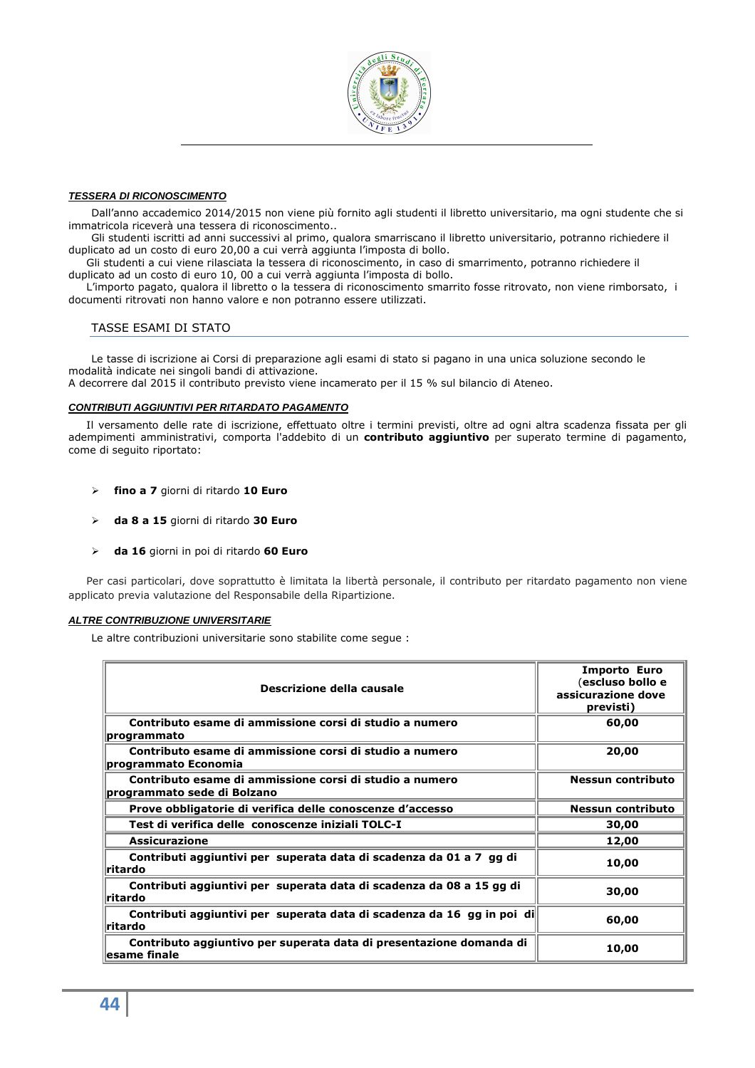***TESSERA DI RICONOSCIMENTO***

Dall'anno accademico 2014/2015 non viene più fornito agli studenti il libretto universitario, ma ogni studente che si immatricola riceverà una tessera di riconoscimento..

Gli studenti iscritti ad anni successivi al primo, qualora smarriscano il libretto universitario, potranno richiedere il duplicato ad un costo di euro 20,00 a cui verrà aggiunta l'imposta di bollo.

Gli studenti a cui viene rilasciata la tessera di riconoscimento, in caso di smarrimento, potranno richiedere il duplicato ad un costo di euro 10, 00 a cui verrà aggiunta l'imposta di bollo.

L'importo pagato, qualora il libretto o la tessera di riconoscimento smarrito fosse ritrovato, non viene rimborsato, i documenti ritrovati non hanno valore e non potranno essere utilizzati.

## TASSE ESAMI DI STATO

Le tasse di iscrizione ai Corsi di preparazione agli esami di stato si pagano in una unica soluzione secondo le modalità indicate nei singoli bandi di attivazione.
A decorrere dal 2015 il contributo previsto viene incamerato per il 15 % sul bilancio di Ateneo.

***CONTRIBUTI AGGIUNTIVI PER RITARDATO PAGAMENTO***

Il versamento delle rate di iscrizione, effettuato oltre i termini previsti, oltre ad ogni altra scadenza fissata per gli adempimenti amministrativi, comporta l'addebito di un **contributo aggiuntivo** per superato termine di pagamento, come di seguito riportato:

- **fino a 7** giorni di ritardo **10 Euro**
- **da 8 a 15** giorni di ritardo **30 Euro**
- **da 16** giorni in poi di ritardo **60 Euro**

Per casi particolari, dove soprattutto è limitata la libertà personale, il contributo per ritardato pagamento non viene applicato previa valutazione del Responsabile della Ripartizione.

***ALTRE CONTRIBUZIONE UNIVERSITARIE***

Le altre contribuzioni universitarie sono stabilite come segue :

| Descrizione della causale | Importo Euro (escluso bollo e assicurazione dove previsti) |
|---|---|
| **Contributo esame di ammissione corsi di studio a numero programmato** | **60,00** |
| **Contributo esame di ammissione corsi di studio a numero programmato Economia** | **20,00** |
| **Contributo esame di ammissione corsi di studio a numero programmato sede di Bolzano** | **Nessun contributo** |
| **Prove obbligatorie di verifica delle conoscenze d'accesso** | **Nessun contributo** |
| **Test di verifica delle conoscenze iniziali TOLC-I** | **30,00** |
| **Assicurazione** | **12,00** |
| **Contributi aggiuntivi per superata data di scadenza da 01 a 7 gg di ritardo** | **10,00** |
| **Contributi aggiuntivi per superata data di scadenza da 08 a 15 gg di ritardo** | **30,00** |
| **Contributi aggiuntivi per superata data di scadenza da 16 gg in poi di ritardo** | **60,00** |
| **Contributo aggiuntivo per superata data di presentazione domanda di esame finale** | **10,00** |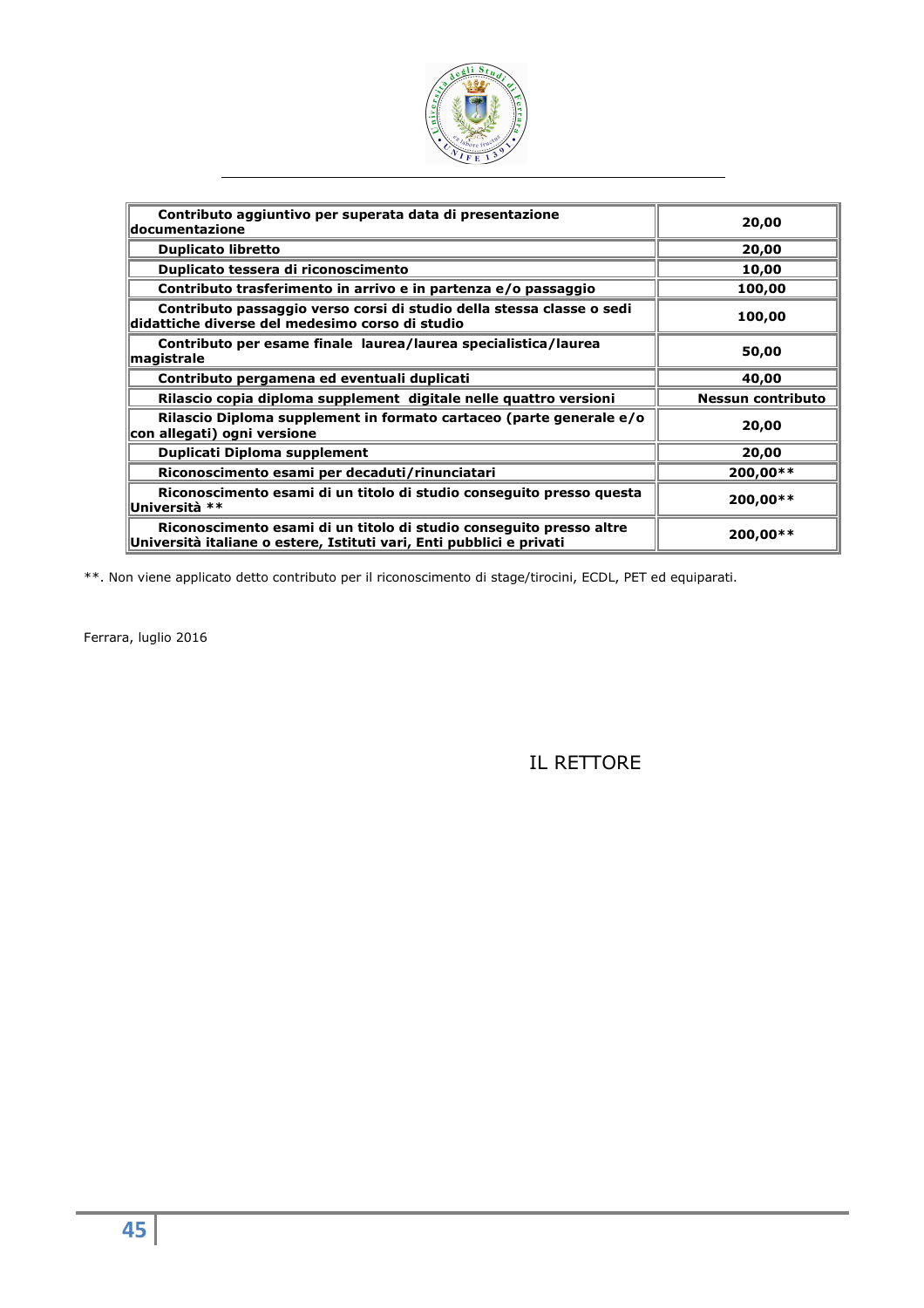| | |
|---|---|
| **Contributo aggiuntivo per superata data di presentazione documentazione** | **20,00** |
| **Duplicato libretto** | **20,00** |
| **Duplicato tessera di riconoscimento** | **10,00** |
| **Contributo trasferimento in arrivo e in partenza e/o passaggio** | **100,00** |
| **Contributo passaggio verso corsi di studio della stessa classe o sedi didattiche diverse del medesimo corso di studio** | **100,00** |
| **Contributo per esame finale laurea/laurea specialistica/laurea magistrale** | **50,00** |
| **Contributo pergamena ed eventuali duplicati** | **40,00** |
| **Rilascio copia diploma supplement digitale nelle quattro versioni** | **Nessun contributo** |
| **Rilascio Diploma supplement in formato cartaceo (parte generale e/o con allegati) ogni versione** | **20,00** |
| **Duplicati Diploma supplement** | **20,00** |
| **Riconoscimento esami per decaduti/rinunciatari** | **200,00\*\*** |
| **Riconoscimento esami di un titolo di studio conseguito presso questa Università \*\*** | **200,00\*\*** |
| **Riconoscimento esami di un titolo di studio conseguito presso altre Università italiane o estere, Istituti vari, Enti pubblici e privati** | **200,00\*\*** |

**. Non viene applicato detto contributo per il riconoscimento di stage/tirocini, ECDL, PET ed equiparati.

Ferrara, luglio 2016

IL RETTORE